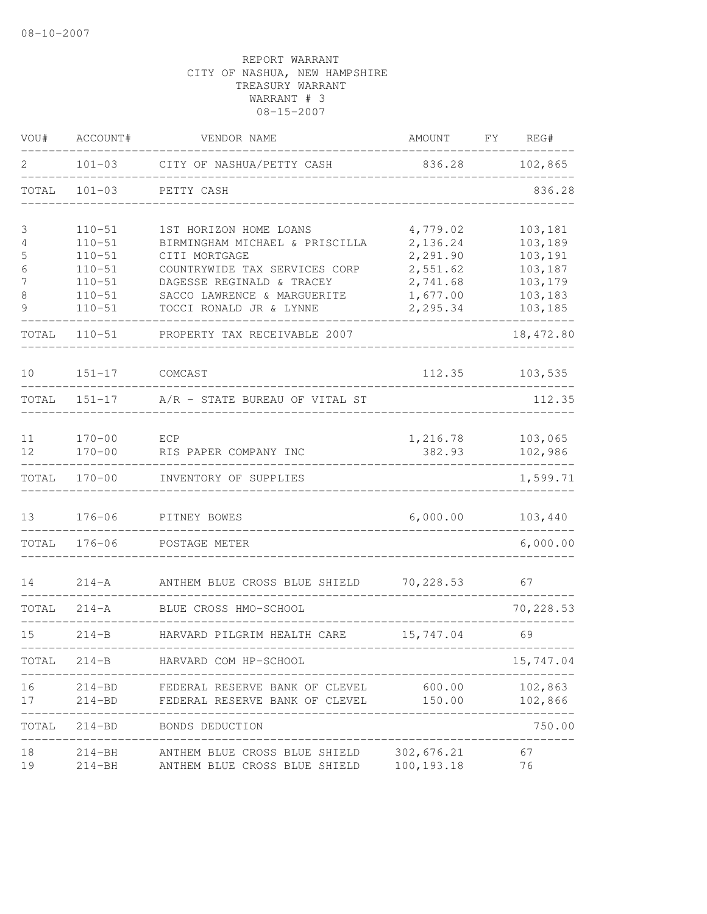08-10-2007

REPORT WARRANT
CITY OF NASHUA, NEW HAMPSHIRE
TREASURY WARRANT
WARRANT # 3
08-15-2007

| VOU# | ACCOUNT# | VENDOR NAME | AMOUNT | FY | REG# |
|---|---|---|---|---|---|
| 2 | 101-03 | CITY OF NASHUA/PETTY CASH | 836.28 | | 102,865 |
| TOTAL | 101-03 | PETTY CASH | | | 836.28 |
| 3 | 110-51 | 1ST HORIZON HOME LOANS | 4,779.02 | | 103,181 |
| 4 | 110-51 | BIRMINGHAM MICHAEL & PRISCILLA | 2,136.24 | | 103,189 |
| 5 | 110-51 | CITI MORTGAGE | 2,291.90 | | 103,191 |
| 6 | 110-51 | COUNTRYWIDE TAX SERVICES CORP | 2,551.62 | | 103,187 |
| 7 | 110-51 | DAGESSE REGINALD & TRACEY | 2,741.68 | | 103,179 |
| 8 | 110-51 | SACCO LAWRENCE & MARGUERITE | 1,677.00 | | 103,183 |
| 9 | 110-51 | TOCCI RONALD JR & LYNNE | 2,295.34 | | 103,185 |
| TOTAL | 110-51 | PROPERTY TAX RECEIVABLE 2007 | | | 18,472.80 |
| 10 | 151-17 | COMCAST | 112.35 | | 103,535 |
| TOTAL | 151-17 | A/R - STATE BUREAU OF VITAL ST | | | 112.35 |
| 11 | 170-00 | ECP | 1,216.78 | | 103,065 |
| 12 | 170-00 | RIS PAPER COMPANY INC | 382.93 | | 102,986 |
| TOTAL | 170-00 | INVENTORY OF SUPPLIES | | | 1,599.71 |
| 13 | 176-06 | PITNEY BOWES | 6,000.00 | | 103,440 |
| TOTAL | 176-06 | POSTAGE METER | | | 6,000.00 |
| 14 | 214-A | ANTHEM BLUE CROSS BLUE SHIELD | 70,228.53 | | 67 |
| TOTAL | 214-A | BLUE CROSS HMO-SCHOOL | | | 70,228.53 |
| 15 | 214-B | HARVARD PILGRIM HEALTH CARE | 15,747.04 | | 69 |
| TOTAL | 214-B | HARVARD COM HP-SCHOOL | | | 15,747.04 |
| 16 | 214-BD | FEDERAL RESERVE BANK OF CLEVEL | 600.00 | | 102,863 |
| 17 | 214-BD | FEDERAL RESERVE BANK OF CLEVEL | 150.00 | | 102,866 |
| TOTAL | 214-BD | BONDS DEDUCTION | | | 750.00 |
| 18 | 214-BH | ANTHEM BLUE CROSS BLUE SHIELD | 302,676.21 | | 67 |
| 19 | 214-BH | ANTHEM BLUE CROSS BLUE SHIELD | 100,193.18 | | 76 |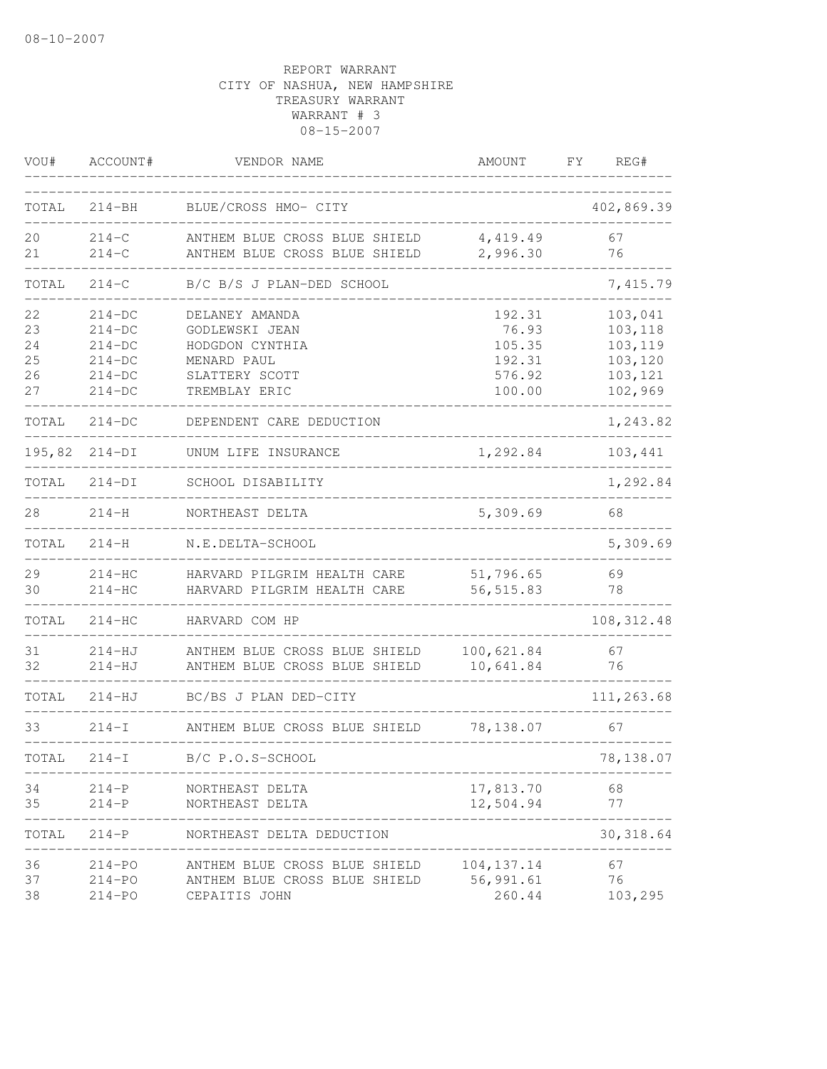08-10-2007

REPORT WARRANT
CITY OF NASHUA, NEW HAMPSHIRE
TREASURY WARRANT
WARRANT # 3
08-15-2007

| VOU# | ACCOUNT# | VENDOR NAME | AMOUNT | FY | REG# |
|---|---|---|---|---|---|
| TOTAL | 214-BH | BLUE/CROSS HMO- CITY | | | 402,869.39 |
| 20 | 214-C | ANTHEM BLUE CROSS BLUE SHIELD | 4,419.49 | | 67 |
| 21 | 214-C | ANTHEM BLUE CROSS BLUE SHIELD | 2,996.30 | | 76 |
| TOTAL | 214-C | B/C B/S J PLAN-DED SCHOOL | | | 7,415.79 |
| 22 | 214-DC | DELANEY AMANDA | 192.31 | | 103,041 |
| 23 | 214-DC | GODLEWSKI JEAN | 76.93 | | 103,118 |
| 24 | 214-DC | HODGDON CYNTHIA | 105.35 | | 103,119 |
| 25 | 214-DC | MENARD PAUL | 192.31 | | 103,120 |
| 26 | 214-DC | SLATTERY SCOTT | 576.92 | | 103,121 |
| 27 | 214-DC | TREMBLAY ERIC | 100.00 | | 102,969 |
| TOTAL | 214-DC | DEPENDENT CARE DEDUCTION | | | 1,243.82 |
| 195,82 | 214-DI | UNUM LIFE INSURANCE | 1,292.84 | | 103,441 |
| TOTAL | 214-DI | SCHOOL DISABILITY | | | 1,292.84 |
| 28 | 214-H | NORTHEAST DELTA | 5,309.69 | | 68 |
| TOTAL | 214-H | N.E.DELTA-SCHOOL | | | 5,309.69 |
| 29 | 214-HC | HARVARD PILGRIM HEALTH CARE | 51,796.65 | | 69 |
| 30 | 214-HC | HARVARD PILGRIM HEALTH CARE | 56,515.83 | | 78 |
| TOTAL | 214-HC | HARVARD COM HP | | | 108,312.48 |
| 31 | 214-HJ | ANTHEM BLUE CROSS BLUE SHIELD | 100,621.84 | | 67 |
| 32 | 214-HJ | ANTHEM BLUE CROSS BLUE SHIELD | 10,641.84 | | 76 |
| TOTAL | 214-HJ | BC/BS J PLAN DED-CITY | | | 111,263.68 |
| 33 | 214-I | ANTHEM BLUE CROSS BLUE SHIELD | 78,138.07 | | 67 |
| TOTAL | 214-I | B/C P.O.S-SCHOOL | | | 78,138.07 |
| 34 | 214-P | NORTHEAST DELTA | 17,813.70 | | 68 |
| 35 | 214-P | NORTHEAST DELTA | 12,504.94 | | 77 |
| TOTAL | 214-P | NORTHEAST DELTA DEDUCTION | | | 30,318.64 |
| 36 | 214-PO | ANTHEM BLUE CROSS BLUE SHIELD | 104,137.14 | | 67 |
| 37 | 214-PO | ANTHEM BLUE CROSS BLUE SHIELD | 56,991.61 | | 76 |
| 38 | 214-PO | CEPAITIS JOHN | 260.44 | | 103,295 |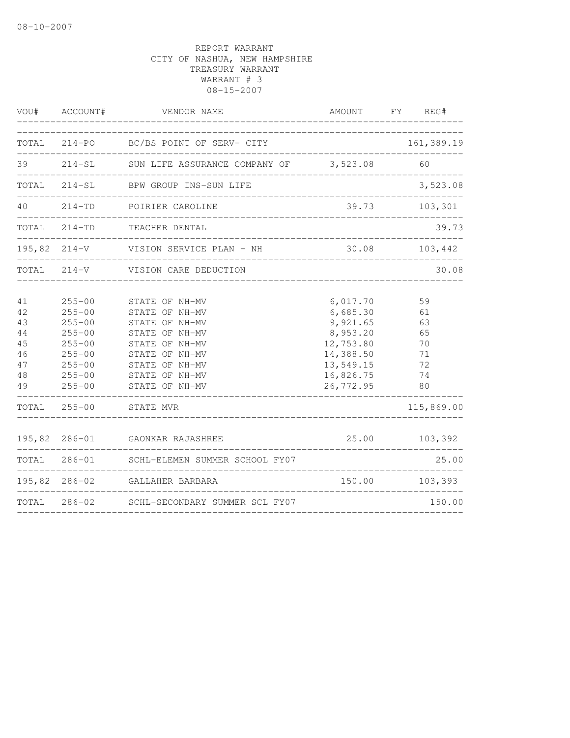08-10-2007

REPORT WARRANT
CITY OF NASHUA, NEW HAMPSHIRE
TREASURY WARRANT
WARRANT # 3
08-15-2007

| VOU# | ACCOUNT# | VENDOR NAME | AMOUNT | FY | REG# |
|---|---|---|---|---|---|
| TOTAL | 214-PO | BC/BS POINT OF SERV- CITY | | | 161,389.19 |
| 39 | 214-SL | SUN LIFE ASSURANCE COMPANY OF | 3,523.08 | | 60 |
| TOTAL | 214-SL | BPW GROUP INS-SUN LIFE | | | 3,523.08 |
| 40 | 214-TD | POIRIER CAROLINE | 39.73 | | 103,301 |
| TOTAL | 214-TD | TEACHER DENTAL | | | 39.73 |
| 195,82 | 214-V | VISION SERVICE PLAN - NH | 30.08 | | 103,442 |
| TOTAL | 214-V | VISION CARE DEDUCTION | | | 30.08 |
| 41 | 255-00 | STATE OF NH-MV | 6,017.70 | | 59 |
| 42 | 255-00 | STATE OF NH-MV | 6,685.30 | | 61 |
| 43 | 255-00 | STATE OF NH-MV | 9,921.65 | | 63 |
| 44 | 255-00 | STATE OF NH-MV | 8,953.20 | | 65 |
| 45 | 255-00 | STATE OF NH-MV | 12,753.80 | | 70 |
| 46 | 255-00 | STATE OF NH-MV | 14,388.50 | | 71 |
| 47 | 255-00 | STATE OF NH-MV | 13,549.15 | | 72 |
| 48 | 255-00 | STATE OF NH-MV | 16,826.75 | | 74 |
| 49 | 255-00 | STATE OF NH-MV | 26,772.95 | | 80 |
| TOTAL | 255-00 | STATE MVR | | | 115,869.00 |
| 195,82 | 286-01 | GAONKAR RAJASHREE | 25.00 | | 103,392 |
| TOTAL | 286-01 | SCHL-ELEMEN SUMMER SCHOOL FY07 | | | 25.00 |
| 195,82 | 286-02 | GALLAHER BARBARA | 150.00 | | 103,393 |
| TOTAL | 286-02 | SCHL-SECONDARY SUMMER SCL FY07 | | | 150.00 |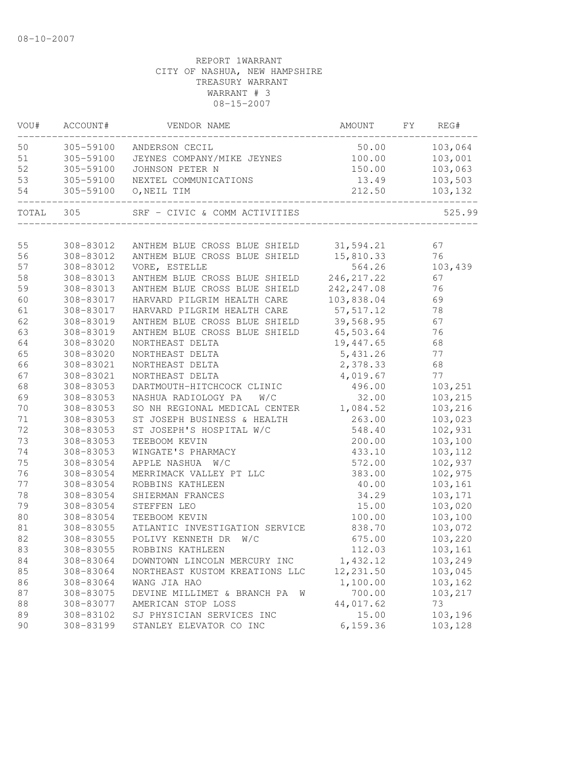08-10-2007

REPORT 1WARRANT
CITY OF NASHUA, NEW HAMPSHIRE
TREASURY WARRANT
WARRANT # 3
08-15-2007

| VOU# | ACCOUNT# | VENDOR NAME | AMOUNT | FY | REG# |
|---|---|---|---|---|---|
| 50 | 305-59100 | ANDERSON CECIL | 50.00 | | 103,064 |
| 51 | 305-59100 | JEYNES COMPANY/MIKE JEYNES | 100.00 | | 103,001 |
| 52 | 305-59100 | JOHNSON PETER N | 150.00 | | 103,063 |
| 53 | 305-59100 | NEXTEL COMMUNICATIONS | 13.49 | | 103,503 |
| 54 | 305-59100 | O,NEIL TIM | 212.50 | | 103,132 |
| TOTAL | 305 | SRF - CIVIC & COMM ACTIVITIES | | | 525.99 |
| 55 | 308-83012 | ANTHEM BLUE CROSS BLUE SHIELD | 31,594.21 | | 67 |
| 56 | 308-83012 | ANTHEM BLUE CROSS BLUE SHIELD | 15,810.33 | | 76 |
| 57 | 308-83012 | VORE, ESTELLE | 564.26 | | 103,439 |
| 58 | 308-83013 | ANTHEM BLUE CROSS BLUE SHIELD | 246,217.22 | | 67 |
| 59 | 308-83013 | ANTHEM BLUE CROSS BLUE SHIELD | 242,247.08 | | 76 |
| 60 | 308-83017 | HARVARD PILGRIM HEALTH CARE | 103,838.04 | | 69 |
| 61 | 308-83017 | HARVARD PILGRIM HEALTH CARE | 57,517.12 | | 78 |
| 62 | 308-83019 | ANTHEM BLUE CROSS BLUE SHIELD | 39,568.95 | | 67 |
| 63 | 308-83019 | ANTHEM BLUE CROSS BLUE SHIELD | 45,503.64 | | 76 |
| 64 | 308-83020 | NORTHEAST DELTA | 19,447.65 | | 68 |
| 65 | 308-83020 | NORTHEAST DELTA | 5,431.26 | | 77 |
| 66 | 308-83021 | NORTHEAST DELTA | 2,378.33 | | 68 |
| 67 | 308-83021 | NORTHEAST DELTA | 4,019.67 | | 77 |
| 68 | 308-83053 | DARTMOUTH-HITCHCOCK CLINIC | 496.00 | | 103,251 |
| 69 | 308-83053 | NASHUA RADIOLOGY PA W/C | 32.00 | | 103,215 |
| 70 | 308-83053 | SO NH REGIONAL MEDICAL CENTER | 1,084.52 | | 103,216 |
| 71 | 308-83053 | ST JOSEPH BUSINESS & HEALTH | 263.00 | | 103,023 |
| 72 | 308-83053 | ST JOSEPH'S HOSPITAL W/C | 548.40 | | 102,931 |
| 73 | 308-83053 | TEEBOOM KEVIN | 200.00 | | 103,100 |
| 74 | 308-83053 | WINGATE'S PHARMACY | 433.10 | | 103,112 |
| 75 | 308-83054 | APPLE NASHUA W/C | 572.00 | | 102,937 |
| 76 | 308-83054 | MERRIMACK VALLEY PT LLC | 383.00 | | 102,975 |
| 77 | 308-83054 | ROBBINS KATHLEEN | 40.00 | | 103,161 |
| 78 | 308-83054 | SHIERMAN FRANCES | 34.29 | | 103,171 |
| 79 | 308-83054 | STEFFEN LEO | 15.00 | | 103,020 |
| 80 | 308-83054 | TEEBOOM KEVIN | 100.00 | | 103,100 |
| 81 | 308-83055 | ATLANTIC INVESTIGATION SERVICE | 838.70 | | 103,072 |
| 82 | 308-83055 | POLIVY KENNETH DR W/C | 675.00 | | 103,220 |
| 83 | 308-83055 | ROBBINS KATHLEEN | 112.03 | | 103,161 |
| 84 | 308-83064 | DOWNTOWN LINCOLN MERCURY INC | 1,432.12 | | 103,249 |
| 85 | 308-83064 | NORTHEAST KUSTOM KREATIONS LLC | 12,231.50 | | 103,045 |
| 86 | 308-83064 | WANG JIA HAO | 1,100.00 | | 103,162 |
| 87 | 308-83075 | DEVINE MILLIMET & BRANCH PA W | 700.00 | | 103,217 |
| 88 | 308-83077 | AMERICAN STOP LOSS | 44,017.62 | | 73 |
| 89 | 308-83102 | SJ PHYSICIAN SERVICES INC | 15.00 | | 103,196 |
| 90 | 308-83199 | STANLEY ELEVATOR CO INC | 6,159.36 | | 103,128 |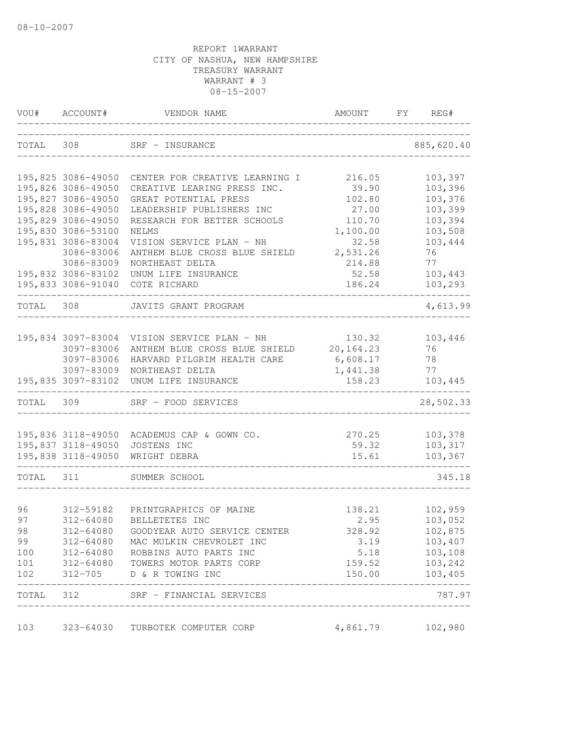08-10-2007

REPORT 1WARRANT
CITY OF NASHUA, NEW HAMPSHIRE
TREASURY WARRANT
WARRANT # 3
08-15-2007

| VOU# | ACCOUNT# | VENDOR NAME | AMOUNT | FY | REG# |
|---|---|---|---|---|---|
| TOTAL | 308 | SRF - INSURANCE | | | 885,620.40 |
| 195,825 | 3086-49050 | CENTER FOR CREATIVE LEARNING I | 216.05 | | 103,397 |
| 195,826 | 3086-49050 | CREATIVE LEARING PRESS INC. | 39.90 | | 103,396 |
| 195,827 | 3086-49050 | GREAT POTENTIAL PRESS | 102.80 | | 103,376 |
| 195,828 | 3086-49050 | LEADERSHIP PUBLISHERS INC | 27.00 | | 103,399 |
| 195,829 | 3086-49050 | RESEARCH FOR BETTER SCHOOLS | 110.70 | | 103,394 |
| 195,830 | 3086-53100 | NELMS | 1,100.00 | | 103,508 |
| 195,831 | 3086-83004 | VISION SERVICE PLAN - NH | 32.58 | | 103,444 |
| | 3086-83006 | ANTHEM BLUE CROSS BLUE SHIELD | 2,531.26 | | 76 |
| | 3086-83009 | NORTHEAST DELTA | 214.88 | | 77 |
| 195,832 | 3086-83102 | UNUM LIFE INSURANCE | 52.58 | | 103,443 |
| 195,833 | 3086-91040 | COTE RICHARD | 186.24 | | 103,293 |
| TOTAL | 308 | JAVITS GRANT PROGRAM | | | 4,613.99 |
| 195,834 | 3097-83004 | VISION SERVICE PLAN - NH | 130.32 | | 103,446 |
| | 3097-83006 | ANTHEM BLUE CROSS BLUE SHIELD | 20,164.23 | | 76 |
| | 3097-83006 | HARVARD PILGRIM HEALTH CARE | 6,608.17 | | 78 |
| | 3097-83009 | NORTHEAST DELTA | 1,441.38 | | 77 |
| 195,835 | 3097-83102 | UNUM LIFE INSURANCE | 158.23 | | 103,445 |
| TOTAL | 309 | SRF - FOOD SERVICES | | | 28,502.33 |
| 195,836 | 3118-49050 | ACADEMUS CAP & GOWN CO. | 270.25 | | 103,378 |
| 195,837 | 3118-49050 | JOSTENS INC | 59.32 | | 103,317 |
| 195,838 | 3118-49050 | WRIGHT DEBRA | 15.61 | | 103,367 |
| TOTAL | 311 | SUMMER SCHOOL | | | 345.18 |
| 96 | 312-59182 | PRINTGRAPHICS OF MAINE | 138.21 | | 102,959 |
| 97 | 312-64080 | BELLETETES INC | 2.95 | | 103,052 |
| 98 | 312-64080 | GOODYEAR AUTO SERVICE CENTER | 328.92 | | 102,875 |
| 99 | 312-64080 | MAC MULKIN CHEVROLET INC | 3.19 | | 103,407 |
| 100 | 312-64080 | ROBBINS AUTO PARTS INC | 5.18 | | 103,108 |
| 101 | 312-64080 | TOWERS MOTOR PARTS CORP | 159.52 | | 103,242 |
| 102 | 312-705 | D & R TOWING INC | 150.00 | | 103,405 |
| TOTAL | 312 | SRF - FINANCIAL SERVICES | | | 787.97 |
| 103 | 323-64030 | TURBOTEK COMPUTER CORP | 4,861.79 | | 102,980 |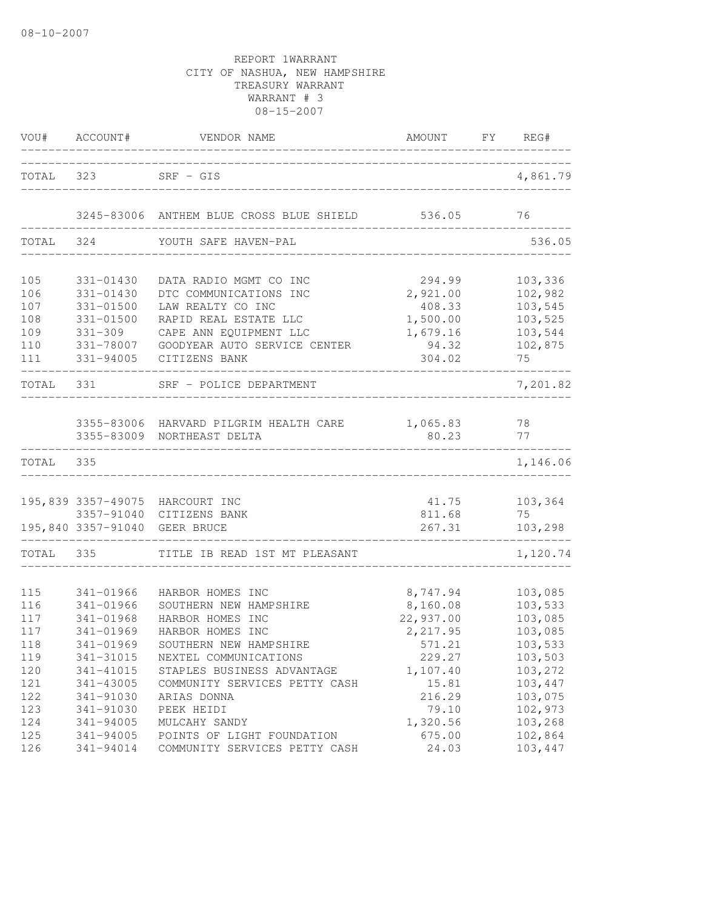08-10-2007

REPORT 1WARRANT
CITY OF NASHUA, NEW HAMPSHIRE
TREASURY WARRANT
WARRANT # 3
08-15-2007

| VOU# | ACCOUNT# | VENDOR NAME | AMOUNT | FY | REG# |
|---|---|---|---|---|---|
| TOTAL | 323 | SRF - GIS | | | 4,861.79 |
| | 3245-83006 | ANTHEM BLUE CROSS BLUE SHIELD | 536.05 | | 76 |
| TOTAL | 324 | YOUTH SAFE HAVEN-PAL | | | 536.05 |
| 105 | 331-01430 | DATA RADIO MGMT CO INC | 294.99 | | 103,336 |
| 106 | 331-01430 | DTC COMMUNICATIONS INC | 2,921.00 | | 102,982 |
| 107 | 331-01500 | LAW REALTY CO INC | 408.33 | | 103,545 |
| 108 | 331-01500 | RAPID REAL ESTATE LLC | 1,500.00 | | 103,525 |
| 109 | 331-309 | CAPE ANN EQUIPMENT LLC | 1,679.16 | | 103,544 |
| 110 | 331-78007 | GOODYEAR AUTO SERVICE CENTER | 94.32 | | 102,875 |
| 111 | 331-94005 | CITIZENS BANK | 304.02 | | 75 |
| TOTAL | 331 | SRF - POLICE DEPARTMENT | | | 7,201.82 |
| | 3355-83006 | HARVARD PILGRIM HEALTH CARE | 1,065.83 | | 78 |
| | 3355-83009 | NORTHEAST DELTA | 80.23 | | 77 |
| TOTAL | 335 | | | | 1,146.06 |
| 195,839 | 3357-49075 | HARCOURT INC | 41.75 | | 103,364 |
| | 3357-91040 | CITIZENS BANK | 811.68 | | 75 |
| 195,840 | 3357-91040 | GEER BRUCE | 267.31 | | 103,298 |
| TOTAL | 335 | TITLE IB READ 1ST MT PLEASANT | | | 1,120.74 |
| 115 | 341-01966 | HARBOR HOMES INC | 8,747.94 | | 103,085 |
| 116 | 341-01966 | SOUTHERN NEW HAMPSHIRE | 8,160.08 | | 103,533 |
| 117 | 341-01968 | HARBOR HOMES INC | 22,937.00 | | 103,085 |
| 117 | 341-01969 | HARBOR HOMES INC | 2,217.95 | | 103,085 |
| 118 | 341-01969 | SOUTHERN NEW HAMPSHIRE | 571.21 | | 103,533 |
| 119 | 341-31015 | NEXTEL COMMUNICATIONS | 229.27 | | 103,503 |
| 120 | 341-41015 | STAPLES BUSINESS ADVANTAGE | 1,107.40 | | 103,272 |
| 121 | 341-43005 | COMMUNITY SERVICES PETTY CASH | 15.81 | | 103,447 |
| 122 | 341-91030 | ARIAS DONNA | 216.29 | | 103,075 |
| 123 | 341-91030 | PEEK HEIDI | 79.10 | | 102,973 |
| 124 | 341-94005 | MULCAHY SANDY | 1,320.56 | | 103,268 |
| 125 | 341-94005 | POINTS OF LIGHT FOUNDATION | 675.00 | | 102,864 |
| 126 | 341-94014 | COMMUNITY SERVICES PETTY CASH | 24.03 | | 103,447 |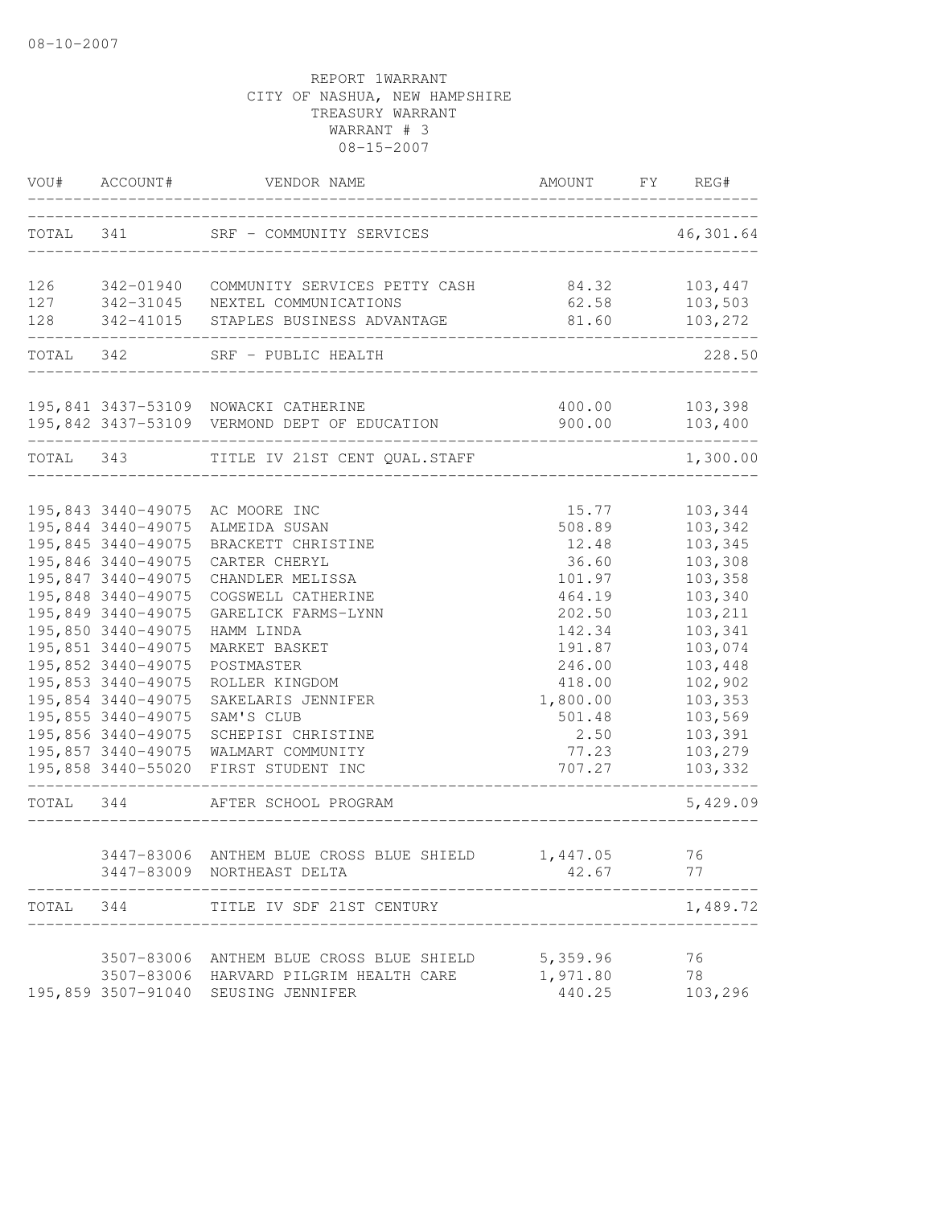08-10-2007

REPORT 1WARRANT
CITY OF NASHUA, NEW HAMPSHIRE
TREASURY WARRANT
WARRANT # 3
08-15-2007

| VOU# | ACCOUNT# | VENDOR NAME | AMOUNT | FY | REG# |
|---|---|---|---|---|---|
| TOTAL | 341 | SRF - COMMUNITY SERVICES | | | 46,301.64 |
| 126 | 342-01940 | COMMUNITY SERVICES PETTY CASH | 84.32 | | 103,447 |
| 127 | 342-31045 | NEXTEL COMMUNICATIONS | 62.58 | | 103,503 |
| 128 | 342-41015 | STAPLES BUSINESS ADVANTAGE | 81.60 | | 103,272 |
| TOTAL | 342 | SRF - PUBLIC HEALTH | | | 228.50 |
| 195,841 | 3437-53109 | NOWACKI CATHERINE | 400.00 | | 103,398 |
| 195,842 | 3437-53109 | VERMOND DEPT OF EDUCATION | 900.00 | | 103,400 |
| TOTAL | 343 | TITLE IV 21ST CENT QUAL.STAFF | | | 1,300.00 |
| 195,843 | 3440-49075 | AC MOORE INC | 15.77 | | 103,344 |
| 195,844 | 3440-49075 | ALMEIDA SUSAN | 508.89 | | 103,342 |
| 195,845 | 3440-49075 | BRACKETT CHRISTINE | 12.48 | | 103,345 |
| 195,846 | 3440-49075 | CARTER CHERYL | 36.60 | | 103,308 |
| 195,847 | 3440-49075 | CHANDLER MELISSA | 101.97 | | 103,358 |
| 195,848 | 3440-49075 | COGSWELL CATHERINE | 464.19 | | 103,340 |
| 195,849 | 3440-49075 | GARELICK FARMS-LYNN | 202.50 | | 103,211 |
| 195,850 | 3440-49075 | HAMM LINDA | 142.34 | | 103,341 |
| 195,851 | 3440-49075 | MARKET BASKET | 191.87 | | 103,074 |
| 195,852 | 3440-49075 | POSTMASTER | 246.00 | | 103,448 |
| 195,853 | 3440-49075 | ROLLER KINGDOM | 418.00 | | 102,902 |
| 195,854 | 3440-49075 | SAKELARIS JENNIFER | 1,800.00 | | 103,353 |
| 195,855 | 3440-49075 | SAM'S CLUB | 501.48 | | 103,569 |
| 195,856 | 3440-49075 | SCHEPISI CHRISTINE | 2.50 | | 103,391 |
| 195,857 | 3440-49075 | WALMART COMMUNITY | 77.23 | | 103,279 |
| 195,858 | 3440-55020 | FIRST STUDENT INC | 707.27 | | 103,332 |
| TOTAL | 344 | AFTER SCHOOL PROGRAM | | | 5,429.09 |
| | 3447-83006 | ANTHEM BLUE CROSS BLUE SHIELD | 1,447.05 | | 76 |
| | 3447-83009 | NORTHEAST DELTA | 42.67 | | 77 |
| TOTAL | 344 | TITLE IV SDF 21ST CENTURY | | | 1,489.72 |
| | 3507-83006 | ANTHEM BLUE CROSS BLUE SHIELD | 5,359.96 | | 76 |
| | 3507-83006 | HARVARD PILGRIM HEALTH CARE | 1,971.80 | | 78 |
| 195,859 | 3507-91040 | SEUSING JENNIFER | 440.25 | | 103,296 |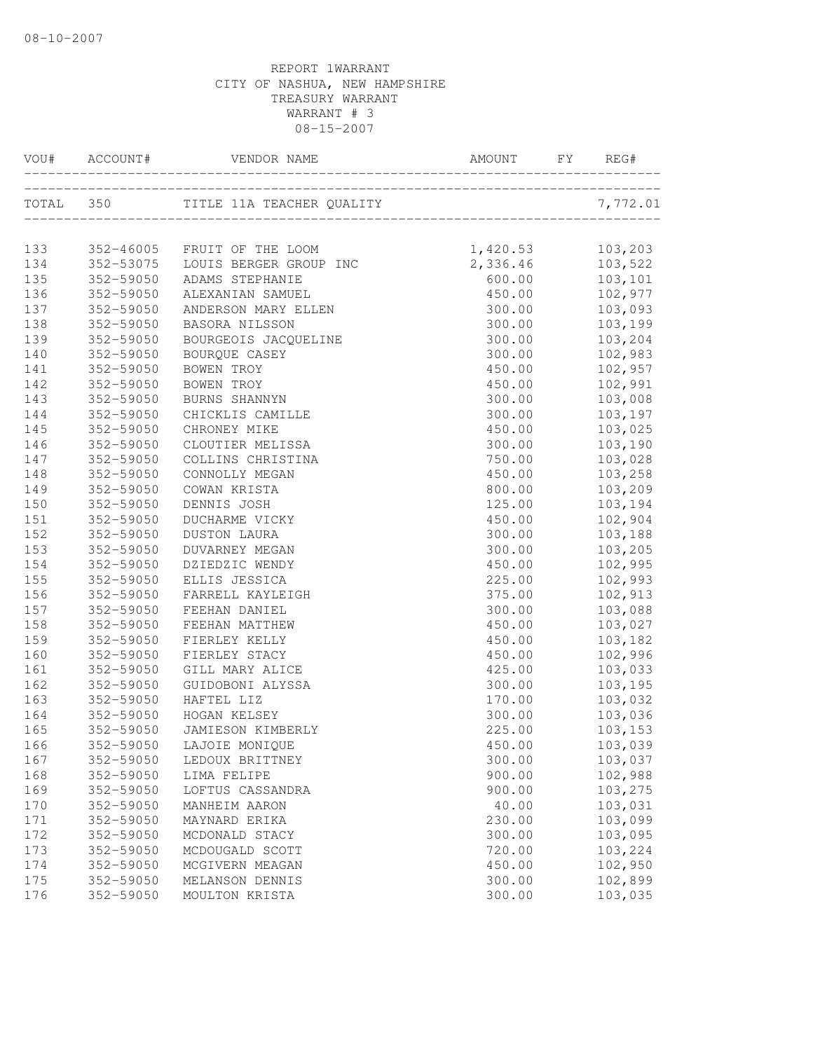REPORT 1WARRANT
CITY OF NASHUA, NEW HAMPSHIRE
TREASURY WARRANT
WARRANT # 3
08-15-2007

| VOU# | ACCOUNT# | VENDOR NAME | AMOUNT | FY | REG# |
|---|---|---|---|---|---|
| TOTAL | 350 | TITLE 11A TEACHER QUALITY | | | 7,772.01 |
| 133 | 352-46005 | FRUIT OF THE LOOM | 1,420.53 | | 103,203 |
| 134 | 352-53075 | LOUIS BERGER GROUP INC | 2,336.46 | | 103,522 |
| 135 | 352-59050 | ADAMS STEPHANIE | 600.00 | | 103,101 |
| 136 | 352-59050 | ALEXANIAN SAMUEL | 450.00 | | 102,977 |
| 137 | 352-59050 | ANDERSON MARY ELLEN | 300.00 | | 103,093 |
| 138 | 352-59050 | BASORA NILSSON | 300.00 | | 103,199 |
| 139 | 352-59050 | BOURGEOIS JACQUELINE | 300.00 | | 103,204 |
| 140 | 352-59050 | BOURQUE CASEY | 300.00 | | 102,983 |
| 141 | 352-59050 | BOWEN TROY | 450.00 | | 102,957 |
| 142 | 352-59050 | BOWEN TROY | 450.00 | | 102,991 |
| 143 | 352-59050 | BURNS SHANNYN | 300.00 | | 103,008 |
| 144 | 352-59050 | CHICKLIS CAMILLE | 300.00 | | 103,197 |
| 145 | 352-59050 | CHRONEY MIKE | 450.00 | | 103,025 |
| 146 | 352-59050 | CLOUTIER MELISSA | 300.00 | | 103,190 |
| 147 | 352-59050 | COLLINS CHRISTINA | 750.00 | | 103,028 |
| 148 | 352-59050 | CONNOLLY MEGAN | 450.00 | | 103,258 |
| 149 | 352-59050 | COWAN KRISTA | 800.00 | | 103,209 |
| 150 | 352-59050 | DENNIS JOSH | 125.00 | | 103,194 |
| 151 | 352-59050 | DUCHARME VICKY | 450.00 | | 102,904 |
| 152 | 352-59050 | DUSTON LAURA | 300.00 | | 103,188 |
| 153 | 352-59050 | DUVARNEY MEGAN | 300.00 | | 103,205 |
| 154 | 352-59050 | DZIEDZIC WENDY | 450.00 | | 102,995 |
| 155 | 352-59050 | ELLIS JESSICA | 225.00 | | 102,993 |
| 156 | 352-59050 | FARRELL KAYLEIGH | 375.00 | | 102,913 |
| 157 | 352-59050 | FEEHAN DANIEL | 300.00 | | 103,088 |
| 158 | 352-59050 | FEEHAN MATTHEW | 450.00 | | 103,027 |
| 159 | 352-59050 | FIERLEY KELLY | 450.00 | | 103,182 |
| 160 | 352-59050 | FIERLEY STACY | 450.00 | | 102,996 |
| 161 | 352-59050 | GILL MARY ALICE | 425.00 | | 103,033 |
| 162 | 352-59050 | GUIDOBONI ALYSSA | 300.00 | | 103,195 |
| 163 | 352-59050 | HAFTEL LIZ | 170.00 | | 103,032 |
| 164 | 352-59050 | HOGAN KELSEY | 300.00 | | 103,036 |
| 165 | 352-59050 | JAMIESON KIMBERLY | 225.00 | | 103,153 |
| 166 | 352-59050 | LAJOIE MONIQUE | 450.00 | | 103,039 |
| 167 | 352-59050 | LEDOUX BRITTNEY | 300.00 | | 103,037 |
| 168 | 352-59050 | LIMA FELIPE | 900.00 | | 102,988 |
| 169 | 352-59050 | LOFTUS CASSANDRA | 900.00 | | 103,275 |
| 170 | 352-59050 | MANHEIM AARON | 40.00 | | 103,031 |
| 171 | 352-59050 | MAYNARD ERIKA | 230.00 | | 103,099 |
| 172 | 352-59050 | MCDONALD STACY | 300.00 | | 103,095 |
| 173 | 352-59050 | MCDOUGALD SCOTT | 720.00 | | 103,224 |
| 174 | 352-59050 | MCGIVERN MEAGAN | 450.00 | | 102,950 |
| 175 | 352-59050 | MELANSON DENNIS | 300.00 | | 102,899 |
| 176 | 352-59050 | MOULTON KRISTA | 300.00 | | 103,035 |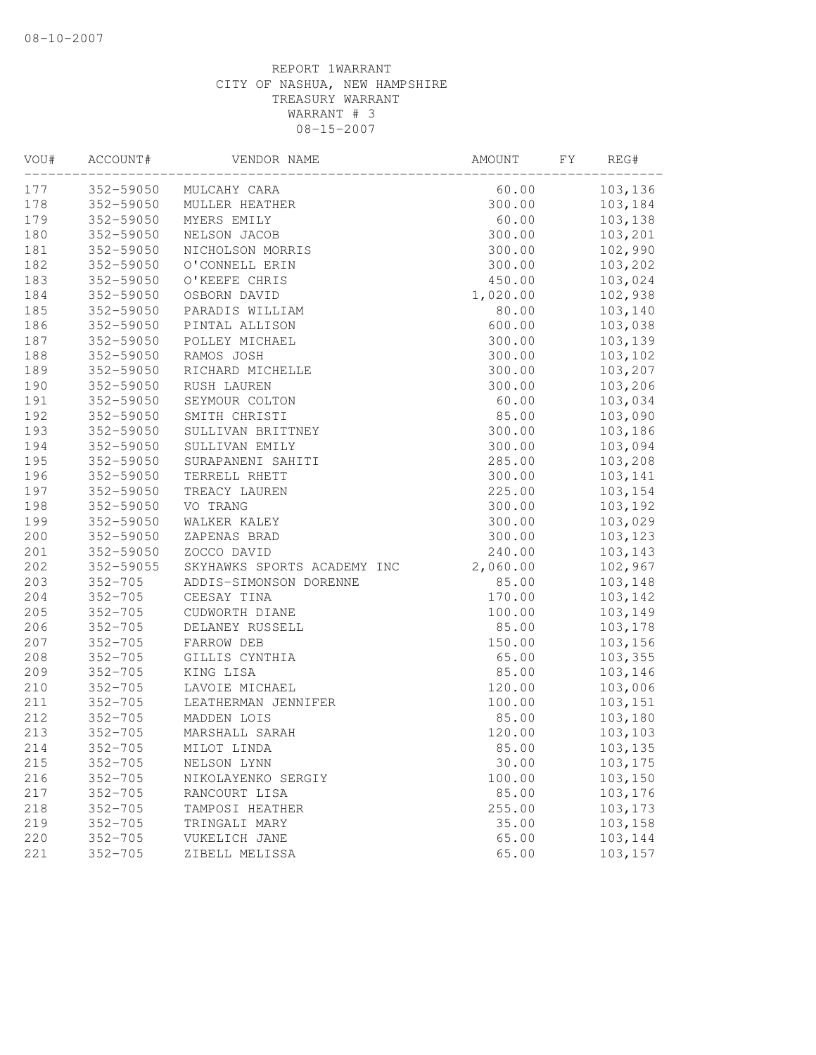08-10-2007

REPORT 1WARRANT
CITY OF NASHUA, NEW HAMPSHIRE
TREASURY WARRANT
WARRANT # 3
08-15-2007

| VOU# | ACCOUNT# | VENDOR NAME | AMOUNT | FY | REG# |
|---|---|---|---|---|---|
| 177 | 352-59050 | MULCAHY CARA | 60.00 | | 103,136 |
| 178 | 352-59050 | MULLER HEATHER | 300.00 | | 103,184 |
| 179 | 352-59050 | MYERS EMILY | 60.00 | | 103,138 |
| 180 | 352-59050 | NELSON JACOB | 300.00 | | 103,201 |
| 181 | 352-59050 | NICHOLSON MORRIS | 300.00 | | 102,990 |
| 182 | 352-59050 | O'CONNELL ERIN | 300.00 | | 103,202 |
| 183 | 352-59050 | O'KEEFE CHRIS | 450.00 | | 103,024 |
| 184 | 352-59050 | OSBORN DAVID | 1,020.00 | | 102,938 |
| 185 | 352-59050 | PARADIS WILLIAM | 80.00 | | 103,140 |
| 186 | 352-59050 | PINTAL ALLISON | 600.00 | | 103,038 |
| 187 | 352-59050 | POLLEY MICHAEL | 300.00 | | 103,139 |
| 188 | 352-59050 | RAMOS JOSH | 300.00 | | 103,102 |
| 189 | 352-59050 | RICHARD MICHELLE | 300.00 | | 103,207 |
| 190 | 352-59050 | RUSH LAUREN | 300.00 | | 103,206 |
| 191 | 352-59050 | SEYMOUR COLTON | 60.00 | | 103,034 |
| 192 | 352-59050 | SMITH CHRISTI | 85.00 | | 103,090 |
| 193 | 352-59050 | SULLIVAN BRITTNEY | 300.00 | | 103,186 |
| 194 | 352-59050 | SULLIVAN EMILY | 300.00 | | 103,094 |
| 195 | 352-59050 | SURAPANENI SAHITI | 285.00 | | 103,208 |
| 196 | 352-59050 | TERRELL RHETT | 300.00 | | 103,141 |
| 197 | 352-59050 | TREACY LAUREN | 225.00 | | 103,154 |
| 198 | 352-59050 | VO TRANG | 300.00 | | 103,192 |
| 199 | 352-59050 | WALKER KALEY | 300.00 | | 103,029 |
| 200 | 352-59050 | ZAPENAS BRAD | 300.00 | | 103,123 |
| 201 | 352-59050 | ZOCCO DAVID | 240.00 | | 103,143 |
| 202 | 352-59055 | SKYHAWKS SPORTS ACADEMY INC | 2,060.00 | | 102,967 |
| 203 | 352-705 | ADDIS-SIMONSON DORENNE | 85.00 | | 103,148 |
| 204 | 352-705 | CEESAY TINA | 170.00 | | 103,142 |
| 205 | 352-705 | CUDWORTH DIANE | 100.00 | | 103,149 |
| 206 | 352-705 | DELANEY RUSSELL | 85.00 | | 103,178 |
| 207 | 352-705 | FARROW DEB | 150.00 | | 103,156 |
| 208 | 352-705 | GILLIS CYNTHIA | 65.00 | | 103,355 |
| 209 | 352-705 | KING LISA | 85.00 | | 103,146 |
| 210 | 352-705 | LAVOIE MICHAEL | 120.00 | | 103,006 |
| 211 | 352-705 | LEATHERMAN JENNIFER | 100.00 | | 103,151 |
| 212 | 352-705 | MADDEN LOIS | 85.00 | | 103,180 |
| 213 | 352-705 | MARSHALL SARAH | 120.00 | | 103,103 |
| 214 | 352-705 | MILOT LINDA | 85.00 | | 103,135 |
| 215 | 352-705 | NELSON LYNN | 30.00 | | 103,175 |
| 216 | 352-705 | NIKOLAYENKO SERGIY | 100.00 | | 103,150 |
| 217 | 352-705 | RANCOURT LISA | 85.00 | | 103,176 |
| 218 | 352-705 | TAMPOSI HEATHER | 255.00 | | 103,173 |
| 219 | 352-705 | TRINGALI MARY | 35.00 | | 103,158 |
| 220 | 352-705 | VUKELICH JANE | 65.00 | | 103,144 |
| 221 | 352-705 | ZIBELL MELISSA | 65.00 | | 103,157 |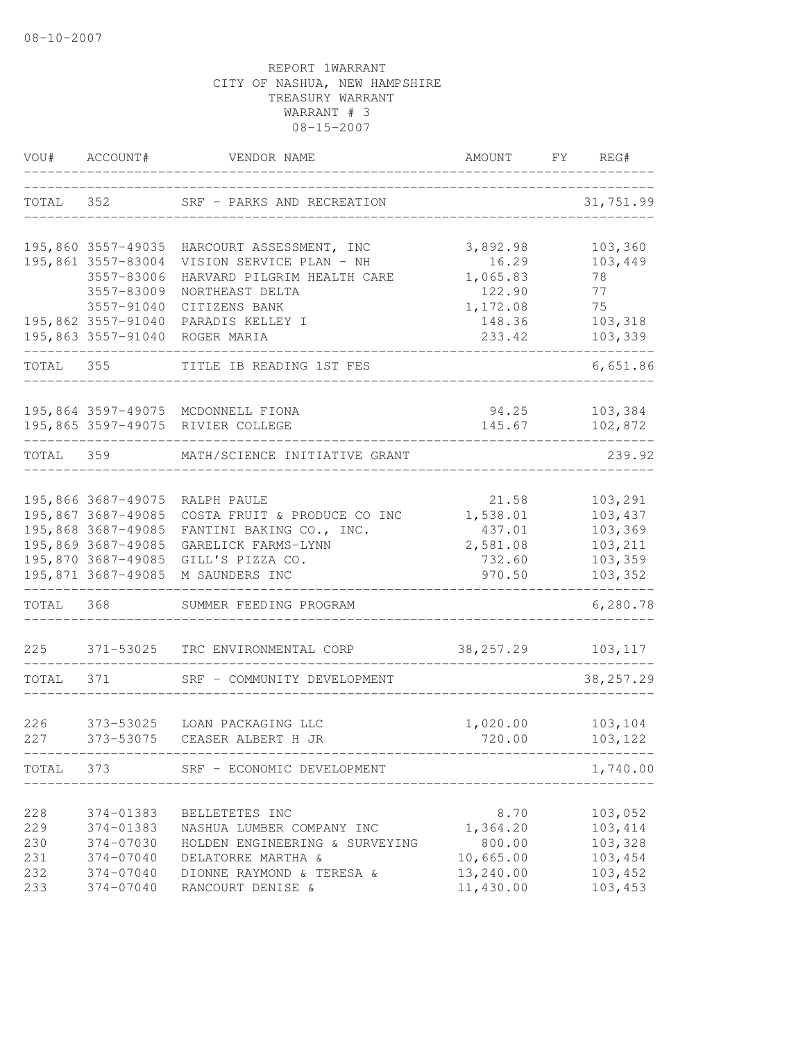08-10-2007

REPORT 1WARRANT
CITY OF NASHUA, NEW HAMPSHIRE
TREASURY WARRANT
WARRANT # 3
08-15-2007

| VOU# | ACCOUNT# | VENDOR NAME | AMOUNT | FY | REG# |
|---|---|---|---|---|---|
| TOTAL | 352 | SRF - PARKS AND RECREATION | | | 31,751.99 |
| 195,860 | 3557-49035 | HARCOURT ASSESSMENT, INC | 3,892.98 | | 103,360 |
| 195,861 | 3557-83004 | VISION SERVICE PLAN - NH | 16.29 | | 103,449 |
| | 3557-83006 | HARVARD PILGRIM HEALTH CARE | 1,065.83 | | 78 |
| | 3557-83009 | NORTHEAST DELTA | 122.90 | | 77 |
| | 3557-91040 | CITIZENS BANK | 1,172.08 | | 75 |
| 195,862 | 3557-91040 | PARADIS KELLEY I | 148.36 | | 103,318 |
| 195,863 | 3557-91040 | ROGER MARIA | 233.42 | | 103,339 |
| TOTAL | 355 | TITLE IB READING 1ST FES | | | 6,651.86 |
| 195,864 | 3597-49075 | MCDONNELL FIONA | 94.25 | | 103,384 |
| 195,865 | 3597-49075 | RIVIER COLLEGE | 145.67 | | 102,872 |
| TOTAL | 359 | MATH/SCIENCE INITIATIVE GRANT | | | 239.92 |
| 195,866 | 3687-49075 | RALPH PAULE | 21.58 | | 103,291 |
| 195,867 | 3687-49085 | COSTA FRUIT & PRODUCE CO INC | 1,538.01 | | 103,437 |
| 195,868 | 3687-49085 | FANTINI BAKING CO., INC. | 437.01 | | 103,369 |
| 195,869 | 3687-49085 | GARELICK FARMS-LYNN | 2,581.08 | | 103,211 |
| 195,870 | 3687-49085 | GILL'S PIZZA CO. | 732.60 | | 103,359 |
| 195,871 | 3687-49085 | M SAUNDERS INC | 970.50 | | 103,352 |
| TOTAL | 368 | SUMMER FEEDING PROGRAM | | | 6,280.78 |
| 225 | 371-53025 | TRC ENVIRONMENTAL CORP | 38,257.29 | | 103,117 |
| TOTAL | 371 | SRF - COMMUNITY DEVELOPMENT | | | 38,257.29 |
| 226 | 373-53025 | LOAN PACKAGING LLC | 1,020.00 | | 103,104 |
| 227 | 373-53075 | CEASER ALBERT H JR | 720.00 | | 103,122 |
| TOTAL | 373 | SRF - ECONOMIC DEVELOPMENT | | | 1,740.00 |
| 228 | 374-01383 | BELLETETES INC | 8.70 | | 103,052 |
| 229 | 374-01383 | NASHUA LUMBER COMPANY INC | 1,364.20 | | 103,414 |
| 230 | 374-07030 | HOLDEN ENGINEERING & SURVEYING | 800.00 | | 103,328 |
| 231 | 374-07040 | DELATORRE MARTHA & | 10,665.00 | | 103,454 |
| 232 | 374-07040 | DIONNE RAYMOND & TERESA & | 13,240.00 | | 103,452 |
| 233 | 374-07040 | RANCOURT DENISE & | 11,430.00 | | 103,453 |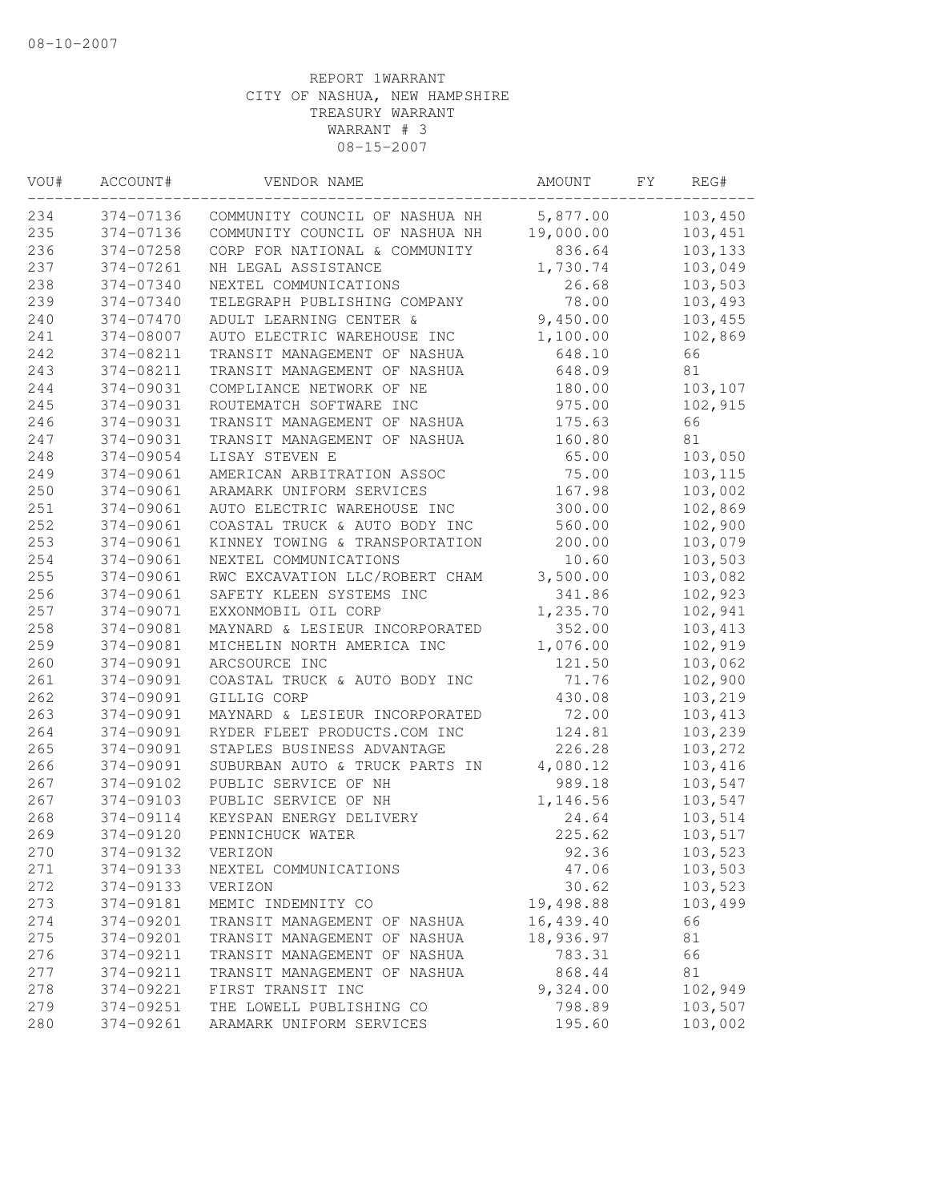08-10-2007

REPORT 1WARRANT
CITY OF NASHUA, NEW HAMPSHIRE
TREASURY WARRANT
WARRANT # 3
08-15-2007

| VOU# | ACCOUNT# | VENDOR NAME | AMOUNT | FY | REG# |
|---|---|---|---|---|---|
| 234 | 374-07136 | COMMUNITY COUNCIL OF NASHUA NH | 5,877.00 | | 103,450 |
| 235 | 374-07136 | COMMUNITY COUNCIL OF NASHUA NH | 19,000.00 | | 103,451 |
| 236 | 374-07258 | CORP FOR NATIONAL & COMMUNITY | 836.64 | | 103,133 |
| 237 | 374-07261 | NH LEGAL ASSISTANCE | 1,730.74 | | 103,049 |
| 238 | 374-07340 | NEXTEL COMMUNICATIONS | 26.68 | | 103,503 |
| 239 | 374-07340 | TELEGRAPH PUBLISHING COMPANY | 78.00 | | 103,493 |
| 240 | 374-07470 | ADULT LEARNING CENTER & | 9,450.00 | | 103,455 |
| 241 | 374-08007 | AUTO ELECTRIC WAREHOUSE INC | 1,100.00 | | 102,869 |
| 242 | 374-08211 | TRANSIT MANAGEMENT OF NASHUA | 648.10 | | 66 |
| 243 | 374-08211 | TRANSIT MANAGEMENT OF NASHUA | 648.09 | | 81 |
| 244 | 374-09031 | COMPLIANCE NETWORK OF NE | 180.00 | | 103,107 |
| 245 | 374-09031 | ROUTEMATCH SOFTWARE INC | 975.00 | | 102,915 |
| 246 | 374-09031 | TRANSIT MANAGEMENT OF NASHUA | 175.63 | | 66 |
| 247 | 374-09031 | TRANSIT MANAGEMENT OF NASHUA | 160.80 | | 81 |
| 248 | 374-09054 | LISAY STEVEN E | 65.00 | | 103,050 |
| 249 | 374-09061 | AMERICAN ARBITRATION ASSOC | 75.00 | | 103,115 |
| 250 | 374-09061 | ARAMARK UNIFORM SERVICES | 167.98 | | 103,002 |
| 251 | 374-09061 | AUTO ELECTRIC WAREHOUSE INC | 300.00 | | 102,869 |
| 252 | 374-09061 | COASTAL TRUCK & AUTO BODY INC | 560.00 | | 102,900 |
| 253 | 374-09061 | KINNEY TOWING & TRANSPORTATION | 200.00 | | 103,079 |
| 254 | 374-09061 | NEXTEL COMMUNICATIONS | 10.60 | | 103,503 |
| 255 | 374-09061 | RWC EXCAVATION LLC/ROBERT CHAM | 3,500.00 | | 103,082 |
| 256 | 374-09061 | SAFETY KLEEN SYSTEMS INC | 341.86 | | 102,923 |
| 257 | 374-09071 | EXXONMOBIL OIL CORP | 1,235.70 | | 102,941 |
| 258 | 374-09081 | MAYNARD & LESIEUR INCORPORATED | 352.00 | | 103,413 |
| 259 | 374-09081 | MICHELIN NORTH AMERICA INC | 1,076.00 | | 102,919 |
| 260 | 374-09091 | ARCSOURCE INC | 121.50 | | 103,062 |
| 261 | 374-09091 | COASTAL TRUCK & AUTO BODY INC | 71.76 | | 102,900 |
| 262 | 374-09091 | GILLIG CORP | 430.08 | | 103,219 |
| 263 | 374-09091 | MAYNARD & LESIEUR INCORPORATED | 72.00 | | 103,413 |
| 264 | 374-09091 | RYDER FLEET PRODUCTS.COM INC | 124.81 | | 103,239 |
| 265 | 374-09091 | STAPLES BUSINESS ADVANTAGE | 226.28 | | 103,272 |
| 266 | 374-09091 | SUBURBAN AUTO & TRUCK PARTS IN | 4,080.12 | | 103,416 |
| 267 | 374-09102 | PUBLIC SERVICE OF NH | 989.18 | | 103,547 |
| 267 | 374-09103 | PUBLIC SERVICE OF NH | 1,146.56 | | 103,547 |
| 268 | 374-09114 | KEYSPAN ENERGY DELIVERY | 24.64 | | 103,514 |
| 269 | 374-09120 | PENNICHUCK WATER | 225.62 | | 103,517 |
| 270 | 374-09132 | VERIZON | 92.36 | | 103,523 |
| 271 | 374-09133 | NEXTEL COMMUNICATIONS | 47.06 | | 103,503 |
| 272 | 374-09133 | VERIZON | 30.62 | | 103,523 |
| 273 | 374-09181 | MEMIC INDEMNITY CO | 19,498.88 | | 103,499 |
| 274 | 374-09201 | TRANSIT MANAGEMENT OF NASHUA | 16,439.40 | | 66 |
| 275 | 374-09201 | TRANSIT MANAGEMENT OF NASHUA | 18,936.97 | | 81 |
| 276 | 374-09211 | TRANSIT MANAGEMENT OF NASHUA | 783.31 | | 66 |
| 277 | 374-09211 | TRANSIT MANAGEMENT OF NASHUA | 868.44 | | 81 |
| 278 | 374-09221 | FIRST TRANSIT INC | 9,324.00 | | 102,949 |
| 279 | 374-09251 | THE LOWELL PUBLISHING CO | 798.89 | | 103,507 |
| 280 | 374-09261 | ARAMARK UNIFORM SERVICES | 195.60 | | 103,002 |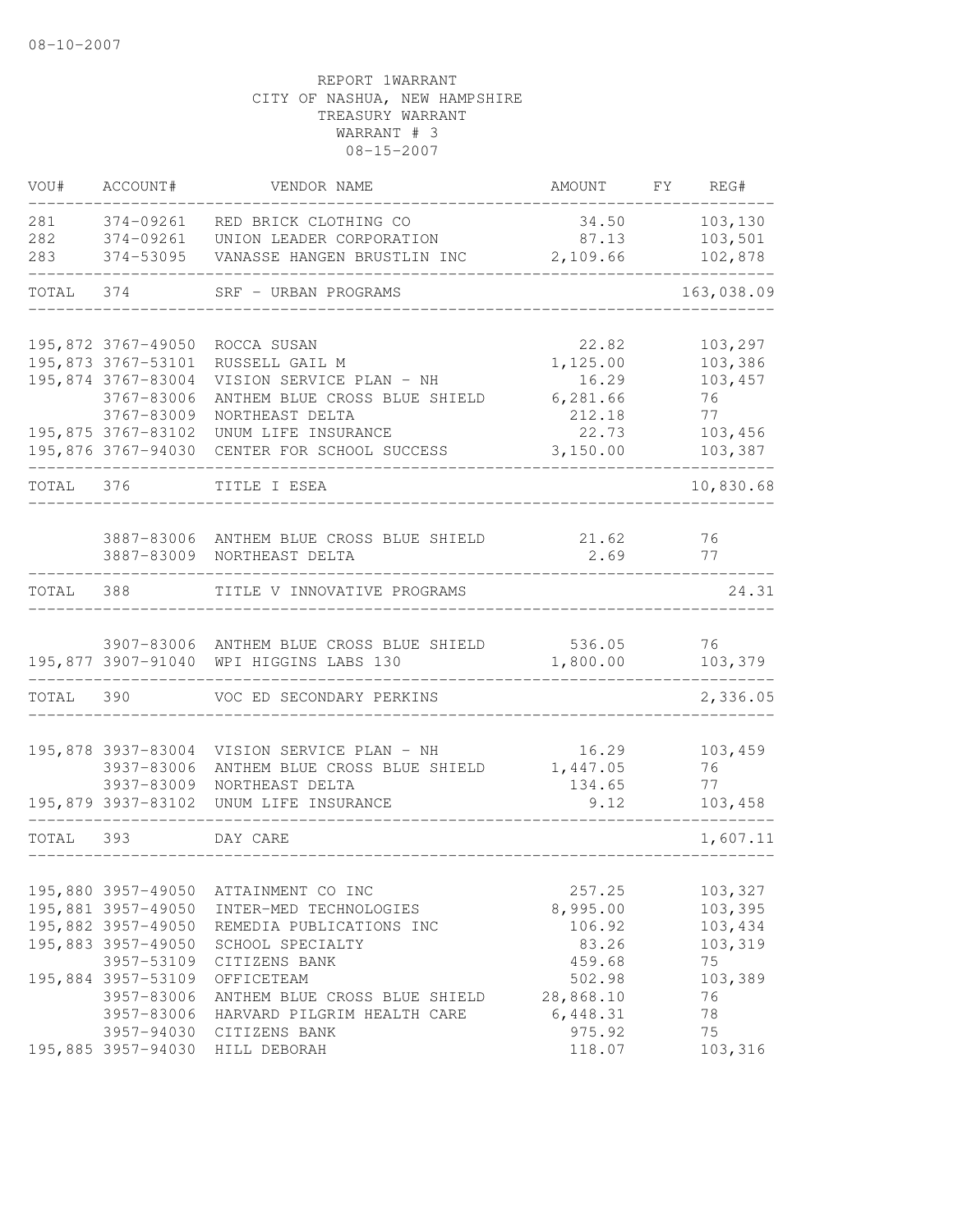08-10-2007

REPORT 1WARRANT
CITY OF NASHUA, NEW HAMPSHIRE
TREASURY WARRANT
WARRANT # 3
08-15-2007

| VOU# | ACCOUNT# | VENDOR NAME | AMOUNT | FY | REG# |
|---|---|---|---|---|---|
| 281 | 374-09261 | RED BRICK CLOTHING CO | 34.50 | | 103,130 |
| 282 | 374-09261 | UNION LEADER CORPORATION | 87.13 | | 103,501 |
| 283 | 374-53095 | VANASSE HANGEN BRUSTLIN INC | 2,109.66 | | 102,878 |
| TOTAL | 374 | SRF - URBAN PROGRAMS | | | 163,038.09 |
| 195,872 | 3767-49050 | ROCCA SUSAN | 22.82 | | 103,297 |
| 195,873 | 3767-53101 | RUSSELL GAIL M | 1,125.00 | | 103,386 |
| 195,874 | 3767-83004 | VISION SERVICE PLAN - NH | 16.29 | | 103,457 |
| | 3767-83006 | ANTHEM BLUE CROSS BLUE SHIELD | 6,281.66 | | 76 |
| | 3767-83009 | NORTHEAST DELTA | 212.18 | | 77 |
| 195,875 | 3767-83102 | UNUM LIFE INSURANCE | 22.73 | | 103,456 |
| 195,876 | 3767-94030 | CENTER FOR SCHOOL SUCCESS | 3,150.00 | | 103,387 |
| TOTAL | 376 | TITLE I ESEA | | | 10,830.68 |
| | 3887-83006 | ANTHEM BLUE CROSS BLUE SHIELD | 21.62 | | 76 |
| | 3887-83009 | NORTHEAST DELTA | 2.69 | | 77 |
| TOTAL | 388 | TITLE V INNOVATIVE PROGRAMS | | | 24.31 |
| | 3907-83006 | ANTHEM BLUE CROSS BLUE SHIELD | 536.05 | | 76 |
| 195,877 | 3907-91040 | WPI HIGGINS LABS 130 | 1,800.00 | | 103,379 |
| TOTAL | 390 | VOC ED SECONDARY PERKINS | | | 2,336.05 |
| 195,878 | 3937-83004 | VISION SERVICE PLAN - NH | 16.29 | | 103,459 |
| | 3937-83006 | ANTHEM BLUE CROSS BLUE SHIELD | 1,447.05 | | 76 |
| | 3937-83009 | NORTHEAST DELTA | 134.65 | | 77 |
| 195,879 | 3937-83102 | UNUM LIFE INSURANCE | 9.12 | | 103,458 |
| TOTAL | 393 | DAY CARE | | | 1,607.11 |
| 195,880 | 3957-49050 | ATTAINMENT CO INC | 257.25 | | 103,327 |
| 195,881 | 3957-49050 | INTER-MED TECHNOLOGIES | 8,995.00 | | 103,395 |
| 195,882 | 3957-49050 | REMEDIA PUBLICATIONS INC | 106.92 | | 103,434 |
| 195,883 | 3957-49050 | SCHOOL SPECIALTY | 83.26 | | 103,319 |
| | 3957-53109 | CITIZENS BANK | 459.68 | | 75 |
| 195,884 | 3957-53109 | OFFICETEAM | 502.98 | | 103,389 |
| | 3957-83006 | ANTHEM BLUE CROSS BLUE SHIELD | 28,868.10 | | 76 |
| | 3957-83006 | HARVARD PILGRIM HEALTH CARE | 6,448.31 | | 78 |
| | 3957-94030 | CITIZENS BANK | 975.92 | | 75 |
| 195,885 | 3957-94030 | HILL DEBORAH | 118.07 | | 103,316 |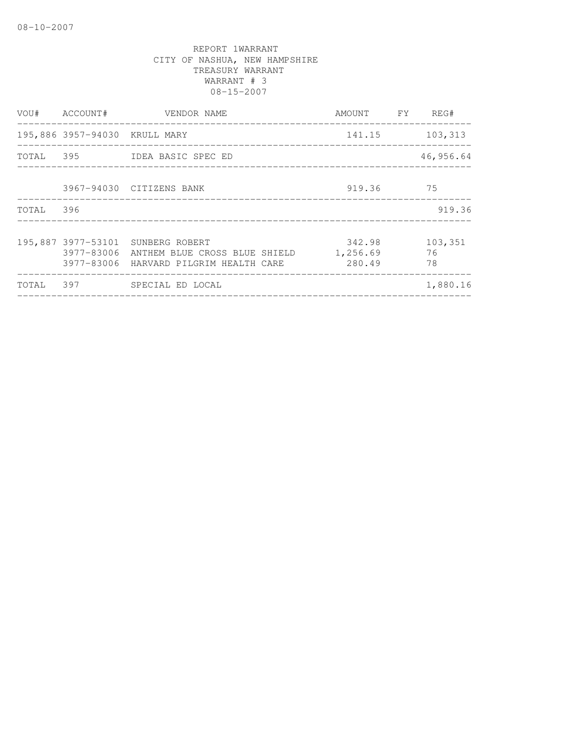08-10-2007

REPORT 1WARRANT
CITY OF NASHUA, NEW HAMPSHIRE
TREASURY WARRANT
WARRANT # 3
08-15-2007

| VOU# | ACCOUNT# | VENDOR NAME | AMOUNT | FY | REG# |
|---|---|---|---|---|---|
| 195,886 | 3957-94030 | KRULL MARY | 141.15 | | 103,313 |
| TOTAL | 395 | IDEA BASIC SPEC ED | | | 46,956.64 |
| | 3967-94030 | CITIZENS BANK | 919.36 | | 75 |
| TOTAL | 396 | | | | 919.36 |
| 195,887 | 3977-53101 | SUNBERG ROBERT | 342.98 | | 103,351 |
| | 3977-83006 | ANTHEM BLUE CROSS BLUE SHIELD | 1,256.69 | | 76 |
| | 3977-83006 | HARVARD PILGRIM HEALTH CARE | 280.49 | | 78 |
| TOTAL | 397 | SPECIAL ED LOCAL | | | 1,880.16 |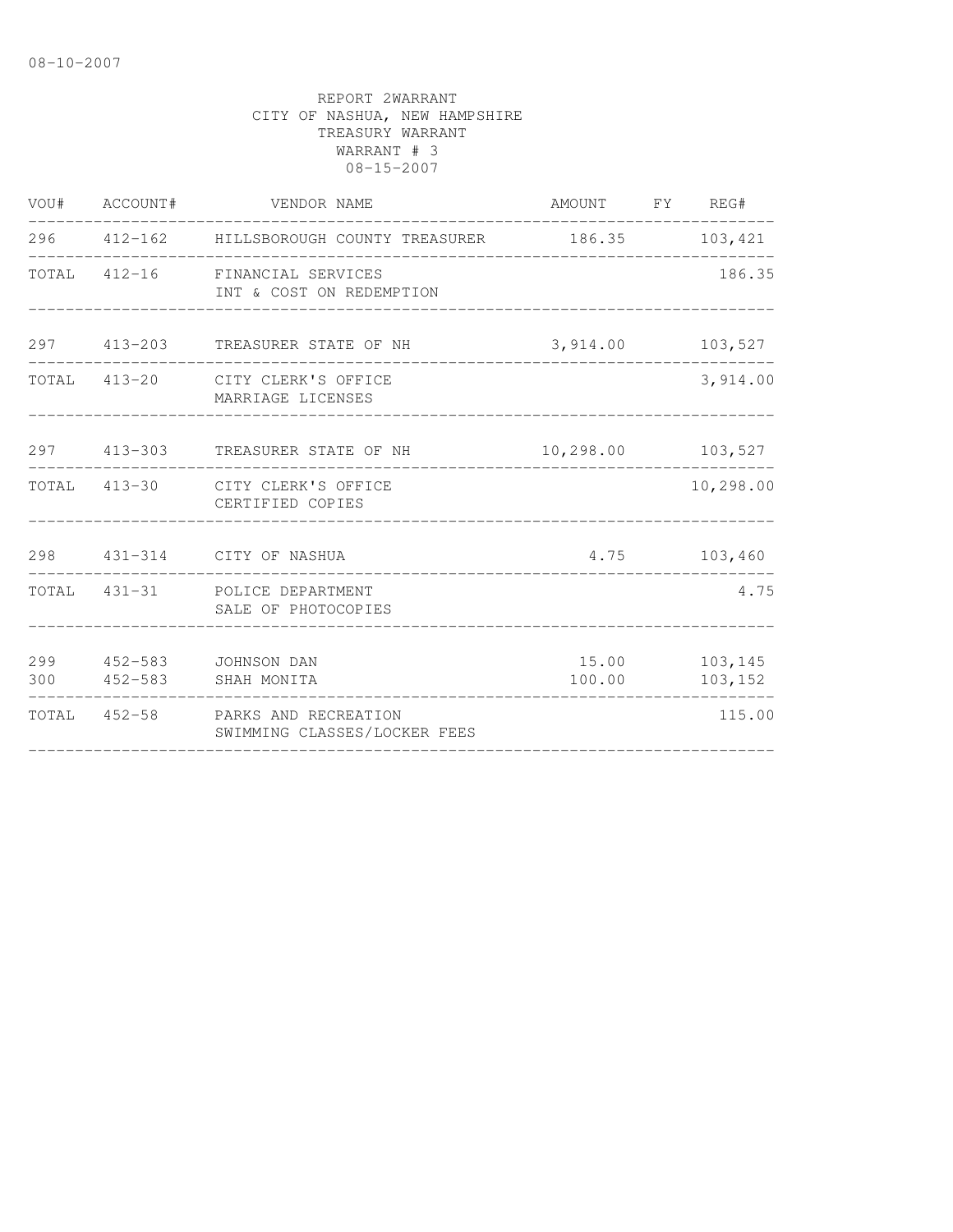08-10-2007

REPORT 2WARRANT
CITY OF NASHUA, NEW HAMPSHIRE
TREASURY WARRANT
WARRANT # 3
08-15-2007

| VOU# | ACCOUNT# | VENDOR NAME | AMOUNT | FY | REG# |
|---|---|---|---|---|---|
| 296 | 412-162 | HILLSBOROUGH COUNTY TREASURER | 186.35 | | 103,421 |
| TOTAL | 412-16 | FINANCIAL SERVICES<br>INT & COST ON REDEMPTION | | | 186.35 |
| 297 | 413-203 | TREASURER STATE OF NH | 3,914.00 | | 103,527 |
| TOTAL | 413-20 | CITY CLERK'S OFFICE<br>MARRIAGE LICENSES | | | 3,914.00 |
| 297 | 413-303 | TREASURER STATE OF NH | 10,298.00 | | 103,527 |
| TOTAL | 413-30 | CITY CLERK'S OFFICE<br>CERTIFIED COPIES | | | 10,298.00 |
| 298 | 431-314 | CITY OF NASHUA | 4.75 | | 103,460 |
| TOTAL | 431-31 | POLICE DEPARTMENT<br>SALE OF PHOTOCOPIES | | | 4.75 |
| 299 | 452-583 | JOHNSON DAN | 15.00 | | 103,145 |
| 300 | 452-583 | SHAH MONITA | 100.00 | | 103,152 |
| TOTAL | 452-58 | PARKS AND RECREATION<br>SWIMMING CLASSES/LOCKER FEES | | | 115.00 |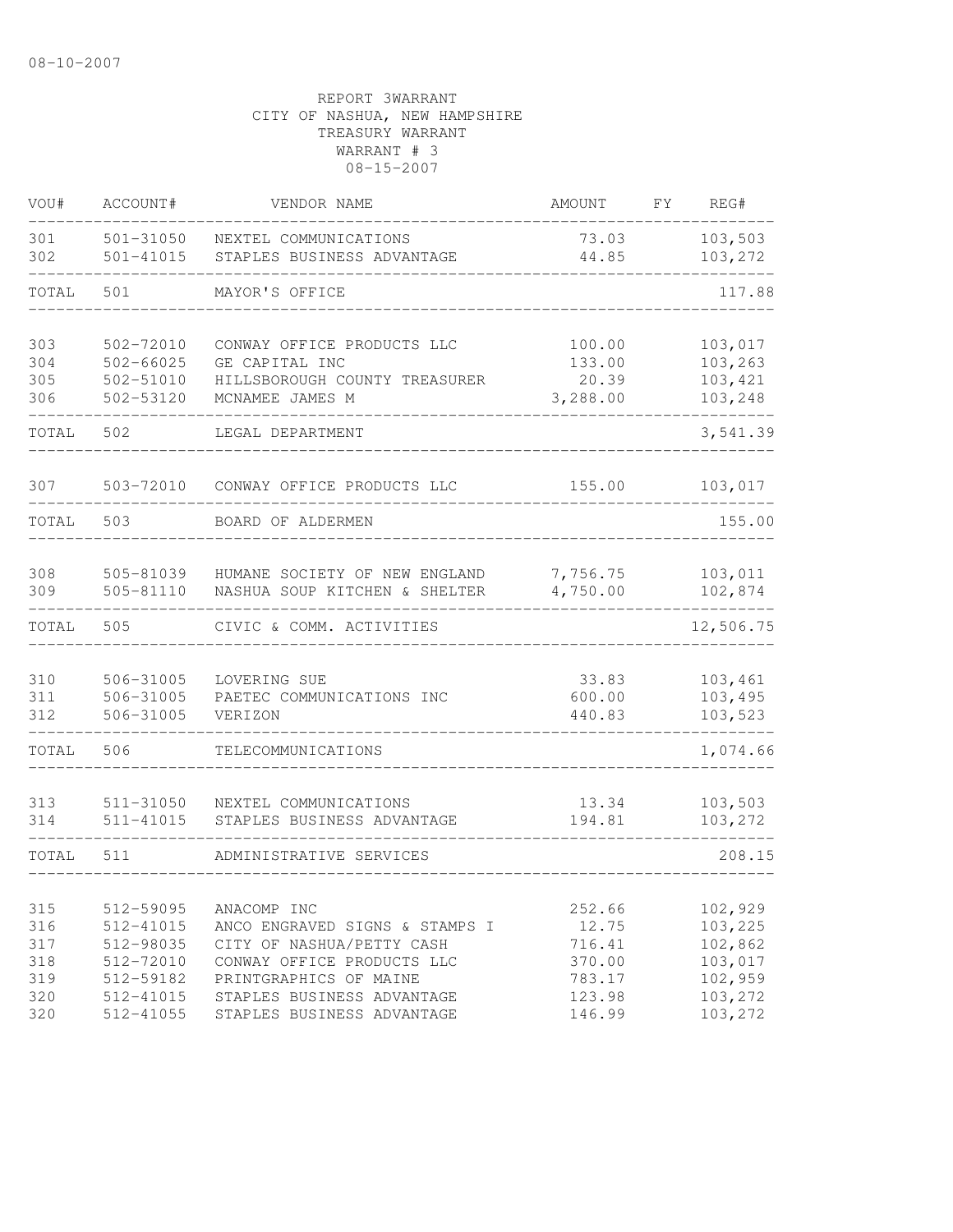08-10-2007

REPORT 3WARRANT
CITY OF NASHUA, NEW HAMPSHIRE
TREASURY WARRANT
WARRANT # 3
08-15-2007

| VOU# | ACCOUNT# | VENDOR NAME | AMOUNT | FY | REG# |
|---|---|---|---|---|---|
| 301 | 501-31050 | NEXTEL COMMUNICATIONS | 73.03 | | 103,503 |
| 302 | 501-41015 | STAPLES BUSINESS ADVANTAGE | 44.85 | | 103,272 |
| TOTAL | 501 | MAYOR'S OFFICE | | | 117.88 |
| 303 | 502-72010 | CONWAY OFFICE PRODUCTS LLC | 100.00 | | 103,017 |
| 304 | 502-66025 | GE CAPITAL INC | 133.00 | | 103,263 |
| 305 | 502-51010 | HILLSBOROUGH COUNTY TREASURER | 20.39 | | 103,421 |
| 306 | 502-53120 | MCNAMEE JAMES M | 3,288.00 | | 103,248 |
| TOTAL | 502 | LEGAL DEPARTMENT | | | 3,541.39 |
| 307 | 503-72010 | CONWAY OFFICE PRODUCTS LLC | 155.00 | | 103,017 |
| TOTAL | 503 | BOARD OF ALDERMEN | | | 155.00 |
| 308 | 505-81039 | HUMANE SOCIETY OF NEW ENGLAND | 7,756.75 | | 103,011 |
| 309 | 505-81110 | NASHUA SOUP KITCHEN & SHELTER | 4,750.00 | | 102,874 |
| TOTAL | 505 | CIVIC & COMM. ACTIVITIES | | | 12,506.75 |
| 310 | 506-31005 | LOVERING SUE | 33.83 | | 103,461 |
| 311 | 506-31005 | PAETEC COMMUNICATIONS INC | 600.00 | | 103,495 |
| 312 | 506-31005 | VERIZON | 440.83 | | 103,523 |
| TOTAL | 506 | TELECOMMUNICATIONS | | | 1,074.66 |
| 313 | 511-31050 | NEXTEL COMMUNICATIONS | 13.34 | | 103,503 |
| 314 | 511-41015 | STAPLES BUSINESS ADVANTAGE | 194.81 | | 103,272 |
| TOTAL | 511 | ADMINISTRATIVE SERVICES | | | 208.15 |
| 315 | 512-59095 | ANACOMP INC | 252.66 | | 102,929 |
| 316 | 512-41015 | ANCO ENGRAVED SIGNS & STAMPS I | 12.75 | | 103,225 |
| 317 | 512-98035 | CITY OF NASHUA/PETTY CASH | 716.41 | | 102,862 |
| 318 | 512-72010 | CONWAY OFFICE PRODUCTS LLC | 370.00 | | 103,017 |
| 319 | 512-59182 | PRINTGRAPHICS OF MAINE | 783.17 | | 102,959 |
| 320 | 512-41015 | STAPLES BUSINESS ADVANTAGE | 123.98 | | 103,272 |
| 320 | 512-41055 | STAPLES BUSINESS ADVANTAGE | 146.99 | | 103,272 |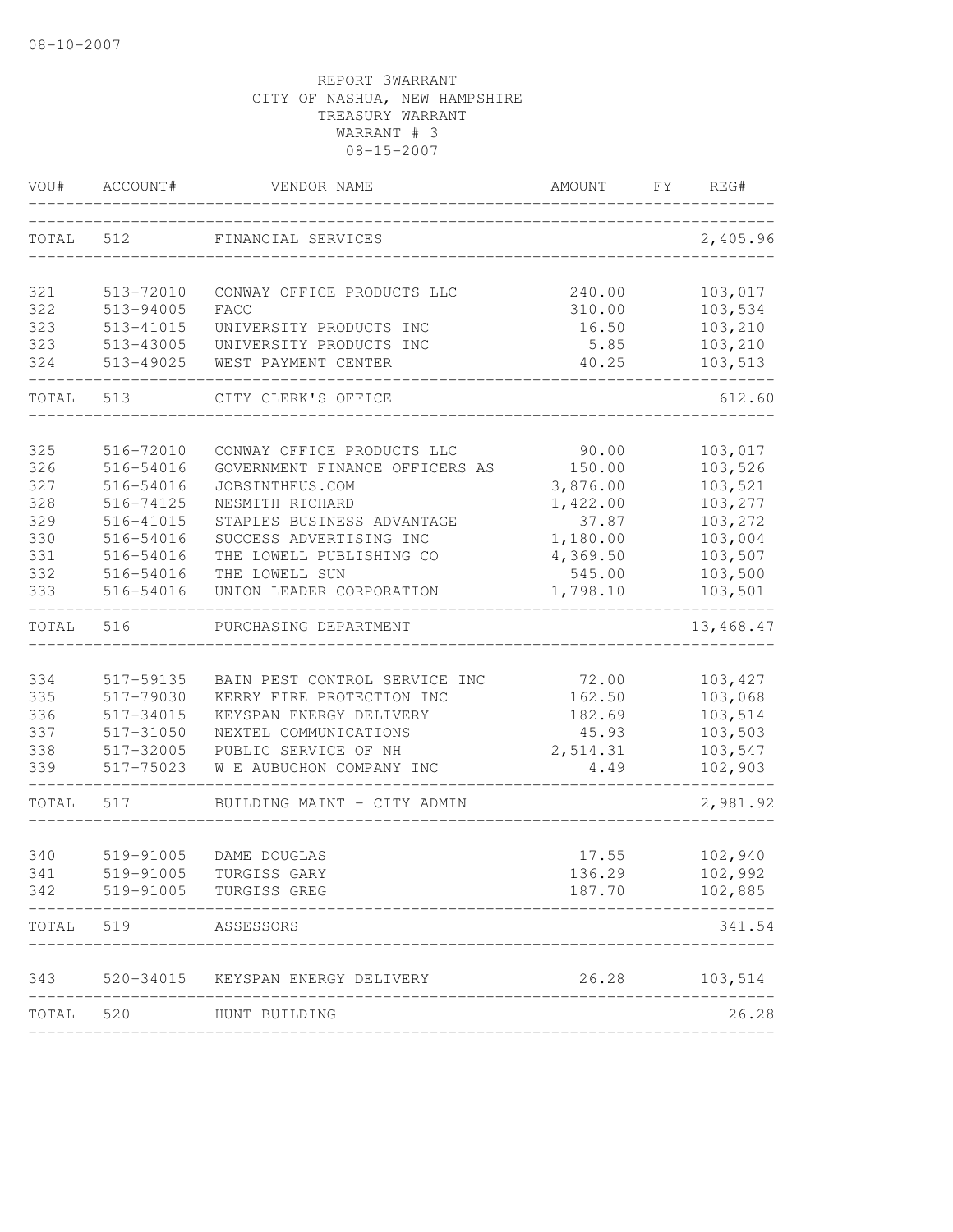08-10-2007

REPORT 3WARRANT
CITY OF NASHUA, NEW HAMPSHIRE
TREASURY WARRANT
WARRANT # 3
08-15-2007

| VOU# | ACCOUNT# | VENDOR NAME | AMOUNT | FY | REG# |
|---|---|---|---|---|---|
| TOTAL | 512 | FINANCIAL SERVICES | | | 2,405.96 |
| 321 | 513-72010 | CONWAY OFFICE PRODUCTS LLC | 240.00 | | 103,017 |
| 322 | 513-94005 | FACC | 310.00 | | 103,534 |
| 323 | 513-41015 | UNIVERSITY PRODUCTS INC | 16.50 | | 103,210 |
| 323 | 513-43005 | UNIVERSITY PRODUCTS INC | 5.85 | | 103,210 |
| 324 | 513-49025 | WEST PAYMENT CENTER | 40.25 | | 103,513 |
| TOTAL | 513 | CITY CLERK'S OFFICE | | | 612.60 |
| 325 | 516-72010 | CONWAY OFFICE PRODUCTS LLC | 90.00 | | 103,017 |
| 326 | 516-54016 | GOVERNMENT FINANCE OFFICERS AS | 150.00 | | 103,526 |
| 327 | 516-54016 | JOBSINTHEUS.COM | 3,876.00 | | 103,521 |
| 328 | 516-74125 | NESMITH RICHARD | 1,422.00 | | 103,277 |
| 329 | 516-41015 | STAPLES BUSINESS ADVANTAGE | 37.87 | | 103,272 |
| 330 | 516-54016 | SUCCESS ADVERTISING INC | 1,180.00 | | 103,004 |
| 331 | 516-54016 | THE LOWELL PUBLISHING CO | 4,369.50 | | 103,507 |
| 332 | 516-54016 | THE LOWELL SUN | 545.00 | | 103,500 |
| 333 | 516-54016 | UNION LEADER CORPORATION | 1,798.10 | | 103,501 |
| TOTAL | 516 | PURCHASING DEPARTMENT | | | 13,468.47 |
| 334 | 517-59135 | BAIN PEST CONTROL SERVICE INC | 72.00 | | 103,427 |
| 335 | 517-79030 | KERRY FIRE PROTECTION INC | 162.50 | | 103,068 |
| 336 | 517-34015 | KEYSPAN ENERGY DELIVERY | 182.69 | | 103,514 |
| 337 | 517-31050 | NEXTEL COMMUNICATIONS | 45.93 | | 103,503 |
| 338 | 517-32005 | PUBLIC SERVICE OF NH | 2,514.31 | | 103,547 |
| 339 | 517-75023 | W E AUBUCHON COMPANY INC | 4.49 | | 102,903 |
| TOTAL | 517 | BUILDING MAINT - CITY ADMIN | | | 2,981.92 |
| 340 | 519-91005 | DAME DOUGLAS | 17.55 | | 102,940 |
| 341 | 519-91005 | TURGISS GARY | 136.29 | | 102,992 |
| 342 | 519-91005 | TURGISS GREG | 187.70 | | 102,885 |
| TOTAL | 519 | ASSESSORS | | | 341.54 |
| 343 | 520-34015 | KEYSPAN ENERGY DELIVERY | 26.28 | | 103,514 |
| TOTAL | 520 | HUNT BUILDING | | | 26.28 |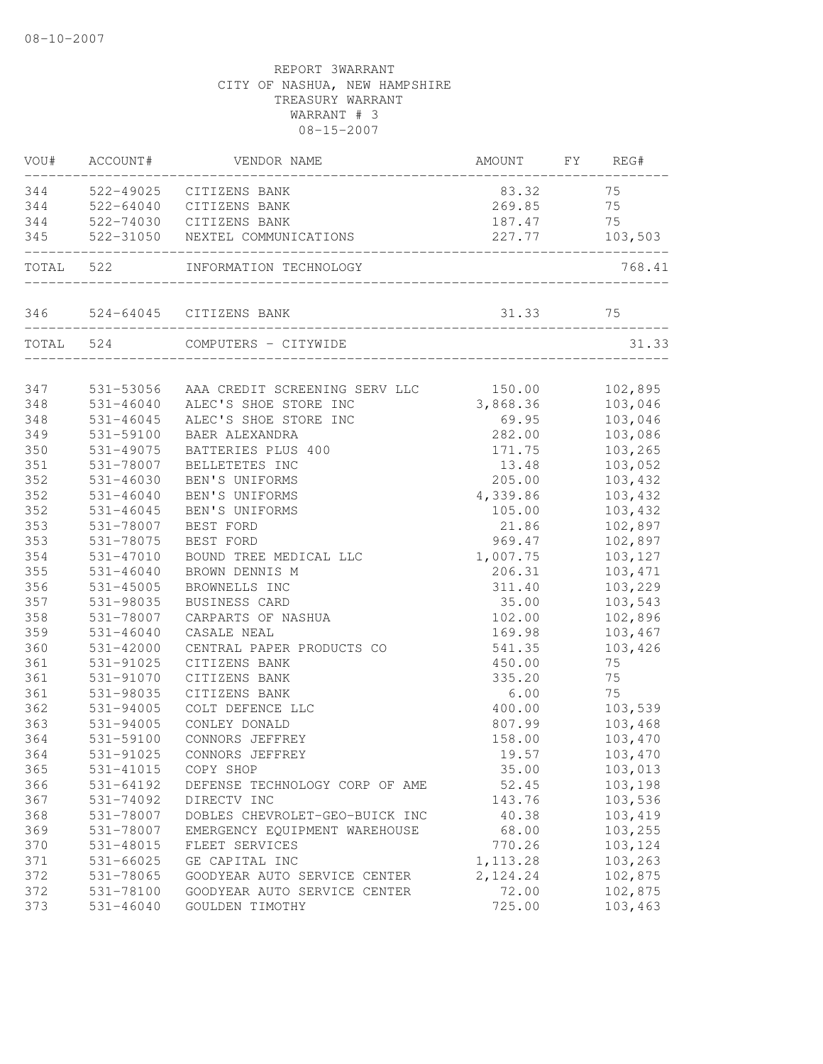08-10-2007

REPORT 3WARRANT
CITY OF NASHUA, NEW HAMPSHIRE
TREASURY WARRANT
WARRANT # 3
08-15-2007

| VOU# | ACCOUNT# | VENDOR NAME | AMOUNT | FY | REG# |
|---|---|---|---|---|---|
| 344 | 522-49025 | CITIZENS BANK | 83.32 | | 75 |
| 344 | 522-64040 | CITIZENS BANK | 269.85 | | 75 |
| 344 | 522-74030 | CITIZENS BANK | 187.47 | | 75 |
| 345 | 522-31050 | NEXTEL COMMUNICATIONS | 227.77 | | 103,503 |
| TOTAL | 522 | INFORMATION TECHNOLOGY | | | 768.41 |
| 346 | 524-64045 | CITIZENS BANK | 31.33 | | 75 |
| TOTAL | 524 | COMPUTERS - CITYWIDE | | | 31.33 |
| 347 | 531-53056 | AAA CREDIT SCREENING SERV LLC | 150.00 | | 102,895 |
| 348 | 531-46040 | ALEC'S SHOE STORE INC | 3,868.36 | | 103,046 |
| 348 | 531-46045 | ALEC'S SHOE STORE INC | 69.95 | | 103,046 |
| 349 | 531-59100 | BAER ALEXANDRA | 282.00 | | 103,086 |
| 350 | 531-49075 | BATTERIES PLUS 400 | 171.75 | | 103,265 |
| 351 | 531-78007 | BELLETETES INC | 13.48 | | 103,052 |
| 352 | 531-46030 | BEN'S UNIFORMS | 205.00 | | 103,432 |
| 352 | 531-46040 | BEN'S UNIFORMS | 4,339.86 | | 103,432 |
| 352 | 531-46045 | BEN'S UNIFORMS | 105.00 | | 103,432 |
| 353 | 531-78007 | BEST FORD | 21.86 | | 102,897 |
| 353 | 531-78075 | BEST FORD | 969.47 | | 102,897 |
| 354 | 531-47010 | BOUND TREE MEDICAL LLC | 1,007.75 | | 103,127 |
| 355 | 531-46040 | BROWN DENNIS M | 206.31 | | 103,471 |
| 356 | 531-45005 | BROWNELLS INC | 311.40 | | 103,229 |
| 357 | 531-98035 | BUSINESS CARD | 35.00 | | 103,543 |
| 358 | 531-78007 | CARPARTS OF NASHUA | 102.00 | | 102,896 |
| 359 | 531-46040 | CASALE NEAL | 169.98 | | 103,467 |
| 360 | 531-42000 | CENTRAL PAPER PRODUCTS CO | 541.35 | | 103,426 |
| 361 | 531-91025 | CITIZENS BANK | 450.00 | | 75 |
| 361 | 531-91070 | CITIZENS BANK | 335.20 | | 75 |
| 361 | 531-98035 | CITIZENS BANK | 6.00 | | 75 |
| 362 | 531-94005 | COLT DEFENCE LLC | 400.00 | | 103,539 |
| 363 | 531-94005 | CONLEY DONALD | 807.99 | | 103,468 |
| 364 | 531-59100 | CONNORS JEFFREY | 158.00 | | 103,470 |
| 364 | 531-91025 | CONNORS JEFFREY | 19.57 | | 103,470 |
| 365 | 531-41015 | COPY SHOP | 35.00 | | 103,013 |
| 366 | 531-64192 | DEFENSE TECHNOLOGY CORP OF AME | 52.45 | | 103,198 |
| 367 | 531-74092 | DIRECTV INC | 143.76 | | 103,536 |
| 368 | 531-78007 | DOBLES CHEVROLET-GEO-BUICK INC | 40.38 | | 103,419 |
| 369 | 531-78007 | EMERGENCY EQUIPMENT WAREHOUSE | 68.00 | | 103,255 |
| 370 | 531-48015 | FLEET SERVICES | 770.26 | | 103,124 |
| 371 | 531-66025 | GE CAPITAL INC | 1,113.28 | | 103,263 |
| 372 | 531-78065 | GOODYEAR AUTO SERVICE CENTER | 2,124.24 | | 102,875 |
| 372 | 531-78100 | GOODYEAR AUTO SERVICE CENTER | 72.00 | | 102,875 |
| 373 | 531-46040 | GOULDEN TIMOTHY | 725.00 | | 103,463 |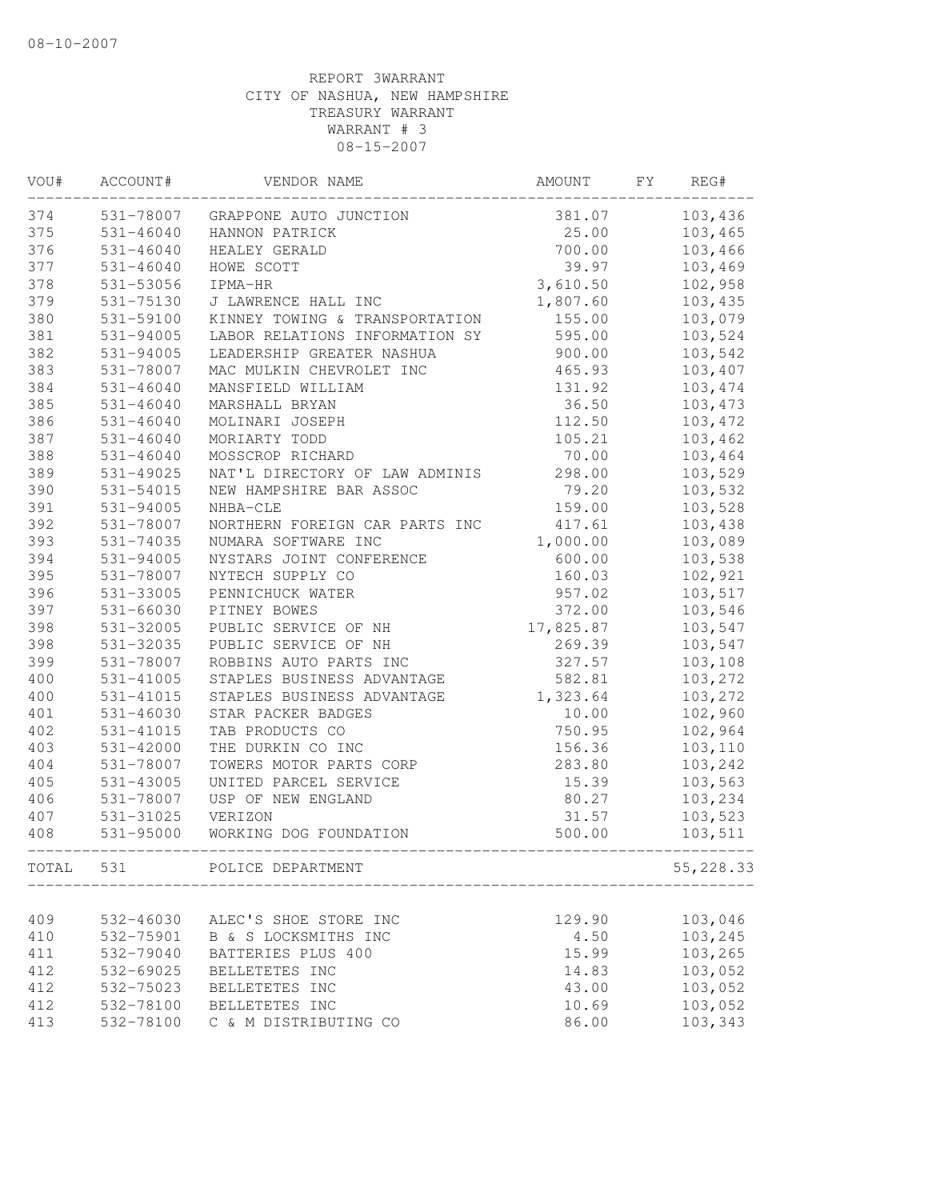08-10-2007

REPORT 3WARRANT
CITY OF NASHUA, NEW HAMPSHIRE
TREASURY WARRANT
WARRANT # 3
08-15-2007

| VOU# | ACCOUNT# | VENDOR NAME | AMOUNT | FY | REG# |
|---|---|---|---|---|---|
| 374 | 531-78007 | GRAPPONE AUTO JUNCTION | 381.07 | | 103,436 |
| 375 | 531-46040 | HANNON PATRICK | 25.00 | | 103,465 |
| 376 | 531-46040 | HEALEY GERALD | 700.00 | | 103,466 |
| 377 | 531-46040 | HOWE SCOTT | 39.97 | | 103,469 |
| 378 | 531-53056 | IPMA-HR | 3,610.50 | | 102,958 |
| 379 | 531-75130 | J LAWRENCE HALL INC | 1,807.60 | | 103,435 |
| 380 | 531-59100 | KINNEY TOWING & TRANSPORTATION | 155.00 | | 103,079 |
| 381 | 531-94005 | LABOR RELATIONS INFORMATION SY | 595.00 | | 103,524 |
| 382 | 531-94005 | LEADERSHIP GREATER NASHUA | 900.00 | | 103,542 |
| 383 | 531-78007 | MAC MULKIN CHEVROLET INC | 465.93 | | 103,407 |
| 384 | 531-46040 | MANSFIELD WILLIAM | 131.92 | | 103,474 |
| 385 | 531-46040 | MARSHALL BRYAN | 36.50 | | 103,473 |
| 386 | 531-46040 | MOLINARI JOSEPH | 112.50 | | 103,472 |
| 387 | 531-46040 | MORIARTY TODD | 105.21 | | 103,462 |
| 388 | 531-46040 | MOSSCROP RICHARD | 70.00 | | 103,464 |
| 389 | 531-49025 | NAT'L DIRECTORY OF LAW ADMINIS | 298.00 | | 103,529 |
| 390 | 531-54015 | NEW HAMPSHIRE BAR ASSOC | 79.20 | | 103,532 |
| 391 | 531-94005 | NHBA-CLE | 159.00 | | 103,528 |
| 392 | 531-78007 | NORTHERN FOREIGN CAR PARTS INC | 417.61 | | 103,438 |
| 393 | 531-74035 | NUMARA SOFTWARE INC | 1,000.00 | | 103,089 |
| 394 | 531-94005 | NYSTARS JOINT CONFERENCE | 600.00 | | 103,538 |
| 395 | 531-78007 | NYTECH SUPPLY CO | 160.03 | | 102,921 |
| 396 | 531-33005 | PENNICHUCK WATER | 957.02 | | 103,517 |
| 397 | 531-66030 | PITNEY BOWES | 372.00 | | 103,546 |
| 398 | 531-32005 | PUBLIC SERVICE OF NH | 17,825.87 | | 103,547 |
| 398 | 531-32035 | PUBLIC SERVICE OF NH | 269.39 | | 103,547 |
| 399 | 531-78007 | ROBBINS AUTO PARTS INC | 327.57 | | 103,108 |
| 400 | 531-41005 | STAPLES BUSINESS ADVANTAGE | 582.81 | | 103,272 |
| 400 | 531-41015 | STAPLES BUSINESS ADVANTAGE | 1,323.64 | | 103,272 |
| 401 | 531-46030 | STAR PACKER BADGES | 10.00 | | 102,960 |
| 402 | 531-41015 | TAB PRODUCTS CO | 750.95 | | 102,964 |
| 403 | 531-42000 | THE DURKIN CO INC | 156.36 | | 103,110 |
| 404 | 531-78007 | TOWERS MOTOR PARTS CORP | 283.80 | | 103,242 |
| 405 | 531-43005 | UNITED PARCEL SERVICE | 15.39 | | 103,563 |
| 406 | 531-78007 | USP OF NEW ENGLAND | 80.27 | | 103,234 |
| 407 | 531-31025 | VERIZON | 31.57 | | 103,523 |
| 408 | 531-95000 | WORKING DOG FOUNDATION | 500.00 | | 103,511 |
| TOTAL | 531 | POLICE DEPARTMENT | | | 55,228.33 |
| 409 | 532-46030 | ALEC'S SHOE STORE INC | 129.90 | | 103,046 |
| 410 | 532-75901 | B & S LOCKSMITHS INC | 4.50 | | 103,245 |
| 411 | 532-79040 | BATTERIES PLUS 400 | 15.99 | | 103,265 |
| 412 | 532-69025 | BELLETETES INC | 14.83 | | 103,052 |
| 412 | 532-75023 | BELLETETES INC | 43.00 | | 103,052 |
| 412 | 532-78100 | BELLETETES INC | 10.69 | | 103,052 |
| 413 | 532-78100 | C & M DISTRIBUTING CO | 86.00 | | 103,343 |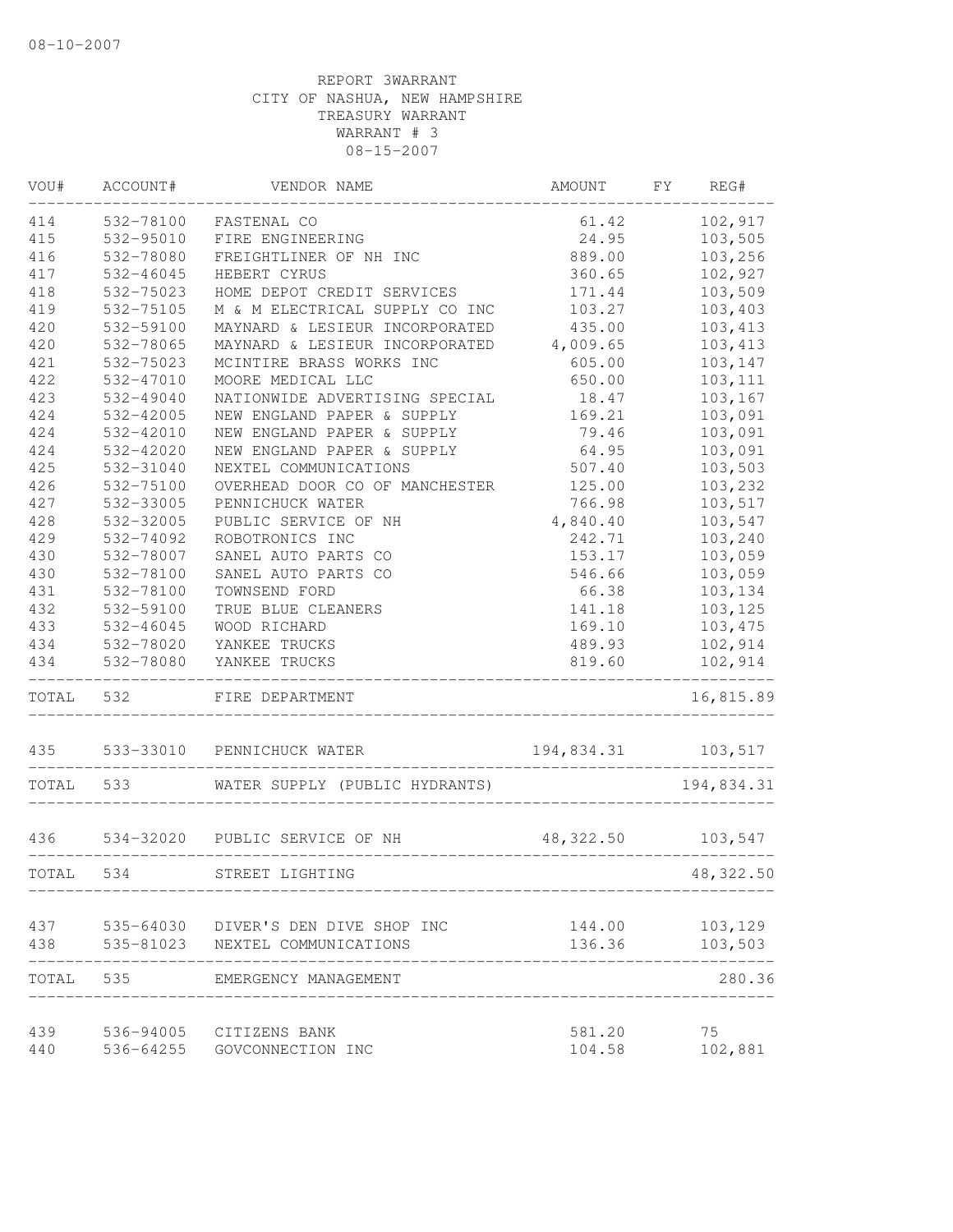08-10-2007

REPORT 3WARRANT
CITY OF NASHUA, NEW HAMPSHIRE
TREASURY WARRANT
WARRANT # 3
08-15-2007

| VOU# | ACCOUNT# | VENDOR NAME | AMOUNT | FY | REG# |
|---|---|---|---|---|---|
| 414 | 532-78100 | FASTENAL CO | 61.42 | | 102,917 |
| 415 | 532-95010 | FIRE ENGINEERING | 24.95 | | 103,505 |
| 416 | 532-78080 | FREIGHTLINER OF NH INC | 889.00 | | 103,256 |
| 417 | 532-46045 | HEBERT CYRUS | 360.65 | | 102,927 |
| 418 | 532-75023 | HOME DEPOT CREDIT SERVICES | 171.44 | | 103,509 |
| 419 | 532-75105 | M & M ELECTRICAL SUPPLY CO INC | 103.27 | | 103,403 |
| 420 | 532-59100 | MAYNARD & LESIEUR INCORPORATED | 435.00 | | 103,413 |
| 420 | 532-78065 | MAYNARD & LESIEUR INCORPORATED | 4,009.65 | | 103,413 |
| 421 | 532-75023 | MCINTIRE BRASS WORKS INC | 605.00 | | 103,147 |
| 422 | 532-47010 | MOORE MEDICAL LLC | 650.00 | | 103,111 |
| 423 | 532-49040 | NATIONWIDE ADVERTISING SPECIAL | 18.47 | | 103,167 |
| 424 | 532-42005 | NEW ENGLAND PAPER & SUPPLY | 169.21 | | 103,091 |
| 424 | 532-42010 | NEW ENGLAND PAPER & SUPPLY | 79.46 | | 103,091 |
| 424 | 532-42020 | NEW ENGLAND PAPER & SUPPLY | 64.95 | | 103,091 |
| 425 | 532-31040 | NEXTEL COMMUNICATIONS | 507.40 | | 103,503 |
| 426 | 532-75100 | OVERHEAD DOOR CO OF MANCHESTER | 125.00 | | 103,232 |
| 427 | 532-33005 | PENNICHUCK WATER | 766.98 | | 103,517 |
| 428 | 532-32005 | PUBLIC SERVICE OF NH | 4,840.40 | | 103,547 |
| 429 | 532-74092 | ROBOTRONICS INC | 242.71 | | 103,240 |
| 430 | 532-78007 | SANEL AUTO PARTS CO | 153.17 | | 103,059 |
| 430 | 532-78100 | SANEL AUTO PARTS CO | 546.66 | | 103,059 |
| 431 | 532-78100 | TOWNSEND FORD | 66.38 | | 103,134 |
| 432 | 532-59100 | TRUE BLUE CLEANERS | 141.18 | | 103,125 |
| 433 | 532-46045 | WOOD RICHARD | 169.10 | | 103,475 |
| 434 | 532-78020 | YANKEE TRUCKS | 489.93 | | 102,914 |
| 434 | 532-78080 | YANKEE TRUCKS | 819.60 | | 102,914 |
| TOTAL | 532 | FIRE DEPARTMENT | | | 16,815.89 |
| 435 | 533-33010 | PENNICHUCK WATER | 194,834.31 | | 103,517 |
| TOTAL | 533 | WATER SUPPLY (PUBLIC HYDRANTS) | | | 194,834.31 |
| 436 | 534-32020 | PUBLIC SERVICE OF NH | 48,322.50 | | 103,547 |
| TOTAL | 534 | STREET LIGHTING | | | 48,322.50 |
| 437 | 535-64030 | DIVER'S DEN DIVE SHOP INC | 144.00 | | 103,129 |
| 438 | 535-81023 | NEXTEL COMMUNICATIONS | 136.36 | | 103,503 |
| TOTAL | 535 | EMERGENCY MANAGEMENT | | | 280.36 |
| 439 | 536-94005 | CITIZENS BANK | 581.20 | | 75 |
| 440 | 536-64255 | GOVCONNECTION INC | 104.58 | | 102,881 |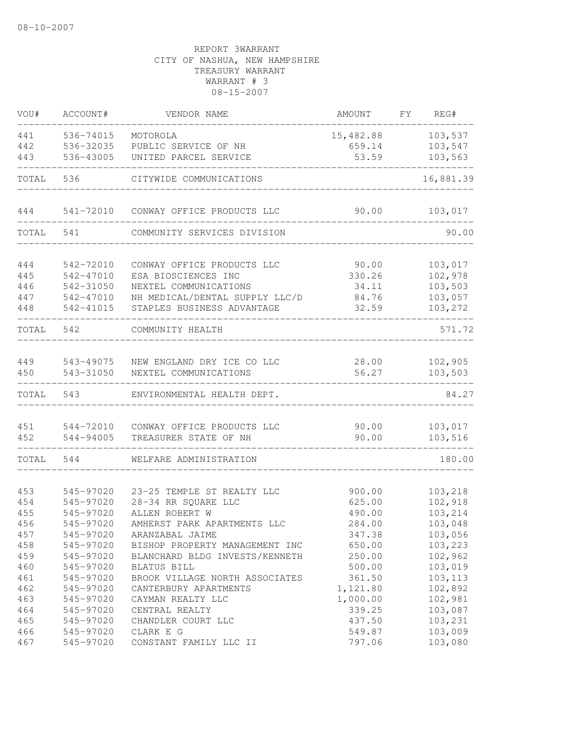08-10-2007

REPORT 3WARRANT
CITY OF NASHUA, NEW HAMPSHIRE
TREASURY WARRANT
WARRANT # 3
08-15-2007

| VOU# | ACCOUNT# | VENDOR NAME | AMOUNT | FY | REG# |
|---|---|---|---|---|---|
| 441 | 536-74015 | MOTOROLA | 15,482.88 | | 103,537 |
| 442 | 536-32035 | PUBLIC SERVICE OF NH | 659.14 | | 103,547 |
| 443 | 536-43005 | UNITED PARCEL SERVICE | 53.59 | | 103,563 |
| TOTAL | 536 | CITYWIDE COMMUNICATIONS | | | 16,881.39 |
| 444 | 541-72010 | CONWAY OFFICE PRODUCTS LLC | 90.00 | | 103,017 |
| TOTAL | 541 | COMMUNITY SERVICES DIVISION | | | 90.00 |
| 444 | 542-72010 | CONWAY OFFICE PRODUCTS LLC | 90.00 | | 103,017 |
| 445 | 542-47010 | ESA BIOSCIENCES INC | 330.26 | | 102,978 |
| 446 | 542-31050 | NEXTEL COMMUNICATIONS | 34.11 | | 103,503 |
| 447 | 542-47010 | NH MEDICAL/DENTAL SUPPLY LLC/D | 84.76 | | 103,057 |
| 448 | 542-41015 | STAPLES BUSINESS ADVANTAGE | 32.59 | | 103,272 |
| TOTAL | 542 | COMMUNITY HEALTH | | | 571.72 |
| 449 | 543-49075 | NEW ENGLAND DRY ICE CO LLC | 28.00 | | 102,905 |
| 450 | 543-31050 | NEXTEL COMMUNICATIONS | 56.27 | | 103,503 |
| TOTAL | 543 | ENVIRONMENTAL HEALTH DEPT. | | | 84.27 |
| 451 | 544-72010 | CONWAY OFFICE PRODUCTS LLC | 90.00 | | 103,017 |
| 452 | 544-94005 | TREASURER STATE OF NH | 90.00 | | 103,516 |
| TOTAL | 544 | WELFARE ADMINISTRATION | | | 180.00 |
| 453 | 545-97020 | 23-25 TEMPLE ST REALTY LLC | 900.00 | | 103,218 |
| 454 | 545-97020 | 28-34 RR SQUARE LLC | 625.00 | | 102,918 |
| 455 | 545-97020 | ALLEN ROBERT W | 490.00 | | 103,214 |
| 456 | 545-97020 | AMHERST PARK APARTMENTS LLC | 284.00 | | 103,048 |
| 457 | 545-97020 | ARANZABAL JAIME | 347.38 | | 103,056 |
| 458 | 545-97020 | BISHOP PROPERTY MANAGEMENT INC | 650.00 | | 103,223 |
| 459 | 545-97020 | BLANCHARD BLDG INVESTS/KENNETH | 250.00 | | 102,962 |
| 460 | 545-97020 | BLATUS BILL | 500.00 | | 103,019 |
| 461 | 545-97020 | BROOK VILLAGE NORTH ASSOCIATES | 361.50 | | 103,113 |
| 462 | 545-97020 | CANTERBURY APARTMENTS | 1,121.80 | | 102,892 |
| 463 | 545-97020 | CAYMAN REALTY LLC | 1,000.00 | | 102,981 |
| 464 | 545-97020 | CENTRAL REALTY | 339.25 | | 103,087 |
| 465 | 545-97020 | CHANDLER COURT LLC | 437.50 | | 103,231 |
| 466 | 545-97020 | CLARK E G | 549.87 | | 103,009 |
| 467 | 545-97020 | CONSTANT FAMILY LLC II | 797.06 | | 103,080 |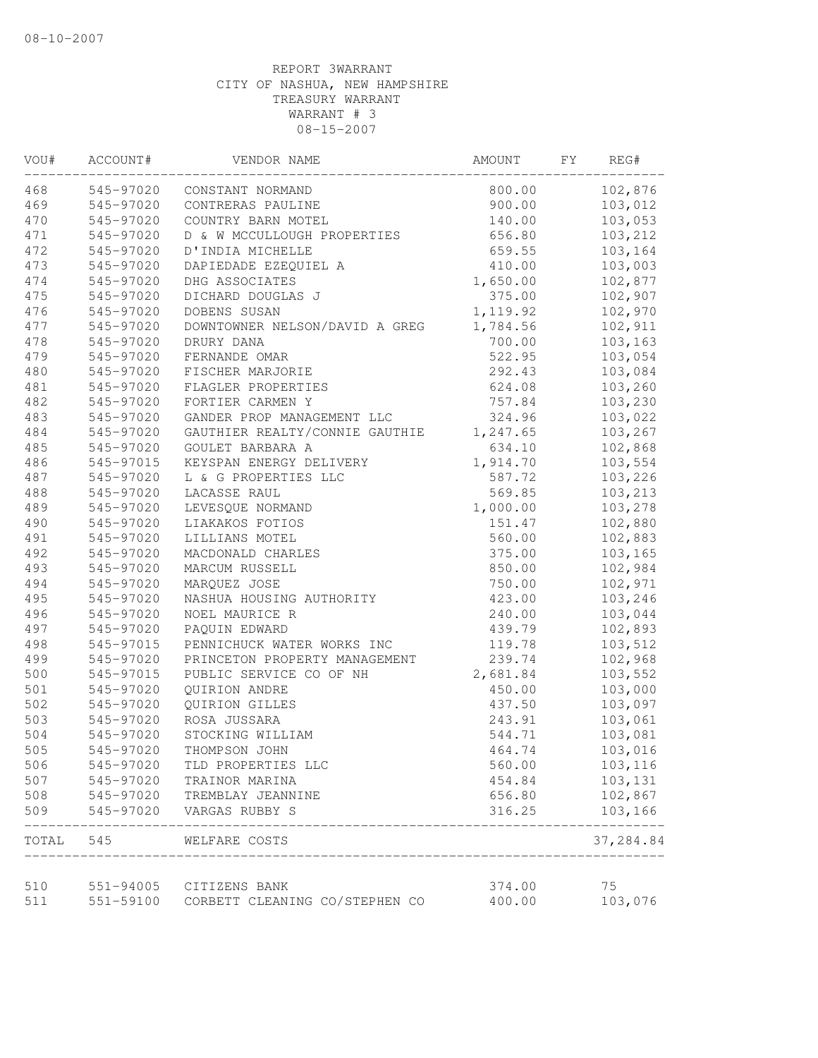08-10-2007

REPORT 3WARRANT
CITY OF NASHUA, NEW HAMPSHIRE
TREASURY WARRANT
WARRANT # 3
08-15-2007

| VOU# | ACCOUNT# | VENDOR NAME | AMOUNT | FY | REG# |
|---|---|---|---|---|---|
| 468 | 545-97020 | CONSTANT NORMAND | 800.00 | | 102,876 |
| 469 | 545-97020 | CONTRERAS PAULINE | 900.00 | | 103,012 |
| 470 | 545-97020 | COUNTRY BARN MOTEL | 140.00 | | 103,053 |
| 471 | 545-97020 | D & W MCCULLOUGH PROPERTIES | 656.80 | | 103,212 |
| 472 | 545-97020 | D'INDIA MICHELLE | 659.55 | | 103,164 |
| 473 | 545-97020 | DAPIEDADE EZEQUIEL A | 410.00 | | 103,003 |
| 474 | 545-97020 | DHG ASSOCIATES | 1,650.00 | | 102,877 |
| 475 | 545-97020 | DICHARD DOUGLAS J | 375.00 | | 102,907 |
| 476 | 545-97020 | DOBENS SUSAN | 1,119.92 | | 102,970 |
| 477 | 545-97020 | DOWNTOWNER NELSON/DAVID A GREG | 1,784.56 | | 102,911 |
| 478 | 545-97020 | DRURY DANA | 700.00 | | 103,163 |
| 479 | 545-97020 | FERNANDE OMAR | 522.95 | | 103,054 |
| 480 | 545-97020 | FISCHER MARJORIE | 292.43 | | 103,084 |
| 481 | 545-97020 | FLAGLER PROPERTIES | 624.08 | | 103,260 |
| 482 | 545-97020 | FORTIER CARMEN Y | 757.84 | | 103,230 |
| 483 | 545-97020 | GANDER PROP MANAGEMENT LLC | 324.96 | | 103,022 |
| 484 | 545-97020 | GAUTHIER REALTY/CONNIE GAUTHIE | 1,247.65 | | 103,267 |
| 485 | 545-97020 | GOULET BARBARA A | 634.10 | | 102,868 |
| 486 | 545-97015 | KEYSPAN ENERGY DELIVERY | 1,914.70 | | 103,554 |
| 487 | 545-97020 | L & G PROPERTIES LLC | 587.72 | | 103,226 |
| 488 | 545-97020 | LACASSE RAUL | 569.85 | | 103,213 |
| 489 | 545-97020 | LEVESQUE NORMAND | 1,000.00 | | 103,278 |
| 490 | 545-97020 | LIAKAKOS FOTIOS | 151.47 | | 102,880 |
| 491 | 545-97020 | LILLIANS MOTEL | 560.00 | | 102,883 |
| 492 | 545-97020 | MACDONALD CHARLES | 375.00 | | 103,165 |
| 493 | 545-97020 | MARCUM RUSSELL | 850.00 | | 102,984 |
| 494 | 545-97020 | MARQUEZ JOSE | 750.00 | | 102,971 |
| 495 | 545-97020 | NASHUA HOUSING AUTHORITY | 423.00 | | 103,246 |
| 496 | 545-97020 | NOEL MAURICE R | 240.00 | | 103,044 |
| 497 | 545-97020 | PAQUIN EDWARD | 439.79 | | 102,893 |
| 498 | 545-97015 | PENNICHUCK WATER WORKS INC | 119.78 | | 103,512 |
| 499 | 545-97020 | PRINCETON PROPERTY MANAGEMENT | 239.74 | | 102,968 |
| 500 | 545-97015 | PUBLIC SERVICE CO OF NH | 2,681.84 | | 103,552 |
| 501 | 545-97020 | QUIRION ANDRE | 450.00 | | 103,000 |
| 502 | 545-97020 | QUIRION GILLES | 437.50 | | 103,097 |
| 503 | 545-97020 | ROSA JUSSARA | 243.91 | | 103,061 |
| 504 | 545-97020 | STOCKING WILLIAM | 544.71 | | 103,081 |
| 505 | 545-97020 | THOMPSON JOHN | 464.74 | | 103,016 |
| 506 | 545-97020 | TLD PROPERTIES LLC | 560.00 | | 103,116 |
| 507 | 545-97020 | TRAINOR MARINA | 454.84 | | 103,131 |
| 508 | 545-97020 | TREMBLAY JEANNINE | 656.80 | | 102,867 |
| 509 | 545-97020 | VARGAS RUBBY S | 316.25 | | 103,166 |
| TOTAL | 545 | WELFARE COSTS | | | 37,284.84 |
| 510 | 551-94005 | CITIZENS BANK | 374.00 | | 75 |
| 511 | 551-59100 | CORBETT CLEANING CO/STEPHEN CO | 400.00 | | 103,076 |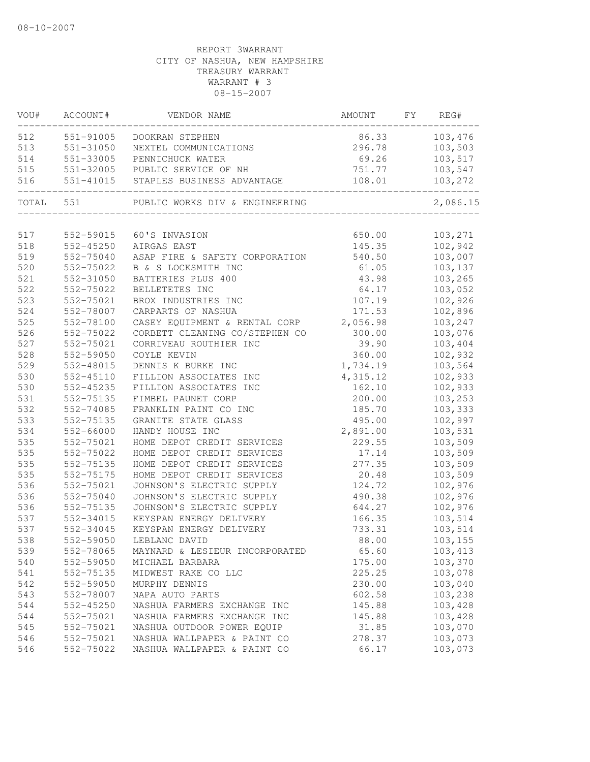08-10-2007

REPORT 3WARRANT
CITY OF NASHUA, NEW HAMPSHIRE
TREASURY WARRANT
WARRANT # 3
08-15-2007

| VOU# | ACCOUNT# | VENDOR NAME | AMOUNT | FY | REG# |
|---|---|---|---|---|---|
| 512 | 551-91005 | DOOKRAN STEPHEN | 86.33 | | 103,476 |
| 513 | 551-31050 | NEXTEL COMMUNICATIONS | 296.78 | | 103,503 |
| 514 | 551-33005 | PENNICHUCK WATER | 69.26 | | 103,517 |
| 515 | 551-32005 | PUBLIC SERVICE OF NH | 751.77 | | 103,547 |
| 516 | 551-41015 | STAPLES BUSINESS ADVANTAGE | 108.01 | | 103,272 |
| TOTAL | 551 | PUBLIC WORKS DIV & ENGINEERING | | | 2,086.15 |
| 517 | 552-59015 | 60'S INVASION | 650.00 | | 103,271 |
| 518 | 552-45250 | AIRGAS EAST | 145.35 | | 102,942 |
| 519 | 552-75040 | ASAP FIRE & SAFETY CORPORATION | 540.50 | | 103,007 |
| 520 | 552-75022 | B & S LOCKSMITH INC | 61.05 | | 103,137 |
| 521 | 552-31050 | BATTERIES PLUS 400 | 43.98 | | 103,265 |
| 522 | 552-75022 | BELLETETES INC | 64.17 | | 103,052 |
| 523 | 552-75021 | BROX INDUSTRIES INC | 107.19 | | 102,926 |
| 524 | 552-78007 | CARPARTS OF NASHUA | 171.53 | | 102,896 |
| 525 | 552-78100 | CASEY EQUIPMENT & RENTAL CORP | 2,056.98 | | 103,247 |
| 526 | 552-75022 | CORBETT CLEANING CO/STEPHEN CO | 300.00 | | 103,076 |
| 527 | 552-75021 | CORRIVEAU ROUTHIER INC | 39.90 | | 103,404 |
| 528 | 552-59050 | COYLE KEVIN | 360.00 | | 102,932 |
| 529 | 552-48015 | DENNIS K BURKE INC | 1,734.19 | | 103,564 |
| 530 | 552-45110 | FILLION ASSOCIATES INC | 4,315.12 | | 102,933 |
| 530 | 552-45235 | FILLION ASSOCIATES INC | 162.10 | | 102,933 |
| 531 | 552-75135 | FIMBEL PAUNET CORP | 200.00 | | 103,253 |
| 532 | 552-74085 | FRANKLIN PAINT CO INC | 185.70 | | 103,333 |
| 533 | 552-75135 | GRANITE STATE GLASS | 495.00 | | 102,997 |
| 534 | 552-66000 | HANDY HOUSE INC | 2,891.00 | | 103,531 |
| 535 | 552-75021 | HOME DEPOT CREDIT SERVICES | 229.55 | | 103,509 |
| 535 | 552-75022 | HOME DEPOT CREDIT SERVICES | 17.14 | | 103,509 |
| 535 | 552-75135 | HOME DEPOT CREDIT SERVICES | 277.35 | | 103,509 |
| 535 | 552-75175 | HOME DEPOT CREDIT SERVICES | 20.48 | | 103,509 |
| 536 | 552-75021 | JOHNSON'S ELECTRIC SUPPLY | 124.72 | | 102,976 |
| 536 | 552-75040 | JOHNSON'S ELECTRIC SUPPLY | 490.38 | | 102,976 |
| 536 | 552-75135 | JOHNSON'S ELECTRIC SUPPLY | 644.27 | | 102,976 |
| 537 | 552-34015 | KEYSPAN ENERGY DELIVERY | 166.35 | | 103,514 |
| 537 | 552-34045 | KEYSPAN ENERGY DELIVERY | 733.31 | | 103,514 |
| 538 | 552-59050 | LEBLANC DAVID | 88.00 | | 103,155 |
| 539 | 552-78065 | MAYNARD & LESIEUR INCORPORATED | 65.60 | | 103,413 |
| 540 | 552-59050 | MICHAEL BARBARA | 175.00 | | 103,370 |
| 541 | 552-75135 | MIDWEST RAKE CO LLC | 225.25 | | 103,078 |
| 542 | 552-59050 | MURPHY DENNIS | 230.00 | | 103,040 |
| 543 | 552-78007 | NAPA AUTO PARTS | 602.58 | | 103,238 |
| 544 | 552-45250 | NASHUA FARMERS EXCHANGE INC | 145.88 | | 103,428 |
| 544 | 552-75021 | NASHUA FARMERS EXCHANGE INC | 145.88 | | 103,428 |
| 545 | 552-75021 | NASHUA OUTDOOR POWER EQUIP | 31.85 | | 103,070 |
| 546 | 552-75021 | NASHUA WALLPAPER & PAINT CO | 278.37 | | 103,073 |
| 546 | 552-75022 | NASHUA WALLPAPER & PAINT CO | 66.17 | | 103,073 |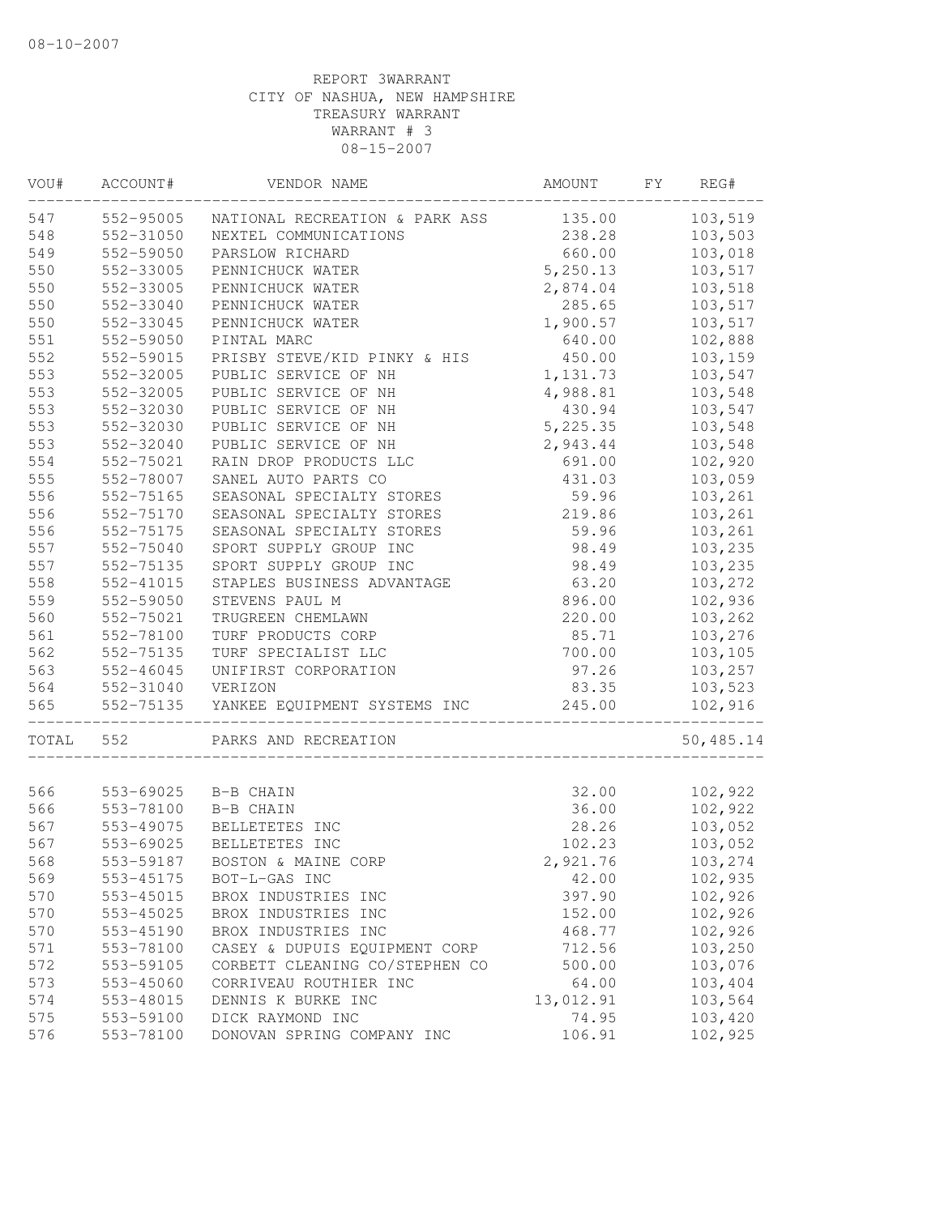08-10-2007

REPORT 3WARRANT
CITY OF NASHUA, NEW HAMPSHIRE
TREASURY WARRANT
WARRANT # 3
08-15-2007

| VOU# | ACCOUNT# | VENDOR NAME | AMOUNT | FY | REG# |
|---|---|---|---|---|---|
| 547 | 552-95005 | NATIONAL RECREATION & PARK ASS | 135.00 | | 103,519 |
| 548 | 552-31050 | NEXTEL COMMUNICATIONS | 238.28 | | 103,503 |
| 549 | 552-59050 | PARSLOW RICHARD | 660.00 | | 103,018 |
| 550 | 552-33005 | PENNICHUCK WATER | 5,250.13 | | 103,517 |
| 550 | 552-33005 | PENNICHUCK WATER | 2,874.04 | | 103,518 |
| 550 | 552-33040 | PENNICHUCK WATER | 285.65 | | 103,517 |
| 550 | 552-33045 | PENNICHUCK WATER | 1,900.57 | | 103,517 |
| 551 | 552-59050 | PINTAL MARC | 640.00 | | 102,888 |
| 552 | 552-59015 | PRISBY STEVE/KID PINKY & HIS | 450.00 | | 103,159 |
| 553 | 552-32005 | PUBLIC SERVICE OF NH | 1,131.73 | | 103,547 |
| 553 | 552-32005 | PUBLIC SERVICE OF NH | 4,988.81 | | 103,548 |
| 553 | 552-32030 | PUBLIC SERVICE OF NH | 430.94 | | 103,547 |
| 553 | 552-32030 | PUBLIC SERVICE OF NH | 5,225.35 | | 103,548 |
| 553 | 552-32040 | PUBLIC SERVICE OF NH | 2,943.44 | | 103,548 |
| 554 | 552-75021 | RAIN DROP PRODUCTS LLC | 691.00 | | 102,920 |
| 555 | 552-78007 | SANEL AUTO PARTS CO | 431.03 | | 103,059 |
| 556 | 552-75165 | SEASONAL SPECIALTY STORES | 59.96 | | 103,261 |
| 556 | 552-75170 | SEASONAL SPECIALTY STORES | 219.86 | | 103,261 |
| 556 | 552-75175 | SEASONAL SPECIALTY STORES | 59.96 | | 103,261 |
| 557 | 552-75040 | SPORT SUPPLY GROUP INC | 98.49 | | 103,235 |
| 557 | 552-75135 | SPORT SUPPLY GROUP INC | 98.49 | | 103,235 |
| 558 | 552-41015 | STAPLES BUSINESS ADVANTAGE | 63.20 | | 103,272 |
| 559 | 552-59050 | STEVENS PAUL M | 896.00 | | 102,936 |
| 560 | 552-75021 | TRUGREEN CHEMLAWN | 220.00 | | 103,262 |
| 561 | 552-78100 | TURF PRODUCTS CORP | 85.71 | | 103,276 |
| 562 | 552-75135 | TURF SPECIALIST LLC | 700.00 | | 103,105 |
| 563 | 552-46045 | UNIFIRST CORPORATION | 97.26 | | 103,257 |
| 564 | 552-31040 | VERIZON | 83.35 | | 103,523 |
| 565 | 552-75135 | YANKEE EQUIPMENT SYSTEMS INC | 245.00 | | 102,916 |
| TOTAL | 552 | PARKS AND RECREATION | | | 50,485.14 |
| 566 | 553-69025 | B-B CHAIN | 32.00 | | 102,922 |
| 566 | 553-78100 | B-B CHAIN | 36.00 | | 102,922 |
| 567 | 553-49075 | BELLETETES INC | 28.26 | | 103,052 |
| 567 | 553-69025 | BELLETETES INC | 102.23 | | 103,052 |
| 568 | 553-59187 | BOSTON & MAINE CORP | 2,921.76 | | 103,274 |
| 569 | 553-45175 | BOT-L-GAS INC | 42.00 | | 102,935 |
| 570 | 553-45015 | BROX INDUSTRIES INC | 397.90 | | 102,926 |
| 570 | 553-45025 | BROX INDUSTRIES INC | 152.00 | | 102,926 |
| 570 | 553-45190 | BROX INDUSTRIES INC | 468.77 | | 102,926 |
| 571 | 553-78100 | CASEY & DUPUIS EQUIPMENT CORP | 712.56 | | 103,250 |
| 572 | 553-59105 | CORBETT CLEANING CO/STEPHEN CO | 500.00 | | 103,076 |
| 573 | 553-45060 | CORRIVEAU ROUTHIER INC | 64.00 | | 103,404 |
| 574 | 553-48015 | DENNIS K BURKE INC | 13,012.91 | | 103,564 |
| 575 | 553-59100 | DICK RAYMOND INC | 74.95 | | 103,420 |
| 576 | 553-78100 | DONOVAN SPRING COMPANY INC | 106.91 | | 102,925 |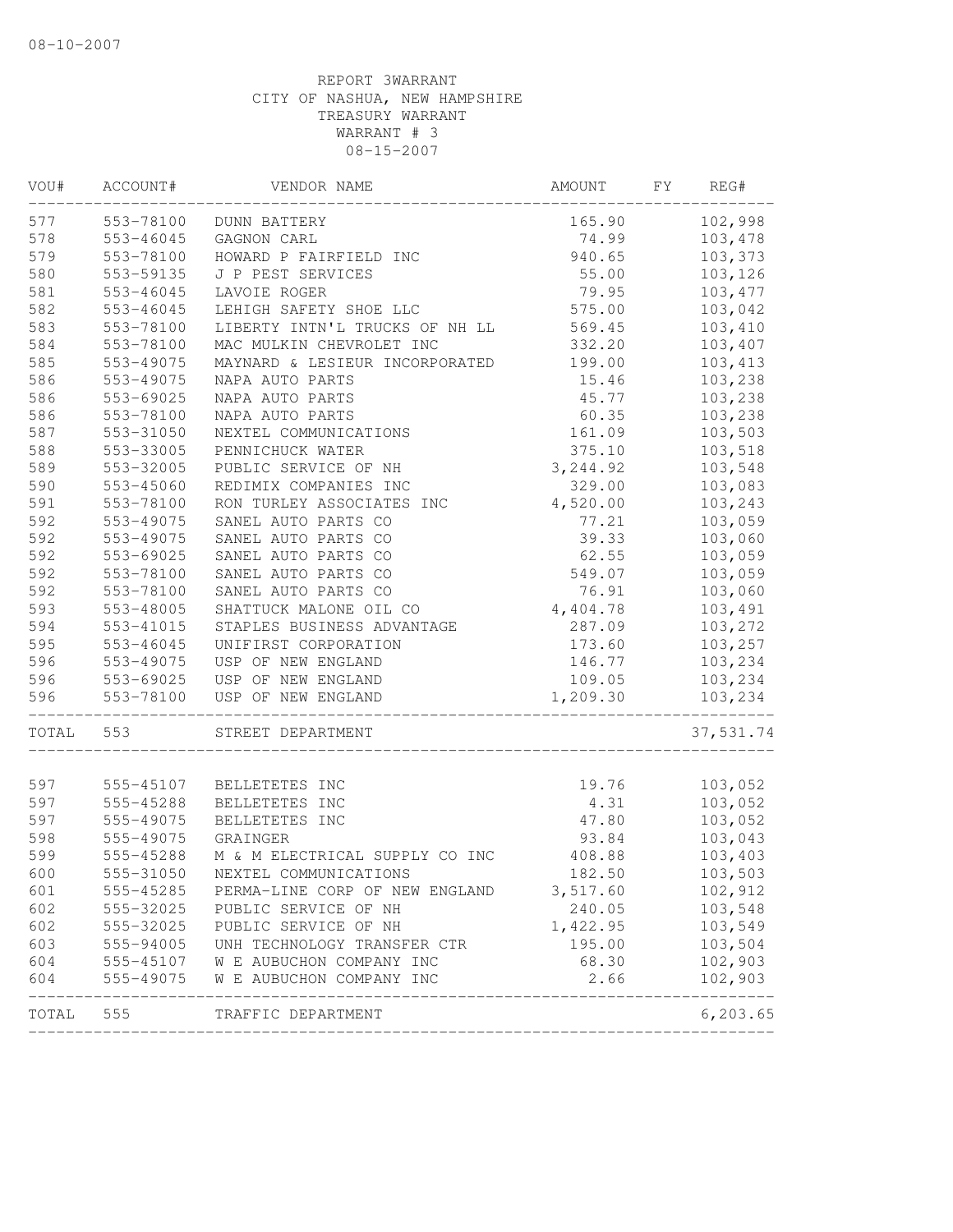08-10-2007

REPORT 3WARRANT
CITY OF NASHUA, NEW HAMPSHIRE
TREASURY WARRANT
WARRANT # 3
08-15-2007

| VOU# | ACCOUNT# | VENDOR NAME | AMOUNT | FY | REG# |
|---|---|---|---|---|---|
| 577 | 553-78100 | DUNN BATTERY | 165.90 | | 102,998 |
| 578 | 553-46045 | GAGNON CARL | 74.99 | | 103,478 |
| 579 | 553-78100 | HOWARD P FAIRFIELD INC | 940.65 | | 103,373 |
| 580 | 553-59135 | J P PEST SERVICES | 55.00 | | 103,126 |
| 581 | 553-46045 | LAVOIE ROGER | 79.95 | | 103,477 |
| 582 | 553-46045 | LEHIGH SAFETY SHOE LLC | 575.00 | | 103,042 |
| 583 | 553-78100 | LIBERTY INTN'L TRUCKS OF NH LL | 569.45 | | 103,410 |
| 584 | 553-78100 | MAC MULKIN CHEVROLET INC | 332.20 | | 103,407 |
| 585 | 553-49075 | MAYNARD & LESIEUR INCORPORATED | 199.00 | | 103,413 |
| 586 | 553-49075 | NAPA AUTO PARTS | 15.46 | | 103,238 |
| 586 | 553-69025 | NAPA AUTO PARTS | 45.77 | | 103,238 |
| 586 | 553-78100 | NAPA AUTO PARTS | 60.35 | | 103,238 |
| 587 | 553-31050 | NEXTEL COMMUNICATIONS | 161.09 | | 103,503 |
| 588 | 553-33005 | PENNICHUCK WATER | 375.10 | | 103,518 |
| 589 | 553-32005 | PUBLIC SERVICE OF NH | 3,244.92 | | 103,548 |
| 590 | 553-45060 | REDIMIX COMPANIES INC | 329.00 | | 103,083 |
| 591 | 553-78100 | RON TURLEY ASSOCIATES INC | 4,520.00 | | 103,243 |
| 592 | 553-49075 | SANEL AUTO PARTS CO | 77.21 | | 103,059 |
| 592 | 553-49075 | SANEL AUTO PARTS CO | 39.33 | | 103,060 |
| 592 | 553-69025 | SANEL AUTO PARTS CO | 62.55 | | 103,059 |
| 592 | 553-78100 | SANEL AUTO PARTS CO | 549.07 | | 103,059 |
| 592 | 553-78100 | SANEL AUTO PARTS CO | 76.91 | | 103,060 |
| 593 | 553-48005 | SHATTUCK MALONE OIL CO | 4,404.78 | | 103,491 |
| 594 | 553-41015 | STAPLES BUSINESS ADVANTAGE | 287.09 | | 103,272 |
| 595 | 553-46045 | UNIFIRST CORPORATION | 173.60 | | 103,257 |
| 596 | 553-49075 | USP OF NEW ENGLAND | 146.77 | | 103,234 |
| 596 | 553-69025 | USP OF NEW ENGLAND | 109.05 | | 103,234 |
| 596 | 553-78100 | USP OF NEW ENGLAND | 1,209.30 | | 103,234 |
| TOTAL | 553 | STREET DEPARTMENT | | | 37,531.74 |
| 597 | 555-45107 | BELLETETES INC | 19.76 | | 103,052 |
| 597 | 555-45288 | BELLETETES INC | 4.31 | | 103,052 |
| 597 | 555-49075 | BELLETETES INC | 47.80 | | 103,052 |
| 598 | 555-49075 | GRAINGER | 93.84 | | 103,043 |
| 599 | 555-45288 | M & M ELECTRICAL SUPPLY CO INC | 408.88 | | 103,403 |
| 600 | 555-31050 | NEXTEL COMMUNICATIONS | 182.50 | | 103,503 |
| 601 | 555-45285 | PERMA-LINE CORP OF NEW ENGLAND | 3,517.60 | | 102,912 |
| 602 | 555-32025 | PUBLIC SERVICE OF NH | 240.05 | | 103,548 |
| 602 | 555-32025 | PUBLIC SERVICE OF NH | 1,422.95 | | 103,549 |
| 603 | 555-94005 | UNH TECHNOLOGY TRANSFER CTR | 195.00 | | 103,504 |
| 604 | 555-45107 | W E AUBUCHON COMPANY INC | 68.30 | | 102,903 |
| 604 | 555-49075 | W E AUBUCHON COMPANY INC | 2.66 | | 102,903 |
| TOTAL | 555 | TRAFFIC DEPARTMENT | | | 6,203.65 |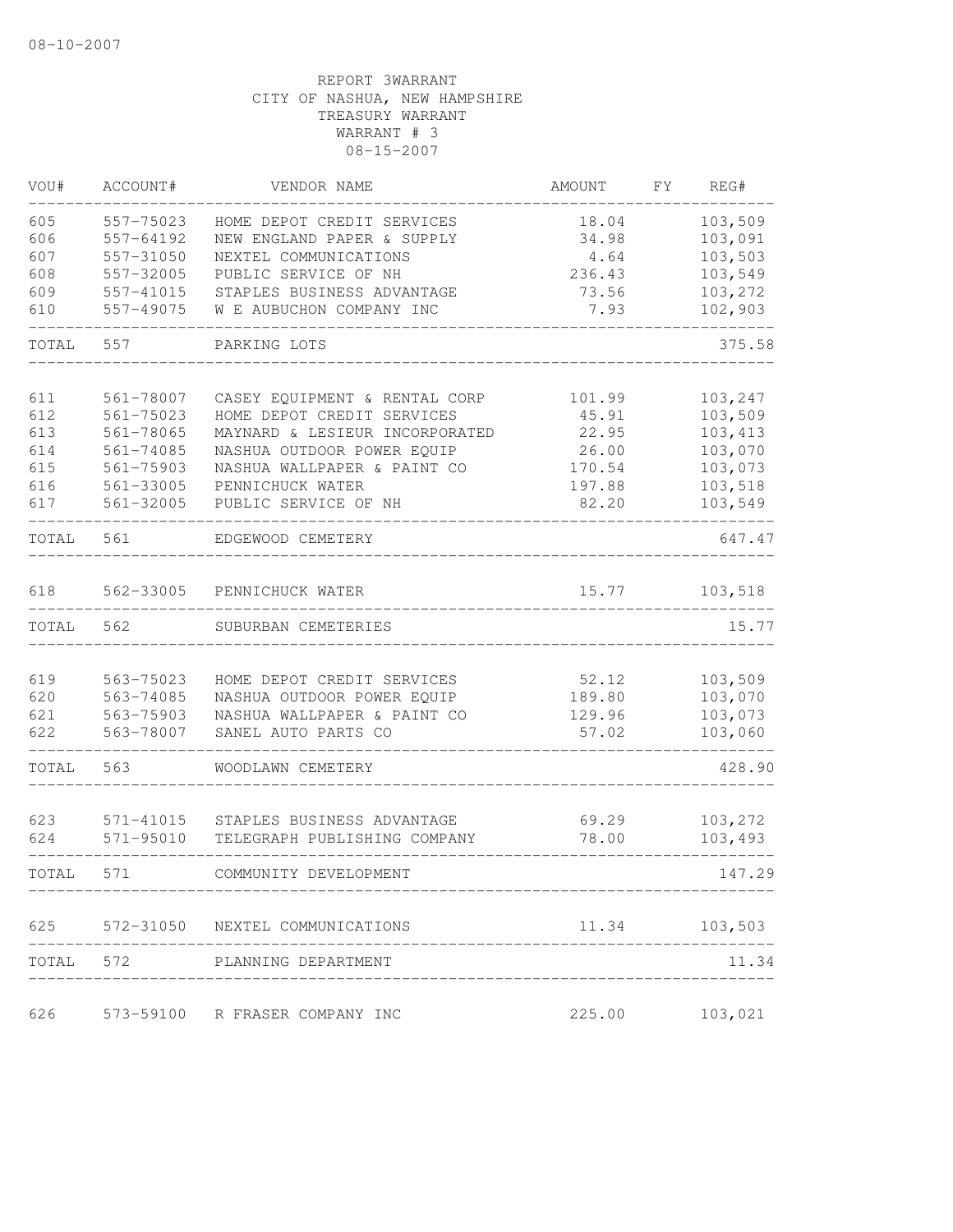08-10-2007

REPORT 3WARRANT
CITY OF NASHUA, NEW HAMPSHIRE
TREASURY WARRANT
WARRANT # 3
08-15-2007

| VOU# | ACCOUNT# | VENDOR NAME | AMOUNT | FY | REG# |
|---|---|---|---|---|---|
| 605 | 557-75023 | HOME DEPOT CREDIT SERVICES | 18.04 | | 103,509 |
| 606 | 557-64192 | NEW ENGLAND PAPER & SUPPLY | 34.98 | | 103,091 |
| 607 | 557-31050 | NEXTEL COMMUNICATIONS | 4.64 | | 103,503 |
| 608 | 557-32005 | PUBLIC SERVICE OF NH | 236.43 | | 103,549 |
| 609 | 557-41015 | STAPLES BUSINESS ADVANTAGE | 73.56 | | 103,272 |
| 610 | 557-49075 | W E AUBUCHON COMPANY INC | 7.93 | | 102,903 |
| TOTAL | 557 | PARKING LOTS | | | 375.58 |
| 611 | 561-78007 | CASEY EQUIPMENT & RENTAL CORP | 101.99 | | 103,247 |
| 612 | 561-75023 | HOME DEPOT CREDIT SERVICES | 45.91 | | 103,509 |
| 613 | 561-78065 | MAYNARD & LESIEUR INCORPORATED | 22.95 | | 103,413 |
| 614 | 561-74085 | NASHUA OUTDOOR POWER EQUIP | 26.00 | | 103,070 |
| 615 | 561-75903 | NASHUA WALLPAPER & PAINT CO | 170.54 | | 103,073 |
| 616 | 561-33005 | PENNICHUCK WATER | 197.88 | | 103,518 |
| 617 | 561-32005 | PUBLIC SERVICE OF NH | 82.20 | | 103,549 |
| TOTAL | 561 | EDGEWOOD CEMETERY | | | 647.47 |
| 618 | 562-33005 | PENNICHUCK WATER | 15.77 | | 103,518 |
| TOTAL | 562 | SUBURBAN CEMETERIES | | | 15.77 |
| 619 | 563-75023 | HOME DEPOT CREDIT SERVICES | 52.12 | | 103,509 |
| 620 | 563-74085 | NASHUA OUTDOOR POWER EQUIP | 189.80 | | 103,070 |
| 621 | 563-75903 | NASHUA WALLPAPER & PAINT CO | 129.96 | | 103,073 |
| 622 | 563-78007 | SANEL AUTO PARTS CO | 57.02 | | 103,060 |
| TOTAL | 563 | WOODLAWN CEMETERY | | | 428.90 |
| 623 | 571-41015 | STAPLES BUSINESS ADVANTAGE | 69.29 | | 103,272 |
| 624 | 571-95010 | TELEGRAPH PUBLISHING COMPANY | 78.00 | | 103,493 |
| TOTAL | 571 | COMMUNITY DEVELOPMENT | | | 147.29 |
| 625 | 572-31050 | NEXTEL COMMUNICATIONS | 11.34 | | 103,503 |
| TOTAL | 572 | PLANNING DEPARTMENT | | | 11.34 |
| 626 | 573-59100 | R FRASER COMPANY INC | 225.00 | | 103,021 |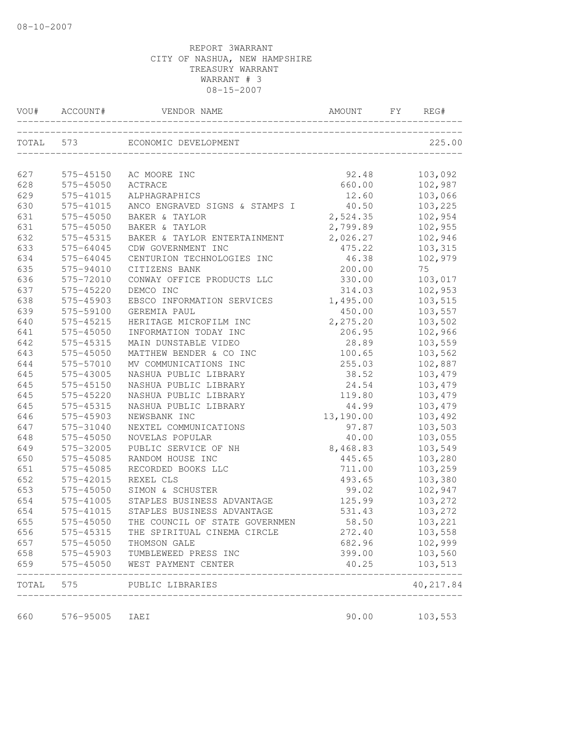08-10-2007

REPORT 3WARRANT
CITY OF NASHUA, NEW HAMPSHIRE
TREASURY WARRANT
WARRANT # 3
08-15-2007

| VOU# | ACCOUNT# | VENDOR NAME | AMOUNT | FY | REG# |
|---|---|---|---|---|---|
| TOTAL | 573 | ECONOMIC DEVELOPMENT | | | 225.00 |
| 627 | 575-45150 | AC MOORE INC | 92.48 | | 103,092 |
| 628 | 575-45050 | ACTRACE | 660.00 | | 102,987 |
| 629 | 575-41015 | ALPHAGRAPHICS | 12.60 | | 103,066 |
| 630 | 575-41015 | ANCO ENGRAVED SIGNS & STAMPS I | 40.50 | | 103,225 |
| 631 | 575-45050 | BAKER & TAYLOR | 2,524.35 | | 102,954 |
| 631 | 575-45050 | BAKER & TAYLOR | 2,799.89 | | 102,955 |
| 632 | 575-45315 | BAKER & TAYLOR ENTERTAINMENT | 2,026.27 | | 102,946 |
| 633 | 575-64045 | CDW GOVERNMENT INC | 475.22 | | 103,315 |
| 634 | 575-64045 | CENTURION TECHNOLOGIES INC | 46.38 | | 102,979 |
| 635 | 575-94010 | CITIZENS BANK | 200.00 | | 75 |
| 636 | 575-72010 | CONWAY OFFICE PRODUCTS LLC | 330.00 | | 103,017 |
| 637 | 575-45220 | DEMCO INC | 314.03 | | 102,953 |
| 638 | 575-45903 | EBSCO INFORMATION SERVICES | 1,495.00 | | 103,515 |
| 639 | 575-59100 | GEREMIA PAUL | 450.00 | | 103,557 |
| 640 | 575-45215 | HERITAGE MICROFILM INC | 2,275.20 | | 103,502 |
| 641 | 575-45050 | INFORMATION TODAY INC | 206.95 | | 102,966 |
| 642 | 575-45315 | MAIN DUNSTABLE VIDEO | 28.89 | | 103,559 |
| 643 | 575-45050 | MATTHEW BENDER & CO INC | 100.65 | | 103,562 |
| 644 | 575-57010 | MV COMMUNICATIONS INC | 255.03 | | 102,887 |
| 645 | 575-43005 | NASHUA PUBLIC LIBRARY | 38.52 | | 103,479 |
| 645 | 575-45150 | NASHUA PUBLIC LIBRARY | 24.54 | | 103,479 |
| 645 | 575-45220 | NASHUA PUBLIC LIBRARY | 119.80 | | 103,479 |
| 645 | 575-45315 | NASHUA PUBLIC LIBRARY | 44.99 | | 103,479 |
| 646 | 575-45903 | NEWSBANK INC | 13,190.00 | | 103,492 |
| 647 | 575-31040 | NEXTEL COMMUNICATIONS | 97.87 | | 103,503 |
| 648 | 575-45050 | NOVELAS POPULAR | 40.00 | | 103,055 |
| 649 | 575-32005 | PUBLIC SERVICE OF NH | 8,468.83 | | 103,549 |
| 650 | 575-45085 | RANDOM HOUSE INC | 445.65 | | 103,280 |
| 651 | 575-45085 | RECORDED BOOKS LLC | 711.00 | | 103,259 |
| 652 | 575-42015 | REXEL CLS | 493.65 | | 103,380 |
| 653 | 575-45050 | SIMON & SCHUSTER | 99.02 | | 102,947 |
| 654 | 575-41005 | STAPLES BUSINESS ADVANTAGE | 125.99 | | 103,272 |
| 654 | 575-41015 | STAPLES BUSINESS ADVANTAGE | 531.43 | | 103,272 |
| 655 | 575-45050 | THE COUNCIL OF STATE GOVERNMEN | 58.50 | | 103,221 |
| 656 | 575-45315 | THE SPIRITUAL CINEMA CIRCLE | 272.40 | | 103,558 |
| 657 | 575-45050 | THOMSON GALE | 682.96 | | 102,999 |
| 658 | 575-45903 | TUMBLEWEED PRESS INC | 399.00 | | 103,560 |
| 659 | 575-45050 | WEST PAYMENT CENTER | 40.25 | | 103,513 |
| TOTAL | 575 | PUBLIC LIBRARIES | | | 40,217.84 |
| 660 | 576-95005 | IAEI | 90.00 | | 103,553 |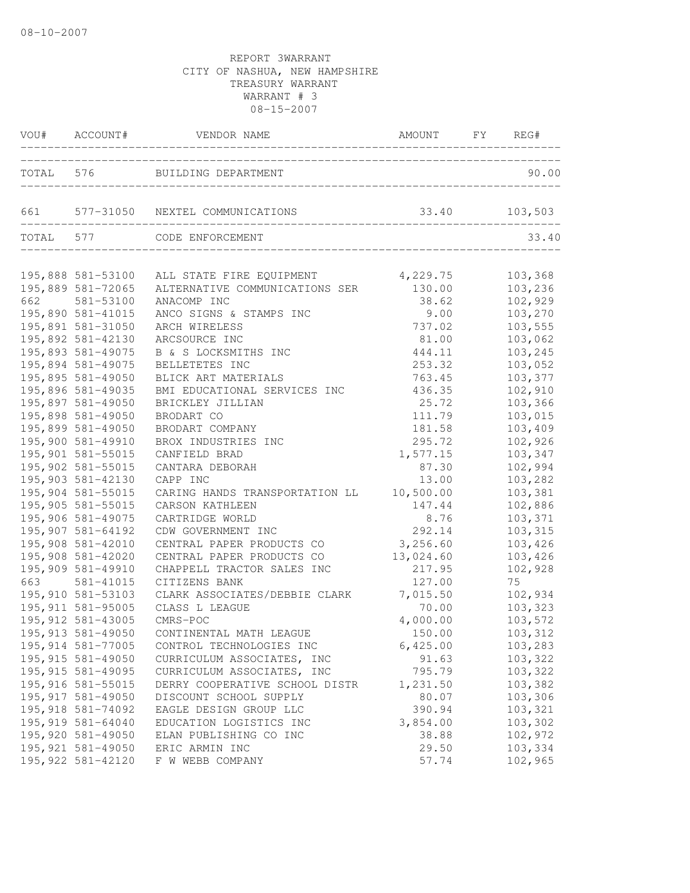08-10-2007

REPORT 3WARRANT
CITY OF NASHUA, NEW HAMPSHIRE
TREASURY WARRANT
WARRANT # 3
08-15-2007

| VOU# | ACCOUNT# | VENDOR NAME | AMOUNT | FY | REG# |
|---|---|---|---|---|---|
| TOTAL | 576 | BUILDING DEPARTMENT | | | 90.00 |
| 661 | 577-31050 | NEXTEL COMMUNICATIONS | 33.40 | | 103,503 |
| TOTAL | 577 | CODE ENFORCEMENT | | | 33.40 |
| 195,888 | 581-53100 | ALL STATE FIRE EQUIPMENT | 4,229.75 | | 103,368 |
| 195,889 | 581-72065 | ALTERNATIVE COMMUNICATIONS SER | 130.00 | | 103,236 |
| 662 | 581-53100 | ANACOMP INC | 38.62 | | 102,929 |
| 195,890 | 581-41015 | ANCO SIGNS & STAMPS INC | 9.00 | | 103,270 |
| 195,891 | 581-31050 | ARCH WIRELESS | 737.02 | | 103,555 |
| 195,892 | 581-42130 | ARCSOURCE INC | 81.00 | | 103,062 |
| 195,893 | 581-49075 | B & S LOCKSMITHS INC | 444.11 | | 103,245 |
| 195,894 | 581-49075 | BELLETETES INC | 253.32 | | 103,052 |
| 195,895 | 581-49050 | BLICK ART MATERIALS | 763.45 | | 103,377 |
| 195,896 | 581-49035 | BMI EDUCATIONAL SERVICES INC | 436.35 | | 102,910 |
| 195,897 | 581-49050 | BRICKLEY JILLIAN | 25.72 | | 103,366 |
| 195,898 | 581-49050 | BRODART CO | 111.79 | | 103,015 |
| 195,899 | 581-49050 | BRODART COMPANY | 181.58 | | 103,409 |
| 195,900 | 581-49910 | BROX INDUSTRIES INC | 295.72 | | 102,926 |
| 195,901 | 581-55015 | CANFIELD BRAD | 1,577.15 | | 103,347 |
| 195,902 | 581-55015 | CANTARA DEBORAH | 87.30 | | 102,994 |
| 195,903 | 581-42130 | CAPP INC | 13.00 | | 103,282 |
| 195,904 | 581-55015 | CARING HANDS TRANSPORTATION LL | 10,500.00 | | 103,381 |
| 195,905 | 581-55015 | CARSON KATHLEEN | 147.44 | | 102,886 |
| 195,906 | 581-49075 | CARTRIDGE WORLD | 8.76 | | 103,371 |
| 195,907 | 581-64192 | CDW GOVERNMENT INC | 292.14 | | 103,315 |
| 195,908 | 581-42010 | CENTRAL PAPER PRODUCTS CO | 3,256.60 | | 103,426 |
| 195,908 | 581-42020 | CENTRAL PAPER PRODUCTS CO | 13,024.60 | | 103,426 |
| 195,909 | 581-49910 | CHAPPELL TRACTOR SALES INC | 217.95 | | 102,928 |
| 663 | 581-41015 | CITIZENS BANK | 127.00 | | 75 |
| 195,910 | 581-53103 | CLARK ASSOCIATES/DEBBIE CLARK | 7,015.50 | | 102,934 |
| 195,911 | 581-95005 | CLASS L LEAGUE | 70.00 | | 103,323 |
| 195,912 | 581-43005 | CMRS-POC | 4,000.00 | | 103,572 |
| 195,913 | 581-49050 | CONTINENTAL MATH LEAGUE | 150.00 | | 103,312 |
| 195,914 | 581-77005 | CONTROL TECHNOLOGIES INC | 6,425.00 | | 103,283 |
| 195,915 | 581-49050 | CURRICULUM ASSOCIATES, INC | 91.63 | | 103,322 |
| 195,915 | 581-49095 | CURRICULUM ASSOCIATES, INC | 795.79 | | 103,322 |
| 195,916 | 581-55015 | DERRY COOPERATIVE SCHOOL DISTR | 1,231.50 | | 103,382 |
| 195,917 | 581-49050 | DISCOUNT SCHOOL SUPPLY | 80.07 | | 103,306 |
| 195,918 | 581-74092 | EAGLE DESIGN GROUP LLC | 390.94 | | 103,321 |
| 195,919 | 581-64040 | EDUCATION LOGISTICS INC | 3,854.00 | | 103,302 |
| 195,920 | 581-49050 | ELAN PUBLISHING CO INC | 38.88 | | 102,972 |
| 195,921 | 581-49050 | ERIC ARMIN INC | 29.50 | | 103,334 |
| 195,922 | 581-42120 | F W WEBB COMPANY | 57.74 | | 102,965 |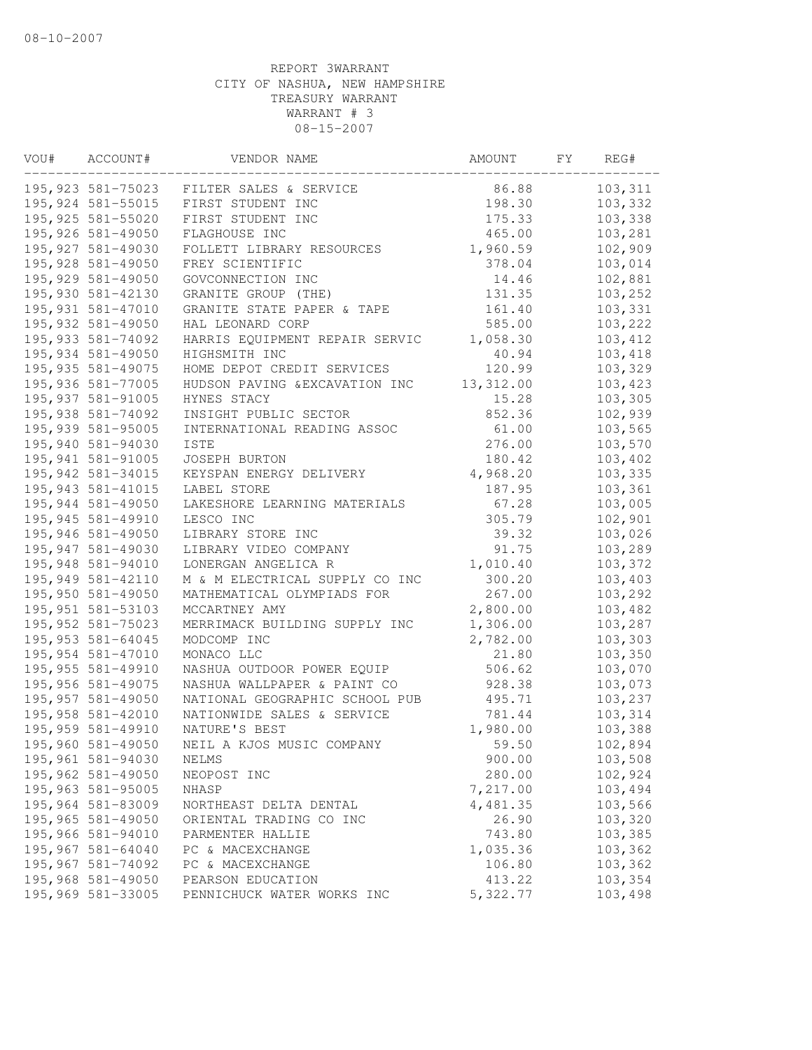08-10-2007

REPORT 3WARRANT
CITY OF NASHUA, NEW HAMPSHIRE
TREASURY WARRANT
WARRANT # 3
08-15-2007

| VOU# | ACCOUNT# | VENDOR NAME | AMOUNT | FY | REG# |
|---|---|---|---|---|---|
| 195,923 | 581-75023 | FILTER SALES & SERVICE | 86.88 | | 103,311 |
| 195,924 | 581-55015 | FIRST STUDENT INC | 198.30 | | 103,332 |
| 195,925 | 581-55020 | FIRST STUDENT INC | 175.33 | | 103,338 |
| 195,926 | 581-49050 | FLAGHOUSE INC | 465.00 | | 103,281 |
| 195,927 | 581-49030 | FOLLETT LIBRARY RESOURCES | 1,960.59 | | 102,909 |
| 195,928 | 581-49050 | FREY SCIENTIFIC | 378.04 | | 103,014 |
| 195,929 | 581-49050 | GOVCONNECTION INC | 14.46 | | 102,881 |
| 195,930 | 581-42130 | GRANITE GROUP (THE) | 131.35 | | 103,252 |
| 195,931 | 581-47010 | GRANITE STATE PAPER & TAPE | 161.40 | | 103,331 |
| 195,932 | 581-49050 | HAL LEONARD CORP | 585.00 | | 103,222 |
| 195,933 | 581-74092 | HARRIS EQUIPMENT REPAIR SERVIC | 1,058.30 | | 103,412 |
| 195,934 | 581-49050 | HIGHSMITH INC | 40.94 | | 103,418 |
| 195,935 | 581-49075 | HOME DEPOT CREDIT SERVICES | 120.99 | | 103,329 |
| 195,936 | 581-77005 | HUDSON PAVING &EXCAVATION INC | 13,312.00 | | 103,423 |
| 195,937 | 581-91005 | HYNES STACY | 15.28 | | 103,305 |
| 195,938 | 581-74092 | INSIGHT PUBLIC SECTOR | 852.36 | | 102,939 |
| 195,939 | 581-95005 | INTERNATIONAL READING ASSOC | 61.00 | | 103,565 |
| 195,940 | 581-94030 | ISTE | 276.00 | | 103,570 |
| 195,941 | 581-91005 | JOSEPH BURTON | 180.42 | | 103,402 |
| 195,942 | 581-34015 | KEYSPAN ENERGY DELIVERY | 4,968.20 | | 103,335 |
| 195,943 | 581-41015 | LABEL STORE | 187.95 | | 103,361 |
| 195,944 | 581-49050 | LAKESHORE LEARNING MATERIALS | 67.28 | | 103,005 |
| 195,945 | 581-49910 | LESCO INC | 305.79 | | 102,901 |
| 195,946 | 581-49050 | LIBRARY STORE INC | 39.32 | | 103,026 |
| 195,947 | 581-49030 | LIBRARY VIDEO COMPANY | 91.75 | | 103,289 |
| 195,948 | 581-94010 | LONERGAN ANGELICA R | 1,010.40 | | 103,372 |
| 195,949 | 581-42110 | M & M ELECTRICAL SUPPLY CO INC | 300.20 | | 103,403 |
| 195,950 | 581-49050 | MATHEMATICAL OLYMPIADS FOR | 267.00 | | 103,292 |
| 195,951 | 581-53103 | MCCARTNEY AMY | 2,800.00 | | 103,482 |
| 195,952 | 581-75023 | MERRIMACK BUILDING SUPPLY INC | 1,306.00 | | 103,287 |
| 195,953 | 581-64045 | MODCOMP INC | 2,782.00 | | 103,303 |
| 195,954 | 581-47010 | MONACO LLC | 21.80 | | 103,350 |
| 195,955 | 581-49910 | NASHUA OUTDOOR POWER EQUIP | 506.62 | | 103,070 |
| 195,956 | 581-49075 | NASHUA WALLPAPER & PAINT CO | 928.38 | | 103,073 |
| 195,957 | 581-49050 | NATIONAL GEOGRAPHIC SCHOOL PUB | 495.71 | | 103,237 |
| 195,958 | 581-42010 | NATIONWIDE SALES & SERVICE | 781.44 | | 103,314 |
| 195,959 | 581-49910 | NATURE'S BEST | 1,980.00 | | 103,388 |
| 195,960 | 581-49050 | NEIL A KJOS MUSIC COMPANY | 59.50 | | 102,894 |
| 195,961 | 581-94030 | NELMS | 900.00 | | 103,508 |
| 195,962 | 581-49050 | NEOPOST INC | 280.00 | | 102,924 |
| 195,963 | 581-95005 | NHASP | 7,217.00 | | 103,494 |
| 195,964 | 581-83009 | NORTHEAST DELTA DENTAL | 4,481.35 | | 103,566 |
| 195,965 | 581-49050 | ORIENTAL TRADING CO INC | 26.90 | | 103,320 |
| 195,966 | 581-94010 | PARMENTER HALLIE | 743.80 | | 103,385 |
| 195,967 | 581-64040 | PC & MACEXCHANGE | 1,035.36 | | 103,362 |
| 195,967 | 581-74092 | PC & MACEXCHANGE | 106.80 | | 103,362 |
| 195,968 | 581-49050 | PEARSON EDUCATION | 413.22 | | 103,354 |
| 195,969 | 581-33005 | PENNICHUCK WATER WORKS INC | 5,322.77 | | 103,498 |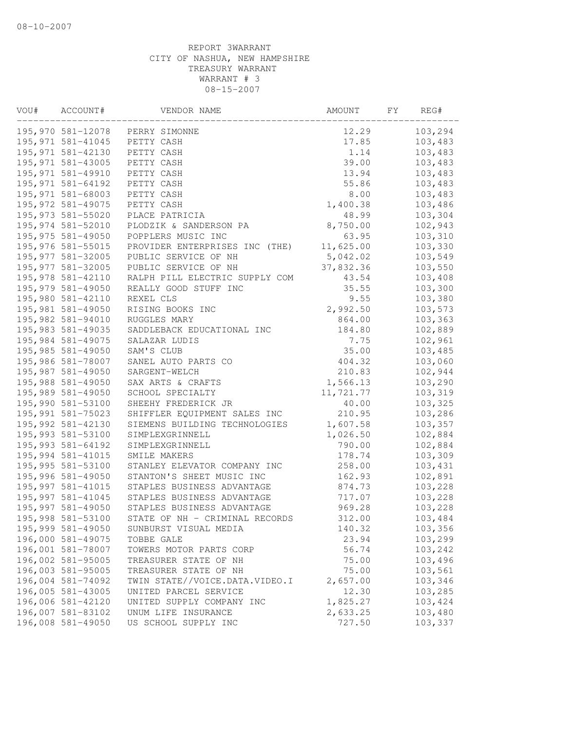08-10-2007

REPORT 3WARRANT
CITY OF NASHUA, NEW HAMPSHIRE
TREASURY WARRANT
WARRANT # 3
08-15-2007

| VOU# | ACCOUNT# | VENDOR NAME | AMOUNT | FY | REG# |
|---|---|---|---|---|---|
| 195,970 | 581-12078 | PERRY SIMONNE | 12.29 | | 103,294 |
| 195,971 | 581-41045 | PETTY CASH | 17.85 | | 103,483 |
| 195,971 | 581-42130 | PETTY CASH | 1.14 | | 103,483 |
| 195,971 | 581-43005 | PETTY CASH | 39.00 | | 103,483 |
| 195,971 | 581-49910 | PETTY CASH | 13.94 | | 103,483 |
| 195,971 | 581-64192 | PETTY CASH | 55.86 | | 103,483 |
| 195,971 | 581-68003 | PETTY CASH | 8.00 | | 103,483 |
| 195,972 | 581-49075 | PETTY CASH | 1,400.38 | | 103,486 |
| 195,973 | 581-55020 | PLACE PATRICIA | 48.99 | | 103,304 |
| 195,974 | 581-52010 | PLODZIK & SANDERSON PA | 8,750.00 | | 102,943 |
| 195,975 | 581-49050 | POPPLERS MUSIC INC | 63.95 | | 103,310 |
| 195,976 | 581-55015 | PROVIDER ENTERPRISES INC (THE) | 11,625.00 | | 103,330 |
| 195,977 | 581-32005 | PUBLIC SERVICE OF NH | 5,042.02 | | 103,549 |
| 195,977 | 581-32005 | PUBLIC SERVICE OF NH | 37,832.36 | | 103,550 |
| 195,978 | 581-42110 | RALPH PILL ELECTRIC SUPPLY COM | 43.54 | | 103,408 |
| 195,979 | 581-49050 | REALLY GOOD STUFF INC | 35.55 | | 103,300 |
| 195,980 | 581-42110 | REXEL CLS | 9.55 | | 103,380 |
| 195,981 | 581-49050 | RISING BOOKS INC | 2,992.50 | | 103,573 |
| 195,982 | 581-94010 | RUGGLES MARY | 864.00 | | 103,363 |
| 195,983 | 581-49035 | SADDLEBACK EDUCATIONAL INC | 184.80 | | 102,889 |
| 195,984 | 581-49075 | SALAZAR LUDIS | 7.75 | | 102,961 |
| 195,985 | 581-49050 | SAM'S CLUB | 35.00 | | 103,485 |
| 195,986 | 581-78007 | SANEL AUTO PARTS CO | 404.32 | | 103,060 |
| 195,987 | 581-49050 | SARGENT-WELCH | 210.83 | | 102,944 |
| 195,988 | 581-49050 | SAX ARTS & CRAFTS | 1,566.13 | | 103,290 |
| 195,989 | 581-49050 | SCHOOL SPECIALTY | 11,721.77 | | 103,319 |
| 195,990 | 581-53100 | SHEEHY FREDERICK JR | 40.00 | | 103,325 |
| 195,991 | 581-75023 | SHIFFLER EQUIPMENT SALES INC | 210.95 | | 103,286 |
| 195,992 | 581-42130 | SIEMENS BUILDING TECHNOLOGIES | 1,607.58 | | 103,357 |
| 195,993 | 581-53100 | SIMPLEXGRINNELL | 1,026.50 | | 102,884 |
| 195,993 | 581-64192 | SIMPLEXGRINNELL | 790.00 | | 102,884 |
| 195,994 | 581-41015 | SMILE MAKERS | 178.74 | | 103,309 |
| 195,995 | 581-53100 | STANLEY ELEVATOR COMPANY INC | 258.00 | | 103,431 |
| 195,996 | 581-49050 | STANTON'S SHEET MUSIC INC | 162.93 | | 102,891 |
| 195,997 | 581-41015 | STAPLES BUSINESS ADVANTAGE | 874.73 | | 103,228 |
| 195,997 | 581-41045 | STAPLES BUSINESS ADVANTAGE | 717.07 | | 103,228 |
| 195,997 | 581-49050 | STAPLES BUSINESS ADVANTAGE | 969.28 | | 103,228 |
| 195,998 | 581-53100 | STATE OF NH - CRIMINAL RECORDS | 312.00 | | 103,484 |
| 195,999 | 581-49050 | SUNBURST VISUAL MEDIA | 140.32 | | 103,356 |
| 196,000 | 581-49075 | TOBBE GALE | 23.94 | | 103,299 |
| 196,001 | 581-78007 | TOWERS MOTOR PARTS CORP | 56.74 | | 103,242 |
| 196,002 | 581-95005 | TREASURER STATE OF NH | 75.00 | | 103,496 |
| 196,003 | 581-95005 | TREASURER STATE OF NH | 75.00 | | 103,561 |
| 196,004 | 581-74092 | TWIN STATE//VOICE.DATA.VIDEO.I | 2,657.00 | | 103,346 |
| 196,005 | 581-43005 | UNITED PARCEL SERVICE | 12.30 | | 103,285 |
| 196,006 | 581-42120 | UNITED SUPPLY COMPANY INC | 1,825.27 | | 103,424 |
| 196,007 | 581-83102 | UNUM LIFE INSURANCE | 2,633.25 | | 103,480 |
| 196,008 | 581-49050 | US SCHOOL SUPPLY INC | 727.50 | | 103,337 |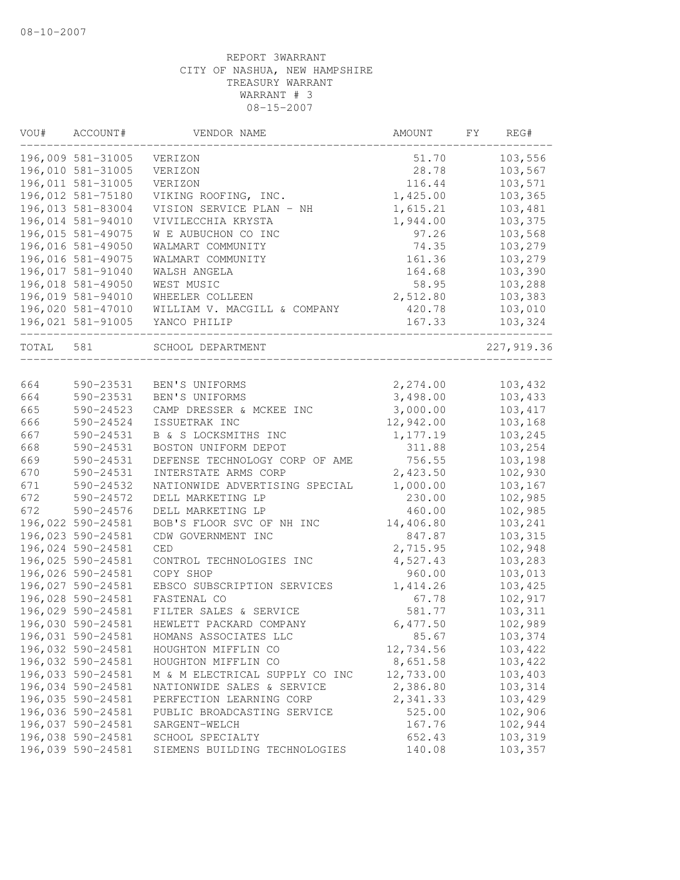08-10-2007

REPORT 3WARRANT
CITY OF NASHUA, NEW HAMPSHIRE
TREASURY WARRANT
WARRANT # 3
08-15-2007

| VOU# | ACCOUNT# | VENDOR NAME | AMOUNT | FY | REG# |
|---|---|---|---|---|---|
| 196,009 | 581-31005 | VERIZON | 51.70 | | 103,556 |
| 196,010 | 581-31005 | VERIZON | 28.78 | | 103,567 |
| 196,011 | 581-31005 | VERIZON | 116.44 | | 103,571 |
| 196,012 | 581-75180 | VIKING ROOFING, INC. | 1,425.00 | | 103,365 |
| 196,013 | 581-83004 | VISION SERVICE PLAN - NH | 1,615.21 | | 103,481 |
| 196,014 | 581-94010 | VIVILECCHIA KRYSTA | 1,944.00 | | 103,375 |
| 196,015 | 581-49075 | W E AUBUCHON CO INC | 97.26 | | 103,568 |
| 196,016 | 581-49050 | WALMART COMMUNITY | 74.35 | | 103,279 |
| 196,016 | 581-49075 | WALMART COMMUNITY | 161.36 | | 103,279 |
| 196,017 | 581-91040 | WALSH ANGELA | 164.68 | | 103,390 |
| 196,018 | 581-49050 | WEST MUSIC | 58.95 | | 103,288 |
| 196,019 | 581-94010 | WHEELER COLLEEN | 2,512.80 | | 103,383 |
| 196,020 | 581-47010 | WILLIAM V. MACGILL & COMPANY | 420.78 | | 103,010 |
| 196,021 | 581-91005 | YANCO PHILIP | 167.33 | | 103,324 |
| TOTAL | 581 | SCHOOL DEPARTMENT | | | 227,919.36 |
| 664 | 590-23531 | BEN'S UNIFORMS | 2,274.00 | | 103,432 |
| 664 | 590-23531 | BEN'S UNIFORMS | 3,498.00 | | 103,433 |
| 665 | 590-24523 | CAMP DRESSER & MCKEE INC | 3,000.00 | | 103,417 |
| 666 | 590-24524 | ISSUETRAK INC | 12,942.00 | | 103,168 |
| 667 | 590-24531 | B & S LOCKSMITHS INC | 1,177.19 | | 103,245 |
| 668 | 590-24531 | BOSTON UNIFORM DEPOT | 311.88 | | 103,254 |
| 669 | 590-24531 | DEFENSE TECHNOLOGY CORP OF AME | 756.55 | | 103,198 |
| 670 | 590-24531 | INTERSTATE ARMS CORP | 2,423.50 | | 102,930 |
| 671 | 590-24532 | NATIONWIDE ADVERTISING SPECIAL | 1,000.00 | | 103,167 |
| 672 | 590-24572 | DELL MARKETING LP | 230.00 | | 102,985 |
| 672 | 590-24576 | DELL MARKETING LP | 460.00 | | 102,985 |
| 196,022 | 590-24581 | BOB'S FLOOR SVC OF NH INC | 14,406.80 | | 103,241 |
| 196,023 | 590-24581 | CDW GOVERNMENT INC | 847.87 | | 103,315 |
| 196,024 | 590-24581 | CED | 2,715.95 | | 102,948 |
| 196,025 | 590-24581 | CONTROL TECHNOLOGIES INC | 4,527.43 | | 103,283 |
| 196,026 | 590-24581 | COPY SHOP | 960.00 | | 103,013 |
| 196,027 | 590-24581 | EBSCO SUBSCRIPTION SERVICES | 1,414.26 | | 103,425 |
| 196,028 | 590-24581 | FASTENAL CO | 67.78 | | 102,917 |
| 196,029 | 590-24581 | FILTER SALES & SERVICE | 581.77 | | 103,311 |
| 196,030 | 590-24581 | HEWLETT PACKARD COMPANY | 6,477.50 | | 102,989 |
| 196,031 | 590-24581 | HOMANS ASSOCIATES LLC | 85.67 | | 103,374 |
| 196,032 | 590-24581 | HOUGHTON MIFFLIN CO | 12,734.56 | | 103,422 |
| 196,032 | 590-24581 | HOUGHTON MIFFLIN CO | 8,651.58 | | 103,422 |
| 196,033 | 590-24581 | M & M ELECTRICAL SUPPLY CO INC | 12,733.00 | | 103,403 |
| 196,034 | 590-24581 | NATIONWIDE SALES & SERVICE | 2,386.80 | | 103,314 |
| 196,035 | 590-24581 | PERFECTION LEARNING CORP | 2,341.33 | | 103,429 |
| 196,036 | 590-24581 | PUBLIC BROADCASTING SERVICE | 525.00 | | 102,906 |
| 196,037 | 590-24581 | SARGENT-WELCH | 167.76 | | 102,944 |
| 196,038 | 590-24581 | SCHOOL SPECIALTY | 652.43 | | 103,319 |
| 196,039 | 590-24581 | SIEMENS BUILDING TECHNOLOGIES | 140.08 | | 103,357 |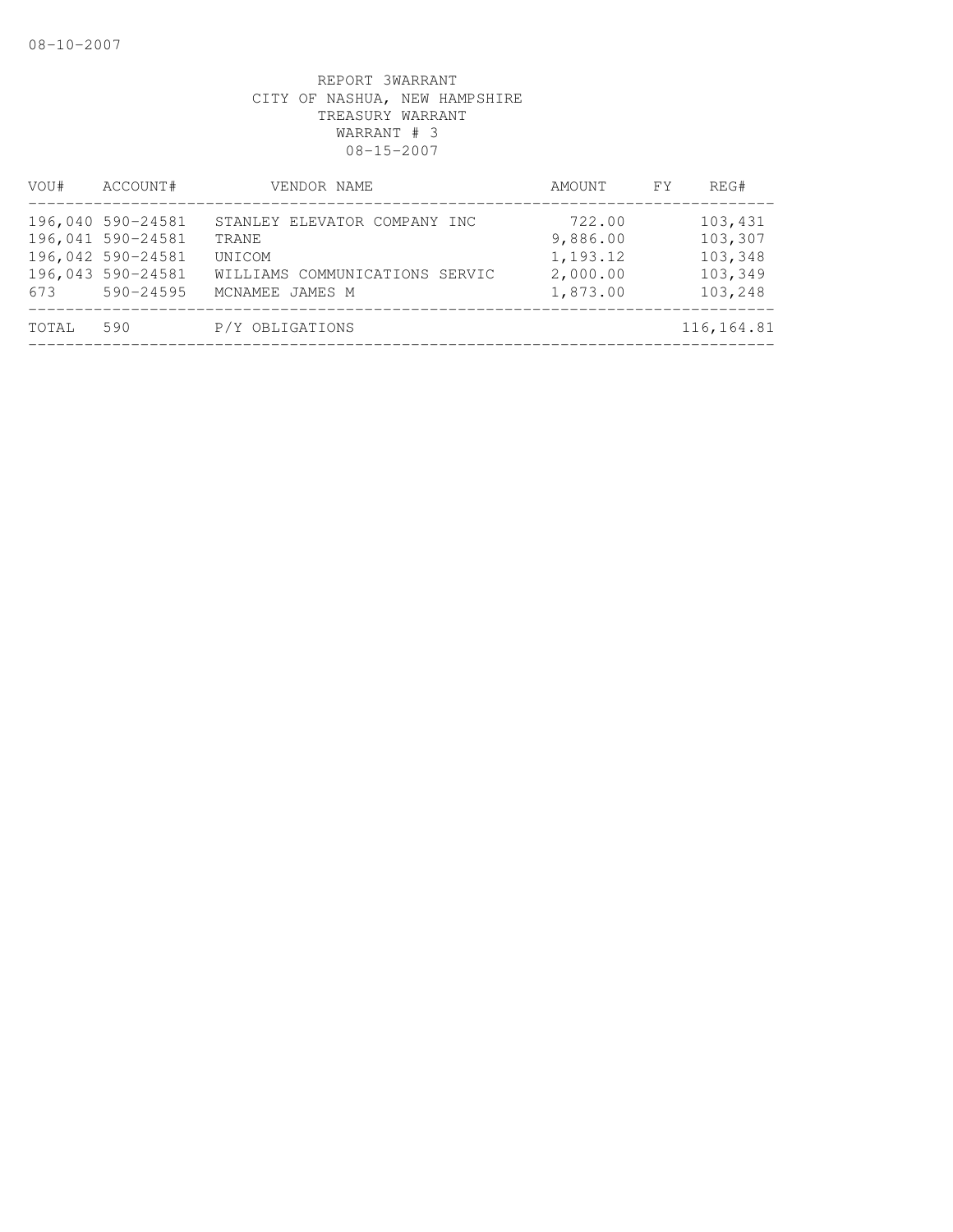REPORT 3WARRANT
CITY OF NASHUA, NEW HAMPSHIRE
TREASURY WARRANT
WARRANT # 3
08-15-2007

| VOU# | ACCOUNT# | VENDOR NAME | AMOUNT | FY | REG# |
|---|---|---|---|---|---|
| 196,040 | 590-24581 | STANLEY ELEVATOR COMPANY INC | 722.00 | | 103,431 |
| 196,041 | 590-24581 | TRANE | 9,886.00 | | 103,307 |
| 196,042 | 590-24581 | UNICOM | 1,193.12 | | 103,348 |
| 196,043 | 590-24581 | WILLIAMS COMMUNICATIONS SERVIC | 2,000.00 | | 103,349 |
| 673 | 590-24595 | MCNAMEE JAMES M | 1,873.00 | | 103,248 |
| TOTAL | 590 | P/Y OBLIGATIONS | | | 116,164.81 |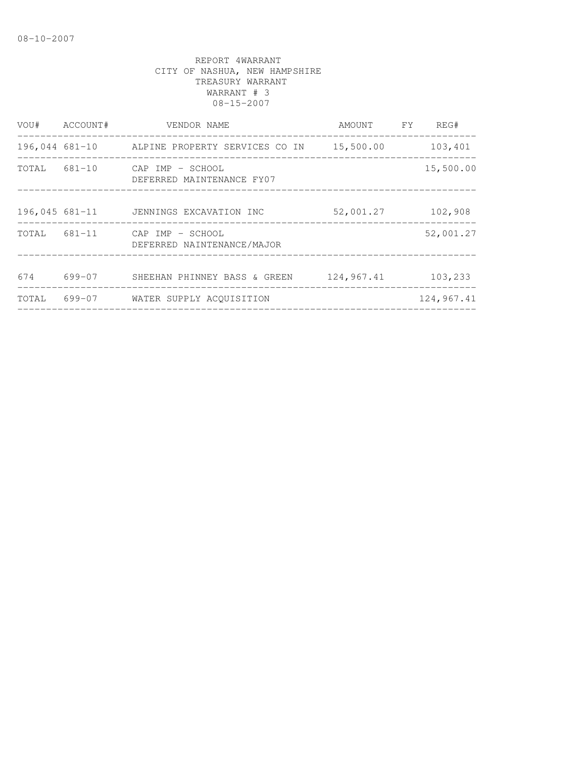08-10-2007

REPORT 4WARRANT
CITY OF NASHUA, NEW HAMPSHIRE
TREASURY WARRANT
WARRANT # 3
08-15-2007

| VOU# | ACCOUNT# | VENDOR NAME | AMOUNT | FY | REG# |
|---|---|---|---|---|---|
| 196,044 | 681-10 | ALPINE PROPERTY SERVICES CO IN | 15,500.00 | | 103,401 |
| TOTAL | 681-10 | CAP IMP - SCHOOL<br>DEFERRED MAINTENANCE FY07 | | | 15,500.00 |
| 196,045 | 681-11 | JENNINGS EXCAVATION INC | 52,001.27 | | 102,908 |
| TOTAL | 681-11 | CAP IMP - SCHOOL<br>DEFERRED NAINTENANCE/MAJOR | | | 52,001.27 |
| 674 | 699-07 | SHEEHAN PHINNEY BASS & GREEN | 124,967.41 | | 103,233 |
| TOTAL | 699-07 | WATER SUPPLY ACQUISITION | | | 124,967.41 |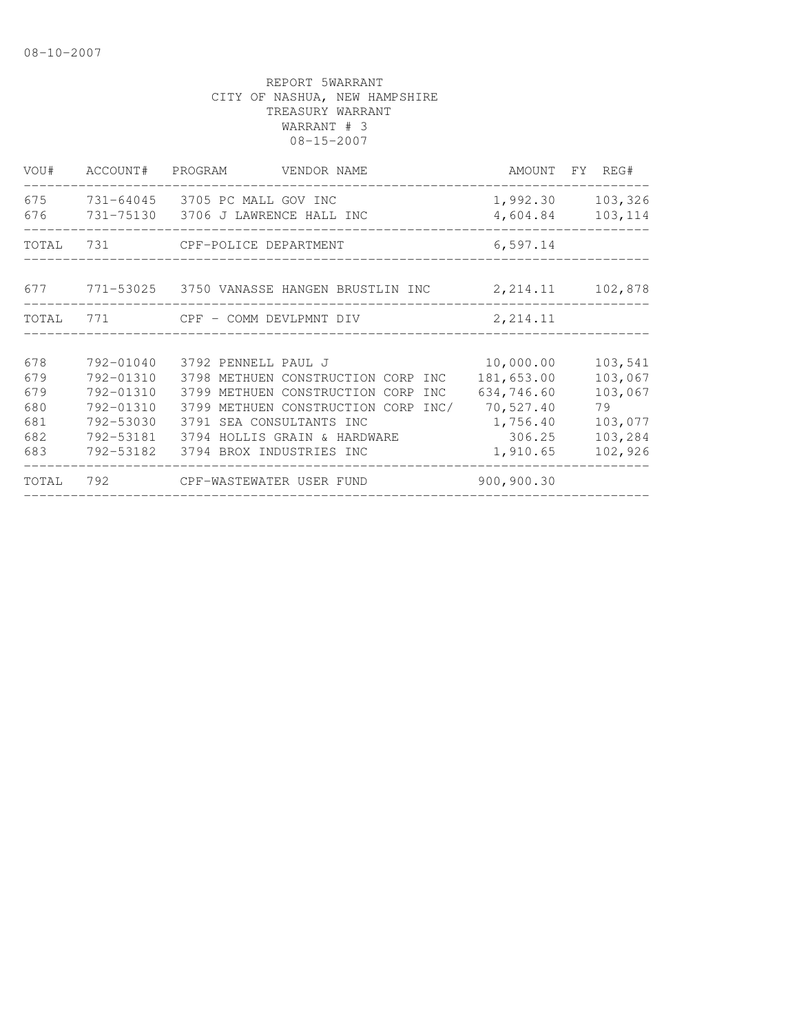08-10-2007

REPORT 5WARRANT
CITY OF NASHUA, NEW HAMPSHIRE
TREASURY WARRANT
WARRANT # 3
08-15-2007

| VOU# | ACCOUNT# | PROGRAM | VENDOR NAME | AMOUNT | FY | REG# |
|---|---|---|---|---|---|---|
| 675 | 731-64045 | 3705 | PC MALL GOV INC | 1,992.30 | | 103,326 |
| 676 | 731-75130 | 3706 | J LAWRENCE HALL INC | 4,604.84 | | 103,114 |
| TOTAL | 731 | | CPF-POLICE DEPARTMENT | 6,597.14 | | |
| 677 | 771-53025 | 3750 | VANASSE HANGEN BRUSTLIN INC | 2,214.11 | | 102,878 |
| TOTAL | 771 | | CPF - COMM DEVLPMNT DIV | 2,214.11 | | |
| 678 | 792-01040 | 3792 | PENNELL PAUL J | 10,000.00 | | 103,541 |
| 679 | 792-01310 | 3798 | METHUEN CONSTRUCTION CORP INC | 181,653.00 | | 103,067 |
| 679 | 792-01310 | 3799 | METHUEN CONSTRUCTION CORP INC | 634,746.60 | | 103,067 |
| 680 | 792-01310 | 3799 | METHUEN CONSTRUCTION CORP INC/ | 70,527.40 | | 79 |
| 681 | 792-53030 | 3791 | SEA CONSULTANTS INC | 1,756.40 | | 103,077 |
| 682 | 792-53181 | 3794 | HOLLIS GRAIN & HARDWARE | 306.25 | | 103,284 |
| 683 | 792-53182 | 3794 | BROX INDUSTRIES INC | 1,910.65 | | 102,926 |
| TOTAL | 792 | | CPF-WASTEWATER USER FUND | 900,900.30 | | |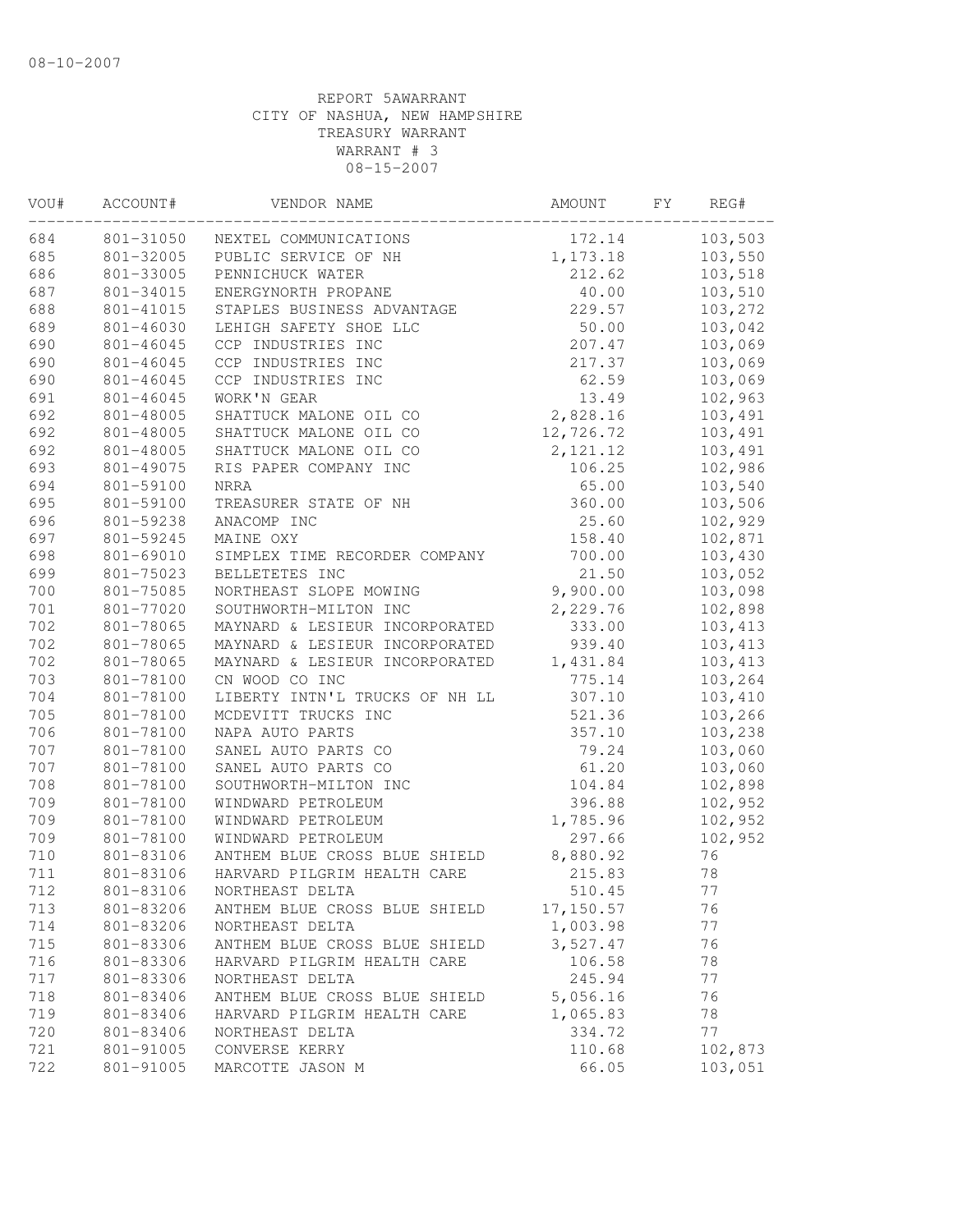08-10-2007

REPORT 5AWARRANT
CITY OF NASHUA, NEW HAMPSHIRE
TREASURY WARRANT
WARRANT # 3
08-15-2007

| VOU# | ACCOUNT# | VENDOR NAME | AMOUNT | FY | REG# |
|---|---|---|---|---|---|
| 684 | 801-31050 | NEXTEL COMMUNICATIONS | 172.14 | | 103,503 |
| 685 | 801-32005 | PUBLIC SERVICE OF NH | 1,173.18 | | 103,550 |
| 686 | 801-33005 | PENNICHUCK WATER | 212.62 | | 103,518 |
| 687 | 801-34015 | ENERGYNORTH PROPANE | 40.00 | | 103,510 |
| 688 | 801-41015 | STAPLES BUSINESS ADVANTAGE | 229.57 | | 103,272 |
| 689 | 801-46030 | LEHIGH SAFETY SHOE LLC | 50.00 | | 103,042 |
| 690 | 801-46045 | CCP INDUSTRIES INC | 207.47 | | 103,069 |
| 690 | 801-46045 | CCP INDUSTRIES INC | 217.37 | | 103,069 |
| 690 | 801-46045 | CCP INDUSTRIES INC | 62.59 | | 103,069 |
| 691 | 801-46045 | WORK'N GEAR | 13.49 | | 102,963 |
| 692 | 801-48005 | SHATTUCK MALONE OIL CO | 2,828.16 | | 103,491 |
| 692 | 801-48005 | SHATTUCK MALONE OIL CO | 12,726.72 | | 103,491 |
| 692 | 801-48005 | SHATTUCK MALONE OIL CO | 2,121.12 | | 103,491 |
| 693 | 801-49075 | RIS PAPER COMPANY INC | 106.25 | | 102,986 |
| 694 | 801-59100 | NRRA | 65.00 | | 103,540 |
| 695 | 801-59100 | TREASURER STATE OF NH | 360.00 | | 103,506 |
| 696 | 801-59238 | ANACOMP INC | 25.60 | | 102,929 |
| 697 | 801-59245 | MAINE OXY | 158.40 | | 102,871 |
| 698 | 801-69010 | SIMPLEX TIME RECORDER COMPANY | 700.00 | | 103,430 |
| 699 | 801-75023 | BELLETETES INC | 21.50 | | 103,052 |
| 700 | 801-75085 | NORTHEAST SLOPE MOWING | 9,900.00 | | 103,098 |
| 701 | 801-77020 | SOUTHWORTH-MILTON INC | 2,229.76 | | 102,898 |
| 702 | 801-78065 | MAYNARD & LESIEUR INCORPORATED | 333.00 | | 103,413 |
| 702 | 801-78065 | MAYNARD & LESIEUR INCORPORATED | 939.40 | | 103,413 |
| 702 | 801-78065 | MAYNARD & LESIEUR INCORPORATED | 1,431.84 | | 103,413 |
| 703 | 801-78100 | CN WOOD CO INC | 775.14 | | 103,264 |
| 704 | 801-78100 | LIBERTY INTN'L TRUCKS OF NH LL | 307.10 | | 103,410 |
| 705 | 801-78100 | MCDEVITT TRUCKS INC | 521.36 | | 103,266 |
| 706 | 801-78100 | NAPA AUTO PARTS | 357.10 | | 103,238 |
| 707 | 801-78100 | SANEL AUTO PARTS CO | 79.24 | | 103,060 |
| 707 | 801-78100 | SANEL AUTO PARTS CO | 61.20 | | 103,060 |
| 708 | 801-78100 | SOUTHWORTH-MILTON INC | 104.84 | | 102,898 |
| 709 | 801-78100 | WINDWARD PETROLEUM | 396.88 | | 102,952 |
| 709 | 801-78100 | WINDWARD PETROLEUM | 1,785.96 | | 102,952 |
| 709 | 801-78100 | WINDWARD PETROLEUM | 297.66 | | 102,952 |
| 710 | 801-83106 | ANTHEM BLUE CROSS BLUE SHIELD | 8,880.92 | | 76 |
| 711 | 801-83106 | HARVARD PILGRIM HEALTH CARE | 215.83 | | 78 |
| 712 | 801-83106 | NORTHEAST DELTA | 510.45 | | 77 |
| 713 | 801-83206 | ANTHEM BLUE CROSS BLUE SHIELD | 17,150.57 | | 76 |
| 714 | 801-83206 | NORTHEAST DELTA | 1,003.98 | | 77 |
| 715 | 801-83306 | ANTHEM BLUE CROSS BLUE SHIELD | 3,527.47 | | 76 |
| 716 | 801-83306 | HARVARD PILGRIM HEALTH CARE | 106.58 | | 78 |
| 717 | 801-83306 | NORTHEAST DELTA | 245.94 | | 77 |
| 718 | 801-83406 | ANTHEM BLUE CROSS BLUE SHIELD | 5,056.16 | | 76 |
| 719 | 801-83406 | HARVARD PILGRIM HEALTH CARE | 1,065.83 | | 78 |
| 720 | 801-83406 | NORTHEAST DELTA | 334.72 | | 77 |
| 721 | 801-91005 | CONVERSE KERRY | 110.68 | | 102,873 |
| 722 | 801-91005 | MARCOTTE JASON M | 66.05 | | 103,051 |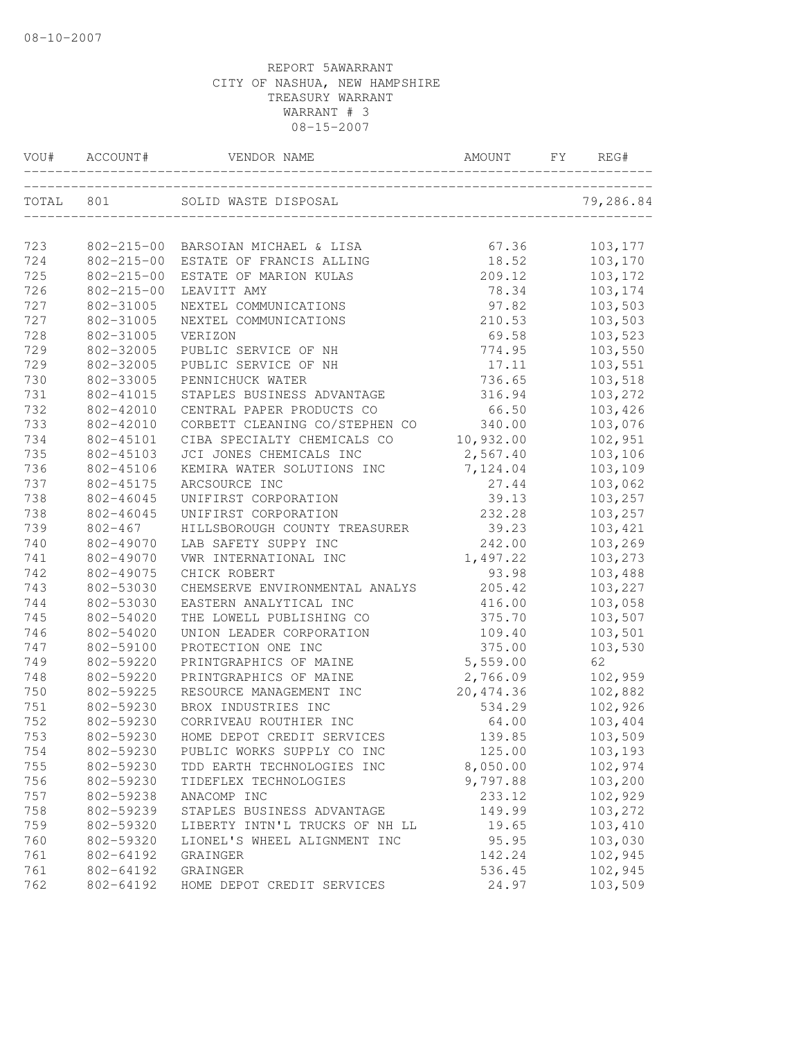08-10-2007

REPORT 5AWARRANT
CITY OF NASHUA, NEW HAMPSHIRE
TREASURY WARRANT
WARRANT # 3
08-15-2007

| VOU# | ACCOUNT# | VENDOR NAME | AMOUNT | FY | REG# |
|---|---|---|---|---|---|
| TOTAL | 801 | SOLID WASTE DISPOSAL | | | 79,286.84 |
| 723 | 802-215-00 | BARSOIAN MICHAEL & LISA | 67.36 | | 103,177 |
| 724 | 802-215-00 | ESTATE OF FRANCIS ALLING | 18.52 | | 103,170 |
| 725 | 802-215-00 | ESTATE OF MARION KULAS | 209.12 | | 103,172 |
| 726 | 802-215-00 | LEAVITT AMY | 78.34 | | 103,174 |
| 727 | 802-31005 | NEXTEL COMMUNICATIONS | 97.82 | | 103,503 |
| 727 | 802-31005 | NEXTEL COMMUNICATIONS | 210.53 | | 103,503 |
| 728 | 802-31005 | VERIZON | 69.58 | | 103,523 |
| 729 | 802-32005 | PUBLIC SERVICE OF NH | 774.95 | | 103,550 |
| 729 | 802-32005 | PUBLIC SERVICE OF NH | 17.11 | | 103,551 |
| 730 | 802-33005 | PENNICHUCK WATER | 736.65 | | 103,518 |
| 731 | 802-41015 | STAPLES BUSINESS ADVANTAGE | 316.94 | | 103,272 |
| 732 | 802-42010 | CENTRAL PAPER PRODUCTS CO | 66.50 | | 103,426 |
| 733 | 802-42010 | CORBETT CLEANING CO/STEPHEN CO | 340.00 | | 103,076 |
| 734 | 802-45101 | CIBA SPECIALTY CHEMICALS CO | 10,932.00 | | 102,951 |
| 735 | 802-45103 | JCI JONES CHEMICALS INC | 2,567.40 | | 103,106 |
| 736 | 802-45106 | KEMIRA WATER SOLUTIONS INC | 7,124.04 | | 103,109 |
| 737 | 802-45175 | ARCSOURCE INC | 27.44 | | 103,062 |
| 738 | 802-46045 | UNIFIRST CORPORATION | 39.13 | | 103,257 |
| 738 | 802-46045 | UNIFIRST CORPORATION | 232.28 | | 103,257 |
| 739 | 802-467 | HILLSBOROUGH COUNTY TREASURER | 39.23 | | 103,421 |
| 740 | 802-49070 | LAB SAFETY SUPPY INC | 242.00 | | 103,269 |
| 741 | 802-49070 | VWR INTERNATIONAL INC | 1,497.22 | | 103,273 |
| 742 | 802-49075 | CHICK ROBERT | 93.98 | | 103,488 |
| 743 | 802-53030 | CHEMSERVE ENVIRONMENTAL ANALYS | 205.42 | | 103,227 |
| 744 | 802-53030 | EASTERN ANALYTICAL INC | 416.00 | | 103,058 |
| 745 | 802-54020 | THE LOWELL PUBLISHING CO | 375.70 | | 103,507 |
| 746 | 802-54020 | UNION LEADER CORPORATION | 109.40 | | 103,501 |
| 747 | 802-59100 | PROTECTION ONE INC | 375.00 | | 103,530 |
| 749 | 802-59220 | PRINTGRAPHICS OF MAINE | 5,559.00 | | 62 |
| 748 | 802-59220 | PRINTGRAPHICS OF MAINE | 2,766.09 | | 102,959 |
| 750 | 802-59225 | RESOURCE MANAGEMENT INC | 20,474.36 | | 102,882 |
| 751 | 802-59230 | BROX INDUSTRIES INC | 534.29 | | 102,926 |
| 752 | 802-59230 | CORRIVEAU ROUTHIER INC | 64.00 | | 103,404 |
| 753 | 802-59230 | HOME DEPOT CREDIT SERVICES | 139.85 | | 103,509 |
| 754 | 802-59230 | PUBLIC WORKS SUPPLY CO INC | 125.00 | | 103,193 |
| 755 | 802-59230 | TDD EARTH TECHNOLOGIES INC | 8,050.00 | | 102,974 |
| 756 | 802-59230 | TIDEFLEX TECHNOLOGIES | 9,797.88 | | 103,200 |
| 757 | 802-59238 | ANACOMP INC | 233.12 | | 102,929 |
| 758 | 802-59239 | STAPLES BUSINESS ADVANTAGE | 149.99 | | 103,272 |
| 759 | 802-59320 | LIBERTY INTN'L TRUCKS OF NH LL | 19.65 | | 103,410 |
| 760 | 802-59320 | LIONEL'S WHEEL ALIGNMENT INC | 95.95 | | 103,030 |
| 761 | 802-64192 | GRAINGER | 142.24 | | 102,945 |
| 761 | 802-64192 | GRAINGER | 536.45 | | 102,945 |
| 762 | 802-64192 | HOME DEPOT CREDIT SERVICES | 24.97 | | 103,509 |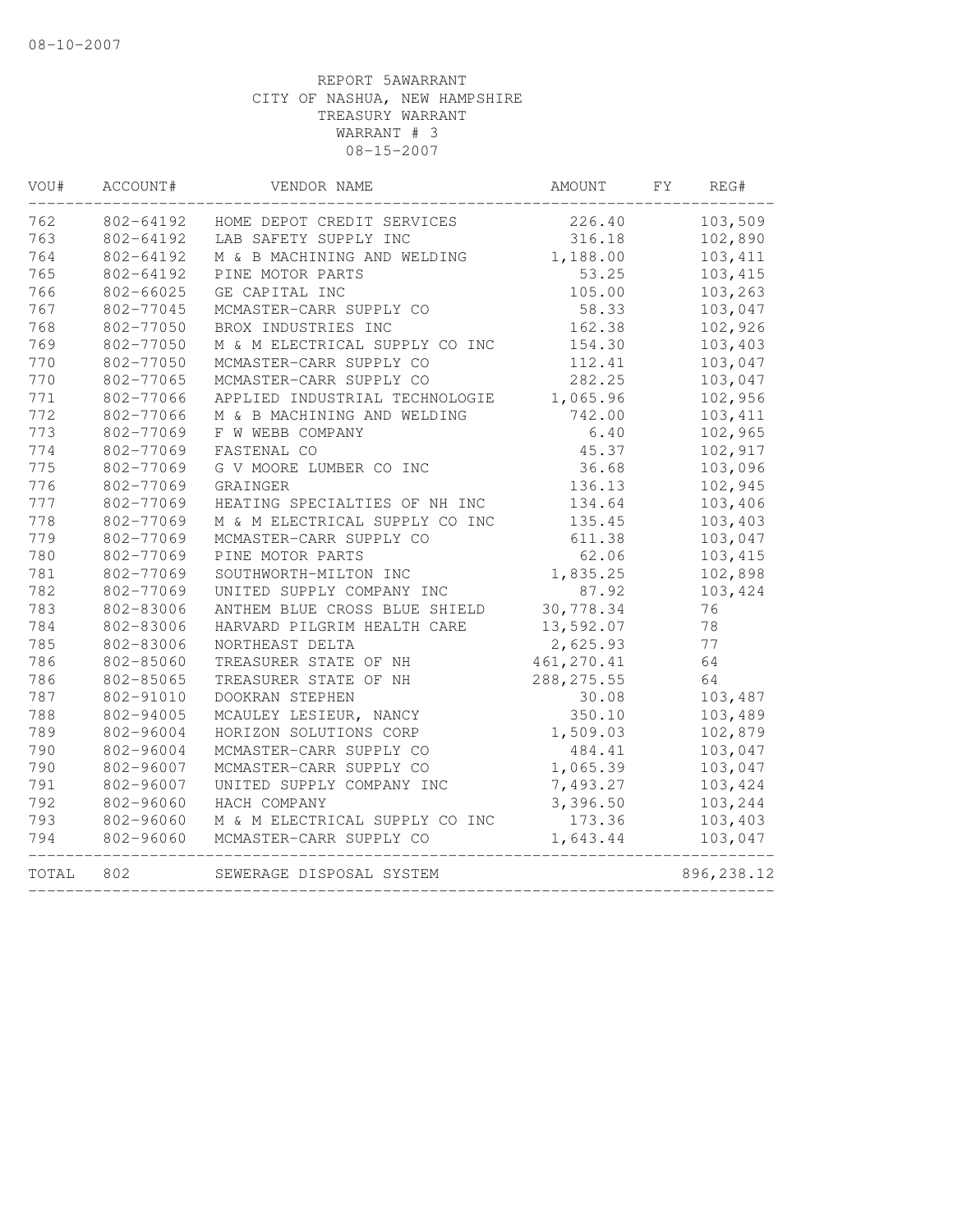08-10-2007

REPORT 5AWARRANT
CITY OF NASHUA, NEW HAMPSHIRE
TREASURY WARRANT
WARRANT # 3
08-15-2007

| VOU# | ACCOUNT# | VENDOR NAME | AMOUNT | FY | REG# |
|---|---|---|---|---|---|
| 762 | 802-64192 | HOME DEPOT CREDIT SERVICES | 226.40 | | 103,509 |
| 763 | 802-64192 | LAB SAFETY SUPPLY INC | 316.18 | | 102,890 |
| 764 | 802-64192 | M & B MACHINING AND WELDING | 1,188.00 | | 103,411 |
| 765 | 802-64192 | PINE MOTOR PARTS | 53.25 | | 103,415 |
| 766 | 802-66025 | GE CAPITAL INC | 105.00 | | 103,263 |
| 767 | 802-77045 | MCMASTER-CARR SUPPLY CO | 58.33 | | 103,047 |
| 768 | 802-77050 | BROX INDUSTRIES INC | 162.38 | | 102,926 |
| 769 | 802-77050 | M & M ELECTRICAL SUPPLY CO INC | 154.30 | | 103,403 |
| 770 | 802-77050 | MCMASTER-CARR SUPPLY CO | 112.41 | | 103,047 |
| 770 | 802-77065 | MCMASTER-CARR SUPPLY CO | 282.25 | | 103,047 |
| 771 | 802-77066 | APPLIED INDUSTRIAL TECHNOLOGIE | 1,065.96 | | 102,956 |
| 772 | 802-77066 | M & B MACHINING AND WELDING | 742.00 | | 103,411 |
| 773 | 802-77069 | F W WEBB COMPANY | 6.40 | | 102,965 |
| 774 | 802-77069 | FASTENAL CO | 45.37 | | 102,917 |
| 775 | 802-77069 | G V MOORE LUMBER CO INC | 36.68 | | 103,096 |
| 776 | 802-77069 | GRAINGER | 136.13 | | 102,945 |
| 777 | 802-77069 | HEATING SPECIALTIES OF NH INC | 134.64 | | 103,406 |
| 778 | 802-77069 | M & M ELECTRICAL SUPPLY CO INC | 135.45 | | 103,403 |
| 779 | 802-77069 | MCMASTER-CARR SUPPLY CO | 611.38 | | 103,047 |
| 780 | 802-77069 | PINE MOTOR PARTS | 62.06 | | 103,415 |
| 781 | 802-77069 | SOUTHWORTH-MILTON INC | 1,835.25 | | 102,898 |
| 782 | 802-77069 | UNITED SUPPLY COMPANY INC | 87.92 | | 103,424 |
| 783 | 802-83006 | ANTHEM BLUE CROSS BLUE SHIELD | 30,778.34 | | 76 |
| 784 | 802-83006 | HARVARD PILGRIM HEALTH CARE | 13,592.07 | | 78 |
| 785 | 802-83006 | NORTHEAST DELTA | 2,625.93 | | 77 |
| 786 | 802-85060 | TREASURER STATE OF NH | 461,270.41 | | 64 |
| 786 | 802-85065 | TREASURER STATE OF NH | 288,275.55 | | 64 |
| 787 | 802-91010 | DOOKRAN STEPHEN | 30.08 | | 103,487 |
| 788 | 802-94005 | MCAULEY LESIEUR, NANCY | 350.10 | | 103,489 |
| 789 | 802-96004 | HORIZON SOLUTIONS CORP | 1,509.03 | | 102,879 |
| 790 | 802-96004 | MCMASTER-CARR SUPPLY CO | 484.41 | | 103,047 |
| 790 | 802-96007 | MCMASTER-CARR SUPPLY CO | 1,065.39 | | 103,047 |
| 791 | 802-96007 | UNITED SUPPLY COMPANY INC | 7,493.27 | | 103,424 |
| 792 | 802-96060 | HACH COMPANY | 3,396.50 | | 103,244 |
| 793 | 802-96060 | M & M ELECTRICAL SUPPLY CO INC | 173.36 | | 103,403 |
| 794 | 802-96060 | MCMASTER-CARR SUPPLY CO | 1,643.44 | | 103,047 |
| TOTAL | 802 | SEWERAGE DISPOSAL SYSTEM | | | 896,238.12 |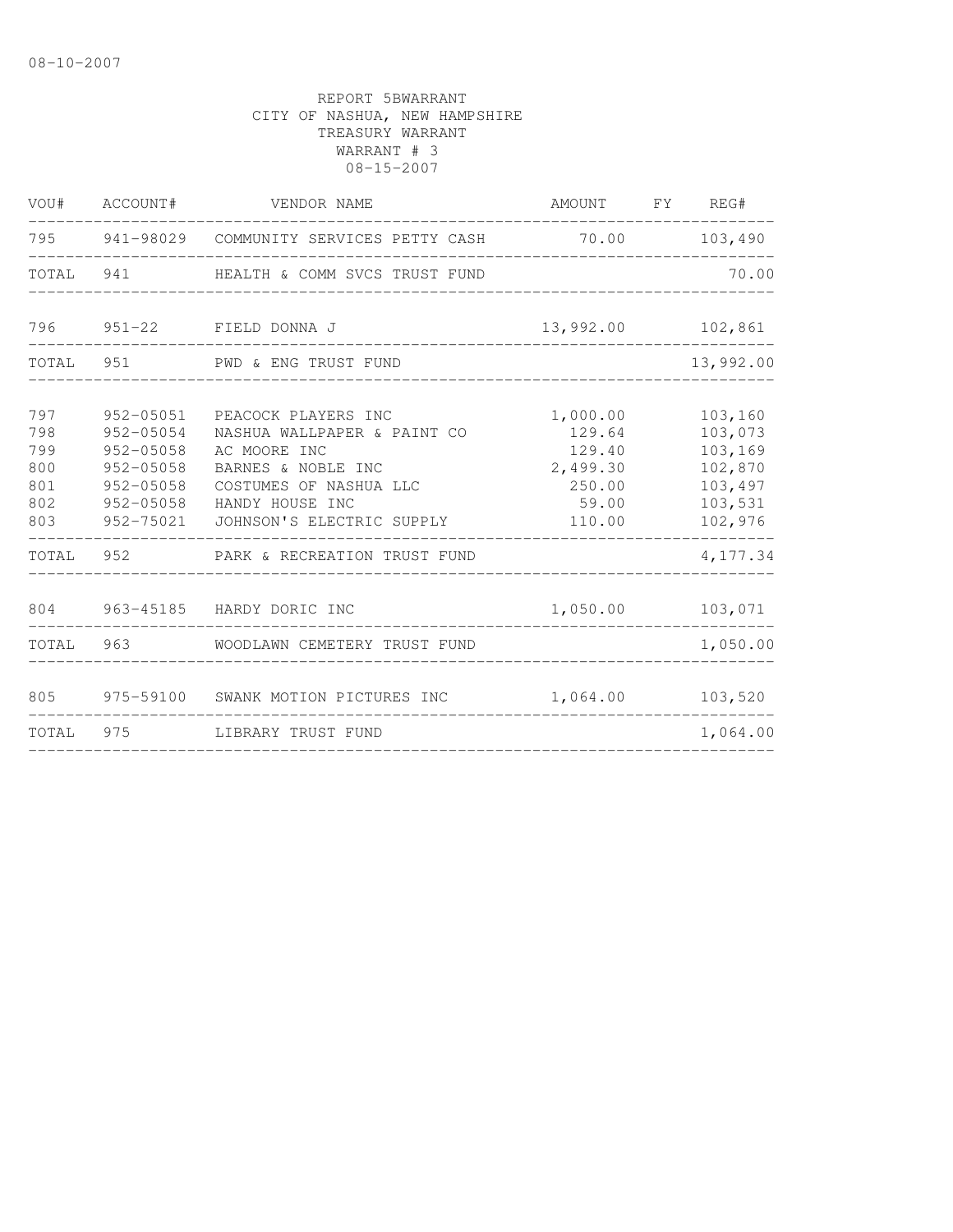08-10-2007

REPORT 5BWARRANT
CITY OF NASHUA, NEW HAMPSHIRE
TREASURY WARRANT
WARRANT # 3
08-15-2007

| VOU# | ACCOUNT# | VENDOR NAME | AMOUNT | FY | REG# |
|---|---|---|---|---|---|
| 795 | 941-98029 | COMMUNITY SERVICES PETTY CASH | 70.00 | | 103,490 |
| TOTAL | 941 | HEALTH & COMM SVCS TRUST FUND | | | 70.00 |
| 796 | 951-22 | FIELD DONNA J | 13,992.00 | | 102,861 |
| TOTAL | 951 | PWD & ENG TRUST FUND | | | 13,992.00 |
| 797 | 952-05051 | PEACOCK PLAYERS INC | 1,000.00 | | 103,160 |
| 798 | 952-05054 | NASHUA WALLPAPER & PAINT CO | 129.64 | | 103,073 |
| 799 | 952-05058 | AC MOORE INC | 129.40 | | 103,169 |
| 800 | 952-05058 | BARNES & NOBLE INC | 2,499.30 | | 102,870 |
| 801 | 952-05058 | COSTUMES OF NASHUA LLC | 250.00 | | 103,497 |
| 802 | 952-05058 | HANDY HOUSE INC | 59.00 | | 103,531 |
| 803 | 952-75021 | JOHNSON'S ELECTRIC SUPPLY | 110.00 | | 102,976 |
| TOTAL | 952 | PARK & RECREATION TRUST FUND | | | 4,177.34 |
| 804 | 963-45185 | HARDY DORIC INC | 1,050.00 | | 103,071 |
| TOTAL | 963 | WOODLAWN CEMETERY TRUST FUND | | | 1,050.00 |
| 805 | 975-59100 | SWANK MOTION PICTURES INC | 1,064.00 | | 103,520 |
| TOTAL | 975 | LIBRARY TRUST FUND | | | 1,064.00 |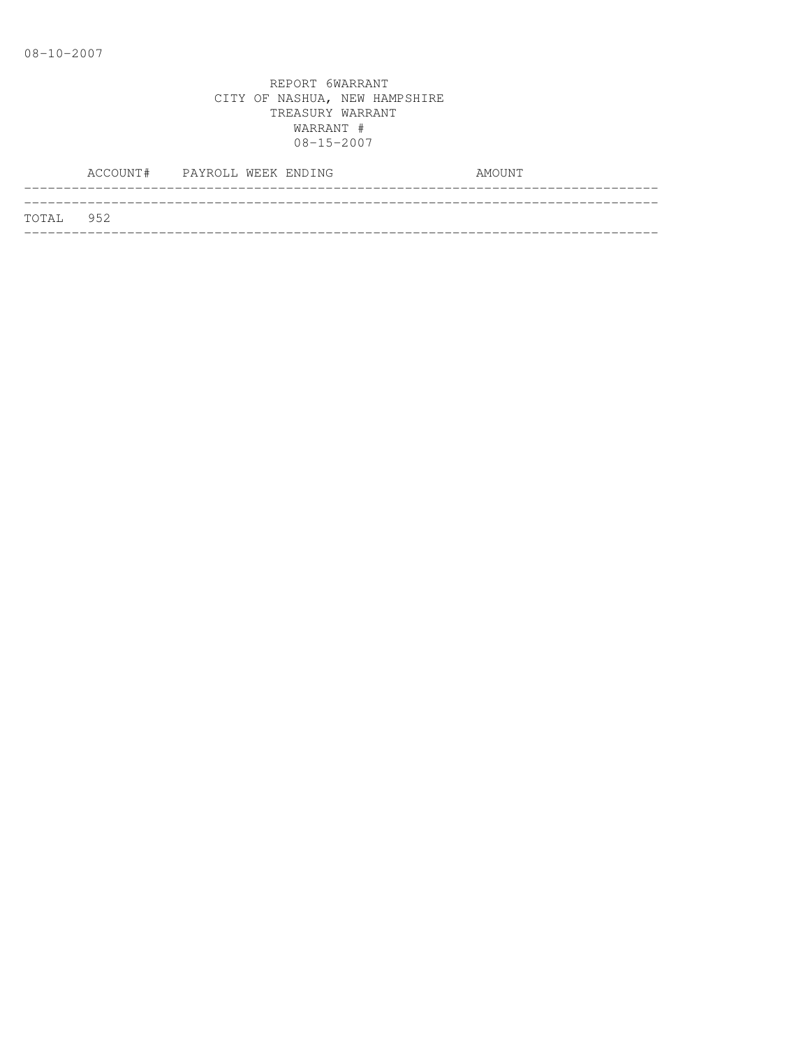08-10-2007

REPORT 6WARRANT
CITY OF NASHUA, NEW HAMPSHIRE
TREASURY WARRANT
WARRANT #
08-15-2007

| ACCOUNT# | PAYROLL WEEK ENDING | AMOUNT |
|---|---|---|
| TOTAL 952 | | |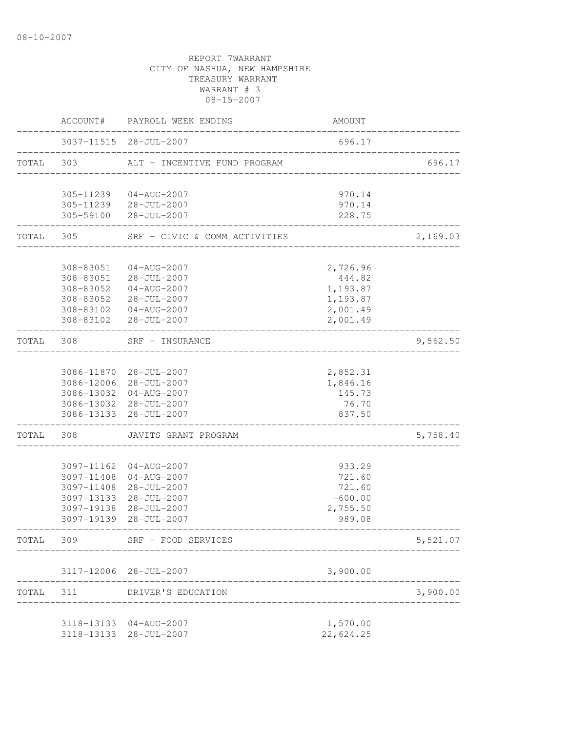08-10-2007

REPORT 7WARRANT
CITY OF NASHUA, NEW HAMPSHIRE
TREASURY WARRANT
WARRANT # 3
08-15-2007

| | ACCOUNT# | PAYROLL WEEK ENDING | AMOUNT | |
|---|---|---|---|---|
| | 3037-11515 | 28-JUL-2007 | 696.17 | |
| TOTAL | 303 | ALT - INCENTIVE FUND PROGRAM | | 696.17 |
| | 305-11239 | 04-AUG-2007 | 970.14 | |
| | 305-11239 | 28-JUL-2007 | 970.14 | |
| | 305-59100 | 28-JUL-2007 | 228.75 | |
| TOTAL | 305 | SRF - CIVIC & COMM ACTIVITIES | | 2,169.03 |
| | 308-83051 | 04-AUG-2007 | 2,726.96 | |
| | 308-83051 | 28-JUL-2007 | 444.82 | |
| | 308-83052 | 04-AUG-2007 | 1,193.87 | |
| | 308-83052 | 28-JUL-2007 | 1,193.87 | |
| | 308-83102 | 04-AUG-2007 | 2,001.49 | |
| | 308-83102 | 28-JUL-2007 | 2,001.49 | |
| TOTAL | 308 | SRF - INSURANCE | | 9,562.50 |
| | 3086-11870 | 28-JUL-2007 | 2,852.31 | |
| | 3086-12006 | 28-JUL-2007 | 1,846.16 | |
| | 3086-13032 | 04-AUG-2007 | 145.73 | |
| | 3086-13032 | 28-JUL-2007 | 76.70 | |
| | 3086-13133 | 28-JUL-2007 | 837.50 | |
| TOTAL | 308 | JAVITS GRANT PROGRAM | | 5,758.40 |
| | 3097-11162 | 04-AUG-2007 | 933.29 | |
| | 3097-11408 | 04-AUG-2007 | 721.60 | |
| | 3097-11408 | 28-JUL-2007 | 721.60 | |
| | 3097-13133 | 28-JUL-2007 | -600.00 | |
| | 3097-19138 | 28-JUL-2007 | 2,755.50 | |
| | 3097-19139 | 28-JUL-2007 | 989.08 | |
| TOTAL | 309 | SRF - FOOD SERVICES | | 5,521.07 |
| | 3117-12006 | 28-JUL-2007 | 3,900.00 | |
| TOTAL | 311 | DRIVER'S EDUCATION | | 3,900.00 |
| | 3118-13133 | 04-AUG-2007 | 1,570.00 | |
| | 3118-13133 | 28-JUL-2007 | 22,624.25 | |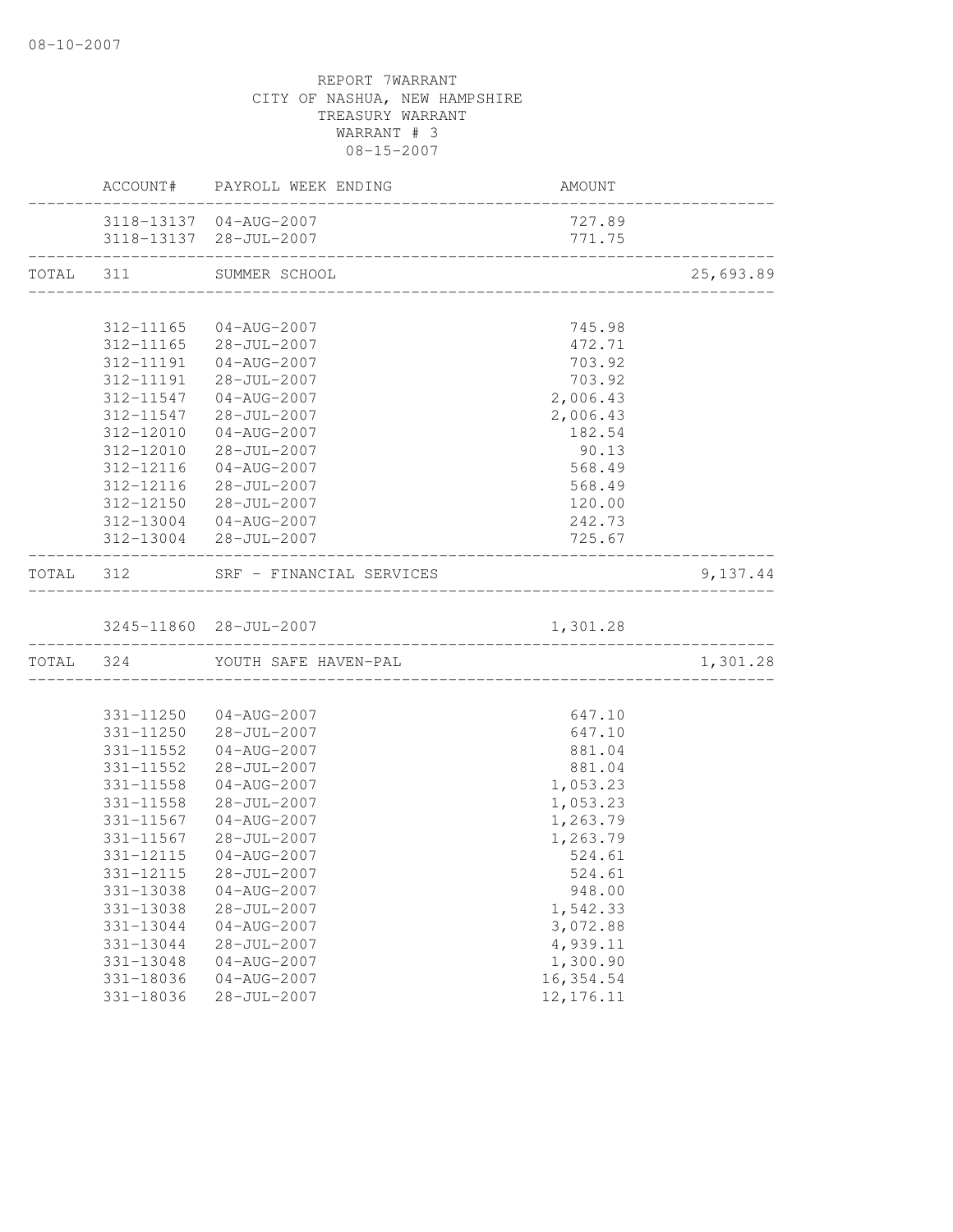08-10-2007

REPORT 7WARRANT
CITY OF NASHUA, NEW HAMPSHIRE
TREASURY WARRANT
WARRANT # 3
08-15-2007

| | ACCOUNT# | PAYROLL WEEK ENDING | AMOUNT | |
|---|---|---|---|---|
| | 3118-13137 | 04-AUG-2007 | 727.89 | |
| | 3118-13137 | 28-JUL-2007 | 771.75 | |
| TOTAL | 311 | SUMMER SCHOOL | | 25,693.89 |
| | 312-11165 | 04-AUG-2007 | 745.98 | |
| | 312-11165 | 28-JUL-2007 | 472.71 | |
| | 312-11191 | 04-AUG-2007 | 703.92 | |
| | 312-11191 | 28-JUL-2007 | 703.92 | |
| | 312-11547 | 04-AUG-2007 | 2,006.43 | |
| | 312-11547 | 28-JUL-2007 | 2,006.43 | |
| | 312-12010 | 04-AUG-2007 | 182.54 | |
| | 312-12010 | 28-JUL-2007 | 90.13 | |
| | 312-12116 | 04-AUG-2007 | 568.49 | |
| | 312-12116 | 28-JUL-2007 | 568.49 | |
| | 312-12150 | 28-JUL-2007 | 120.00 | |
| | 312-13004 | 04-AUG-2007 | 242.73 | |
| | 312-13004 | 28-JUL-2007 | 725.67 | |
| TOTAL | 312 | SRF - FINANCIAL SERVICES | | 9,137.44 |
| | 3245-11860 | 28-JUL-2007 | 1,301.28 | |
| TOTAL | 324 | YOUTH SAFE HAVEN-PAL | | 1,301.28 |
| | 331-11250 | 04-AUG-2007 | 647.10 | |
| | 331-11250 | 28-JUL-2007 | 647.10 | |
| | 331-11552 | 04-AUG-2007 | 881.04 | |
| | 331-11552 | 28-JUL-2007 | 881.04 | |
| | 331-11558 | 04-AUG-2007 | 1,053.23 | |
| | 331-11558 | 28-JUL-2007 | 1,053.23 | |
| | 331-11567 | 04-AUG-2007 | 1,263.79 | |
| | 331-11567 | 28-JUL-2007 | 1,263.79 | |
| | 331-12115 | 04-AUG-2007 | 524.61 | |
| | 331-12115 | 28-JUL-2007 | 524.61 | |
| | 331-13038 | 04-AUG-2007 | 948.00 | |
| | 331-13038 | 28-JUL-2007 | 1,542.33 | |
| | 331-13044 | 04-AUG-2007 | 3,072.88 | |
| | 331-13044 | 28-JUL-2007 | 4,939.11 | |
| | 331-13048 | 04-AUG-2007 | 1,300.90 | |
| | 331-18036 | 04-AUG-2007 | 16,354.54 | |
| | 331-18036 | 28-JUL-2007 | 12,176.11 | |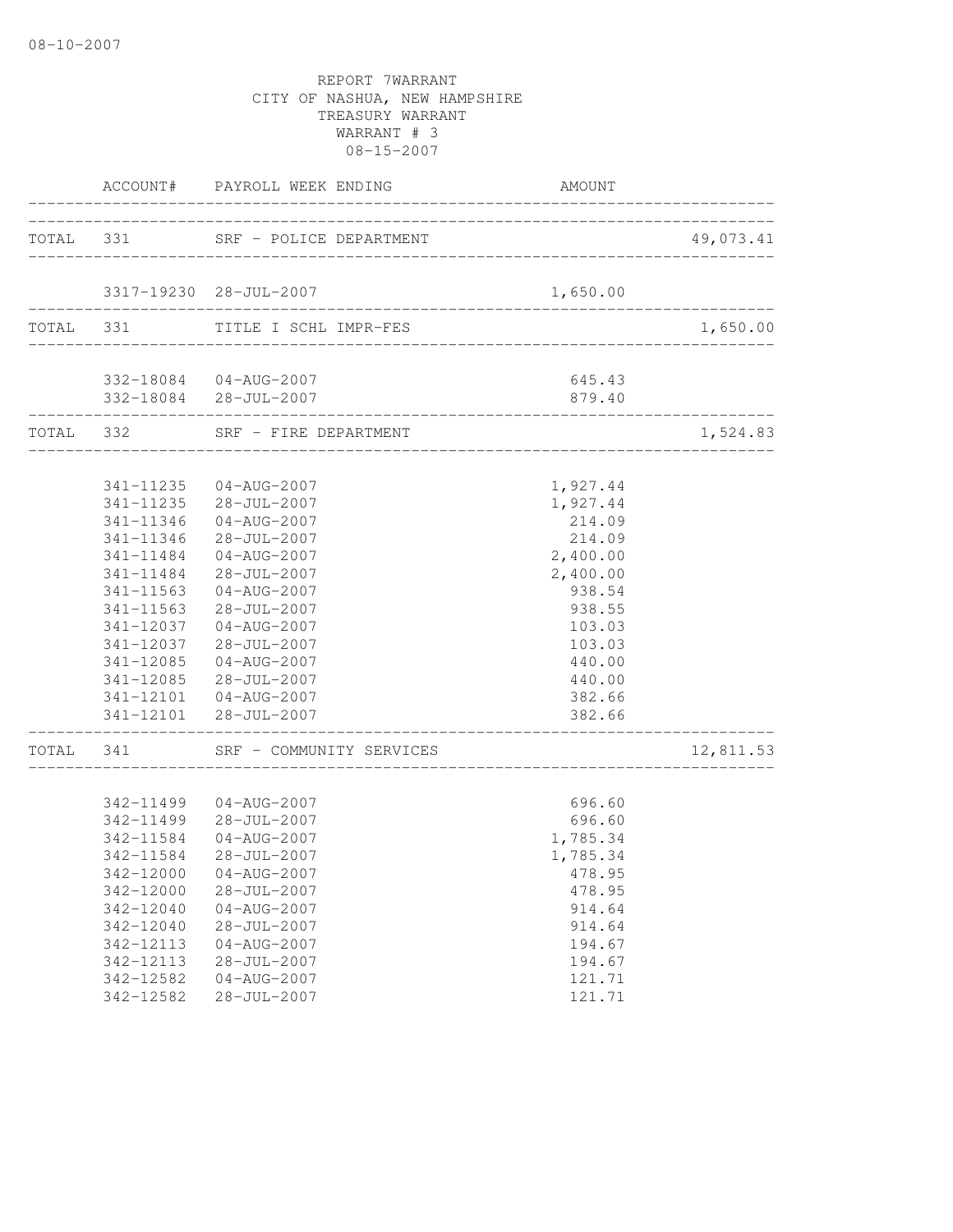08-10-2007

REPORT 7WARRANT
CITY OF NASHUA, NEW HAMPSHIRE
TREASURY WARRANT
WARRANT # 3
08-15-2007

| | ACCOUNT# | PAYROLL WEEK ENDING | AMOUNT | |
|---|---|---|---|---|
| TOTAL | 331 | SRF - POLICE DEPARTMENT | | 49,073.41 |
| | 3317-19230 | 28-JUL-2007 | 1,650.00 | |
| TOTAL | 331 | TITLE I SCHL IMPR-FES | | 1,650.00 |
| | 332-18084 | 04-AUG-2007 | 645.43 | |
| | 332-18084 | 28-JUL-2007 | 879.40 | |
| TOTAL | 332 | SRF - FIRE DEPARTMENT | | 1,524.83 |
| | 341-11235 | 04-AUG-2007 | 1,927.44 | |
| | 341-11235 | 28-JUL-2007 | 1,927.44 | |
| | 341-11346 | 04-AUG-2007 | 214.09 | |
| | 341-11346 | 28-JUL-2007 | 214.09 | |
| | 341-11484 | 04-AUG-2007 | 2,400.00 | |
| | 341-11484 | 28-JUL-2007 | 2,400.00 | |
| | 341-11563 | 04-AUG-2007 | 938.54 | |
| | 341-11563 | 28-JUL-2007 | 938.55 | |
| | 341-12037 | 04-AUG-2007 | 103.03 | |
| | 341-12037 | 28-JUL-2007 | 103.03 | |
| | 341-12085 | 04-AUG-2007 | 440.00 | |
| | 341-12085 | 28-JUL-2007 | 440.00 | |
| | 341-12101 | 04-AUG-2007 | 382.66 | |
| | 341-12101 | 28-JUL-2007 | 382.66 | |
| TOTAL | 341 | SRF - COMMUNITY SERVICES | | 12,811.53 |
| | 342-11499 | 04-AUG-2007 | 696.60 | |
| | 342-11499 | 28-JUL-2007 | 696.60 | |
| | 342-11584 | 04-AUG-2007 | 1,785.34 | |
| | 342-11584 | 28-JUL-2007 | 1,785.34 | |
| | 342-12000 | 04-AUG-2007 | 478.95 | |
| | 342-12000 | 28-JUL-2007 | 478.95 | |
| | 342-12040 | 04-AUG-2007 | 914.64 | |
| | 342-12040 | 28-JUL-2007 | 914.64 | |
| | 342-12113 | 04-AUG-2007 | 194.67 | |
| | 342-12113 | 28-JUL-2007 | 194.67 | |
| | 342-12582 | 04-AUG-2007 | 121.71 | |
| | 342-12582 | 28-JUL-2007 | 121.71 | |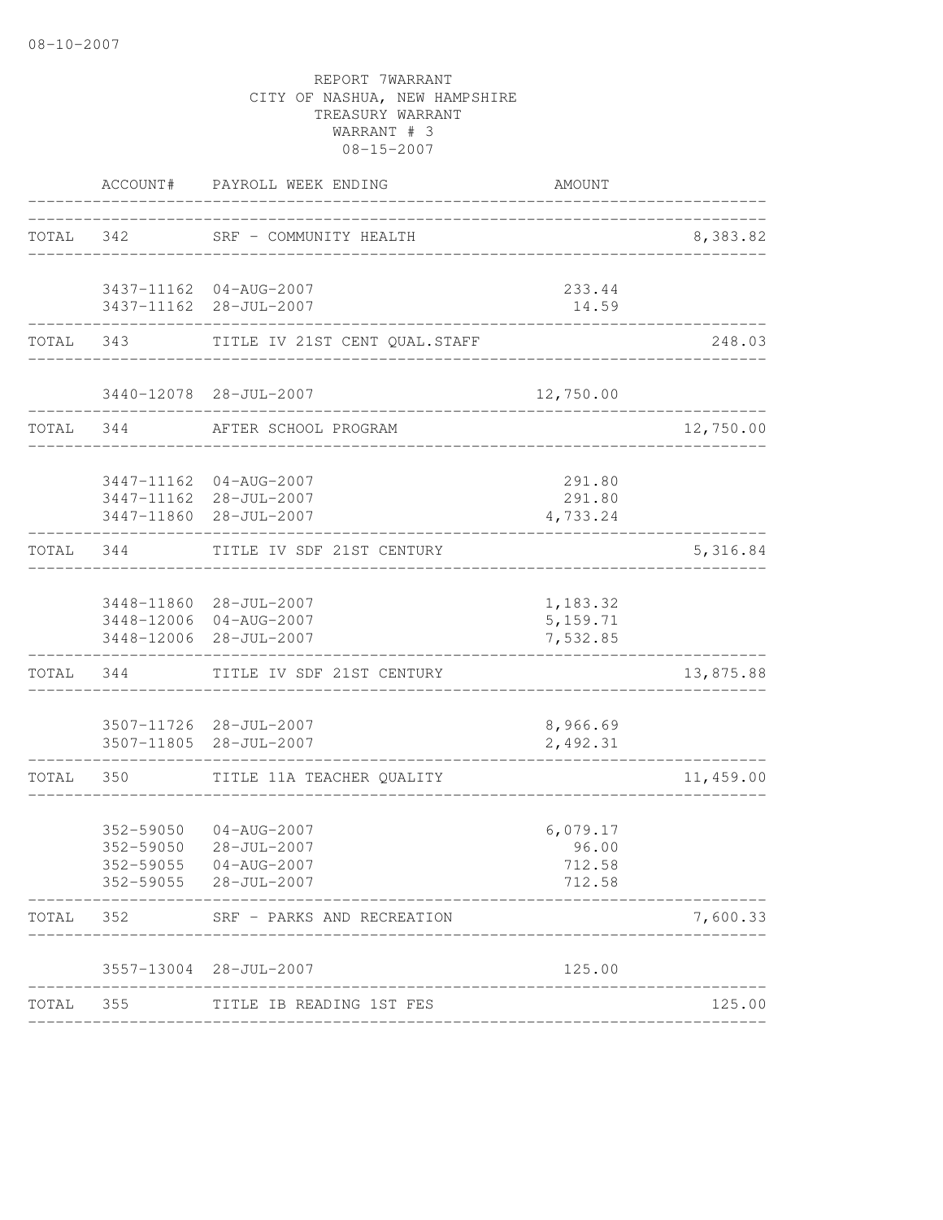08-10-2007

REPORT 7WARRANT
CITY OF NASHUA, NEW HAMPSHIRE
TREASURY WARRANT
WARRANT # 3
08-15-2007

| | ACCOUNT# | PAYROLL WEEK ENDING | AMOUNT | |
|---|---|---|---|---|
| TOTAL | 342 | SRF - COMMUNITY HEALTH | | 8,383.82 |
| | 3437-11162 | 04-AUG-2007 | 233.44 | |
| | 3437-11162 | 28-JUL-2007 | 14.59 | |
| TOTAL | 343 | TITLE IV 21ST CENT QUAL.STAFF | | 248.03 |
| | 3440-12078 | 28-JUL-2007 | 12,750.00 | |
| TOTAL | 344 | AFTER SCHOOL PROGRAM | | 12,750.00 |
| | 3447-11162 | 04-AUG-2007 | 291.80 | |
| | 3447-11162 | 28-JUL-2007 | 291.80 | |
| | 3447-11860 | 28-JUL-2007 | 4,733.24 | |
| TOTAL | 344 | TITLE IV SDF 21ST CENTURY | | 5,316.84 |
| | 3448-11860 | 28-JUL-2007 | 1,183.32 | |
| | 3448-12006 | 04-AUG-2007 | 5,159.71 | |
| | 3448-12006 | 28-JUL-2007 | 7,532.85 | |
| TOTAL | 344 | TITLE IV SDF 21ST CENTURY | | 13,875.88 |
| | 3507-11726 | 28-JUL-2007 | 8,966.69 | |
| | 3507-11805 | 28-JUL-2007 | 2,492.31 | |
| TOTAL | 350 | TITLE 11A TEACHER QUALITY | | 11,459.00 |
| | 352-59050 | 04-AUG-2007 | 6,079.17 | |
| | 352-59050 | 28-JUL-2007 | 96.00 | |
| | 352-59055 | 04-AUG-2007 | 712.58 | |
| | 352-59055 | 28-JUL-2007 | 712.58 | |
| TOTAL | 352 | SRF - PARKS AND RECREATION | | 7,600.33 |
| | 3557-13004 | 28-JUL-2007 | 125.00 | |
| TOTAL | 355 | TITLE IB READING 1ST FES | | 125.00 |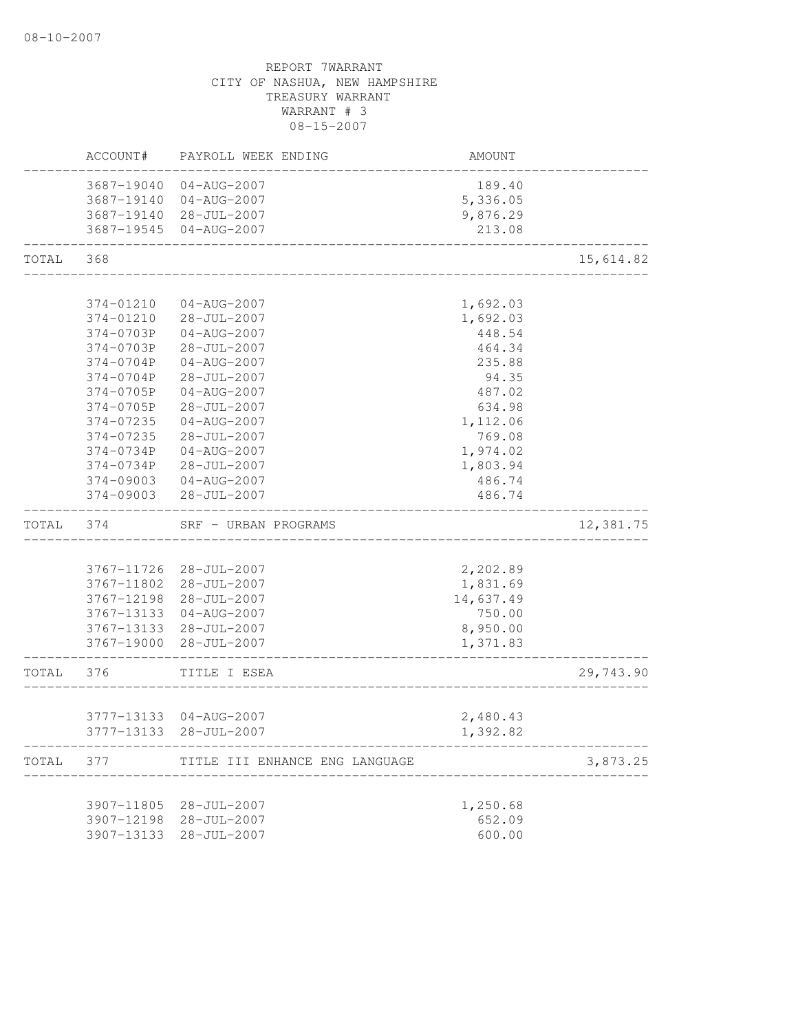08-10-2007

REPORT 7WARRANT
CITY OF NASHUA, NEW HAMPSHIRE
TREASURY WARRANT
WARRANT # 3
08-15-2007

| | ACCOUNT# | PAYROLL WEEK ENDING | AMOUNT | |
|---|---|---|---|---|
| | 3687-19040 | 04-AUG-2007 | 189.40 | |
| | 3687-19140 | 04-AUG-2007 | 5,336.05 | |
| | 3687-19140 | 28-JUL-2007 | 9,876.29 | |
| | 3687-19545 | 04-AUG-2007 | 213.08 | |
| TOTAL | 368 | | | 15,614.82 |
| | 374-01210 | 04-AUG-2007 | 1,692.03 | |
| | 374-01210 | 28-JUL-2007 | 1,692.03 | |
| | 374-0703P | 04-AUG-2007 | 448.54 | |
| | 374-0703P | 28-JUL-2007 | 464.34 | |
| | 374-0704P | 04-AUG-2007 | 235.88 | |
| | 374-0704P | 28-JUL-2007 | 94.35 | |
| | 374-0705P | 04-AUG-2007 | 487.02 | |
| | 374-0705P | 28-JUL-2007 | 634.98 | |
| | 374-07235 | 04-AUG-2007 | 1,112.06 | |
| | 374-07235 | 28-JUL-2007 | 769.08 | |
| | 374-0734P | 04-AUG-2007 | 1,974.02 | |
| | 374-0734P | 28-JUL-2007 | 1,803.94 | |
| | 374-09003 | 04-AUG-2007 | 486.74 | |
| | 374-09003 | 28-JUL-2007 | 486.74 | |
| TOTAL | 374 | SRF - URBAN PROGRAMS | | 12,381.75 |
| | 3767-11726 | 28-JUL-2007 | 2,202.89 | |
| | 3767-11802 | 28-JUL-2007 | 1,831.69 | |
| | 3767-12198 | 28-JUL-2007 | 14,637.49 | |
| | 3767-13133 | 04-AUG-2007 | 750.00 | |
| | 3767-13133 | 28-JUL-2007 | 8,950.00 | |
| | 3767-19000 | 28-JUL-2007 | 1,371.83 | |
| TOTAL | 376 | TITLE I ESEA | | 29,743.90 |
| | 3777-13133 | 04-AUG-2007 | 2,480.43 | |
| | 3777-13133 | 28-JUL-2007 | 1,392.82 | |
| TOTAL | 377 | TITLE III ENHANCE ENG LANGUAGE | | 3,873.25 |
| | 3907-11805 | 28-JUL-2007 | 1,250.68 | |
| | 3907-12198 | 28-JUL-2007 | 652.09 | |
| | 3907-13133 | 28-JUL-2007 | 600.00 | |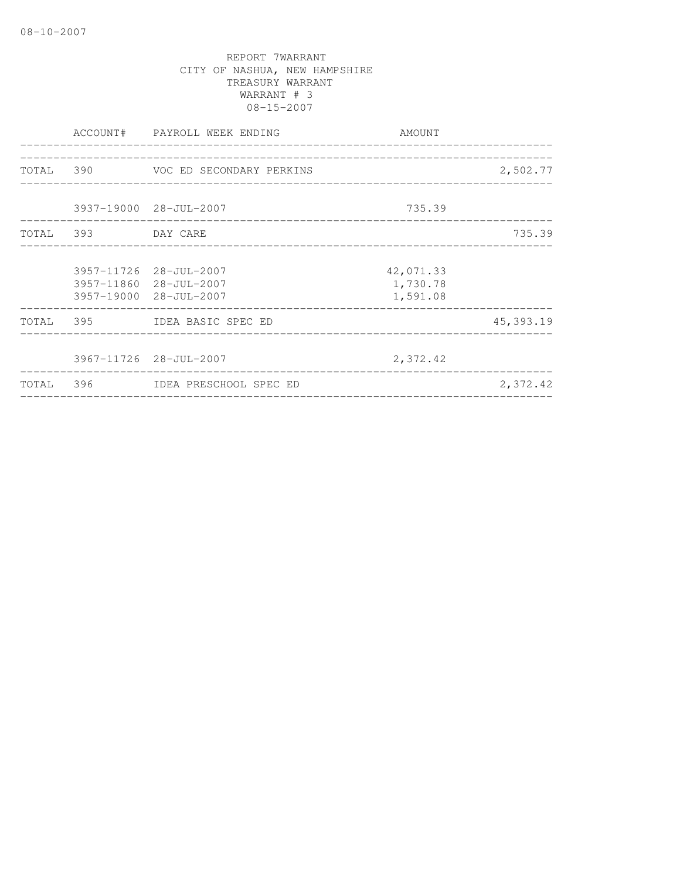REPORT 7WARRANT
CITY OF NASHUA, NEW HAMPSHIRE
TREASURY WARRANT
WARRANT # 3
08-15-2007

| | ACCOUNT# | PAYROLL WEEK ENDING | AMOUNT | |
|---|---|---|---|---|
| TOTAL | 390 | VOC ED SECONDARY PERKINS | | 2,502.77 |
| | 3937-19000 | 28-JUL-2007 | 735.39 | |
| TOTAL | 393 | DAY CARE | | 735.39 |
| | 3957-11726 | 28-JUL-2007 | 42,071.33 | |
| | 3957-11860 | 28-JUL-2007 | 1,730.78 | |
| | 3957-19000 | 28-JUL-2007 | 1,591.08 | |
| TOTAL | 395 | IDEA BASIC SPEC ED | | 45,393.19 |
| | 3967-11726 | 28-JUL-2007 | 2,372.42 | |
| TOTAL | 396 | IDEA PRESCHOOL SPEC ED | | 2,372.42 |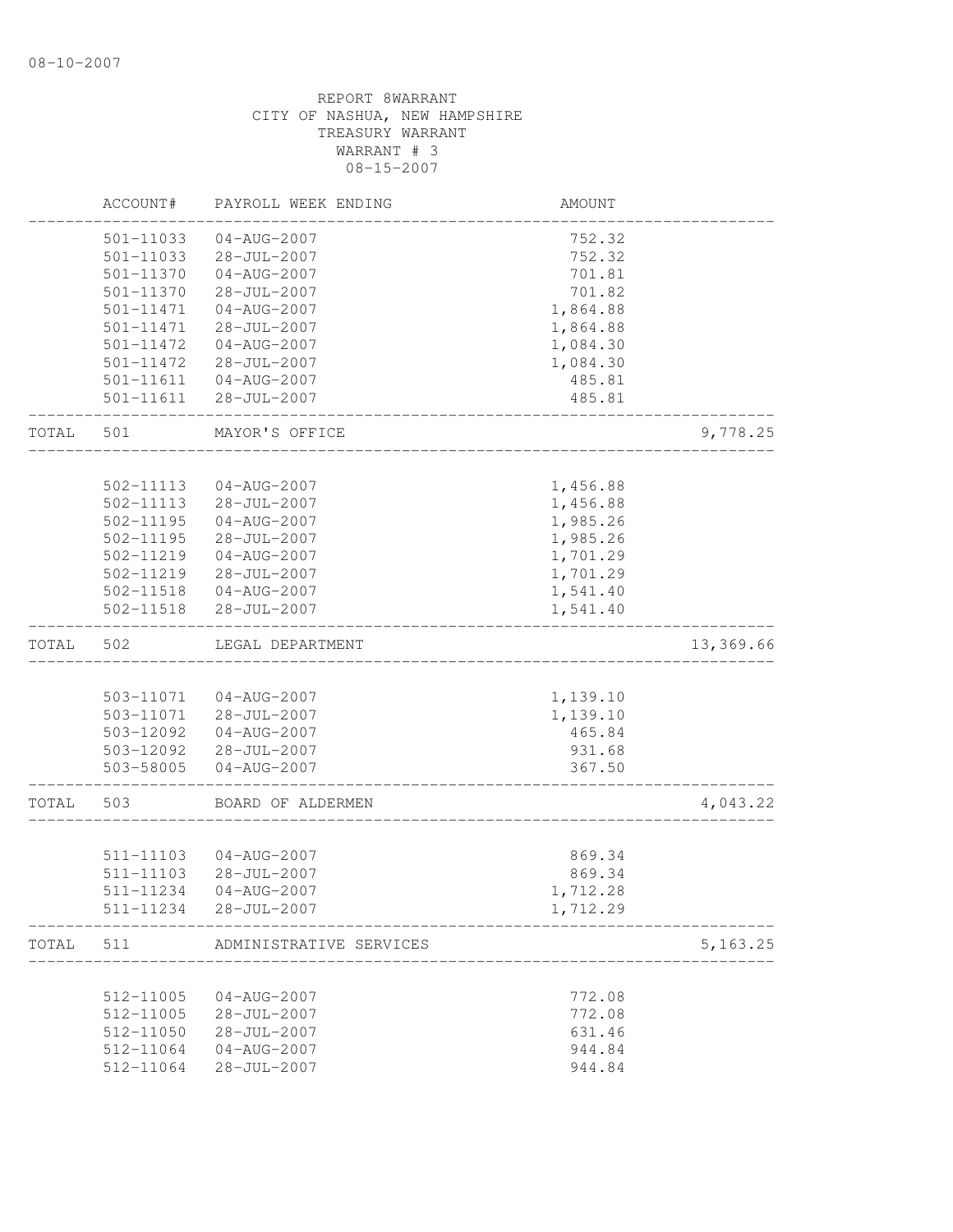08-10-2007

REPORT 8WARRANT
CITY OF NASHUA, NEW HAMPSHIRE
TREASURY WARRANT
WARRANT # 3
08-15-2007

| | ACCOUNT# | PAYROLL WEEK ENDING | AMOUNT | |
|---|---|---|---|---|
| | 501-11033 | 04-AUG-2007 | 752.32 | |
| | 501-11033 | 28-JUL-2007 | 752.32 | |
| | 501-11370 | 04-AUG-2007 | 701.81 | |
| | 501-11370 | 28-JUL-2007 | 701.82 | |
| | 501-11471 | 04-AUG-2007 | 1,864.88 | |
| | 501-11471 | 28-JUL-2007 | 1,864.88 | |
| | 501-11472 | 04-AUG-2007 | 1,084.30 | |
| | 501-11472 | 28-JUL-2007 | 1,084.30 | |
| | 501-11611 | 04-AUG-2007 | 485.81 | |
| | 501-11611 | 28-JUL-2007 | 485.81 | |
| TOTAL | 501 | MAYOR'S OFFICE | | 9,778.25 |
| | 502-11113 | 04-AUG-2007 | 1,456.88 | |
| | 502-11113 | 28-JUL-2007 | 1,456.88 | |
| | 502-11195 | 04-AUG-2007 | 1,985.26 | |
| | 502-11195 | 28-JUL-2007 | 1,985.26 | |
| | 502-11219 | 04-AUG-2007 | 1,701.29 | |
| | 502-11219 | 28-JUL-2007 | 1,701.29 | |
| | 502-11518 | 04-AUG-2007 | 1,541.40 | |
| | 502-11518 | 28-JUL-2007 | 1,541.40 | |
| TOTAL | 502 | LEGAL DEPARTMENT | | 13,369.66 |
| | 503-11071 | 04-AUG-2007 | 1,139.10 | |
| | 503-11071 | 28-JUL-2007 | 1,139.10 | |
| | 503-12092 | 04-AUG-2007 | 465.84 | |
| | 503-12092 | 28-JUL-2007 | 931.68 | |
| | 503-58005 | 04-AUG-2007 | 367.50 | |
| TOTAL | 503 | BOARD OF ALDERMEN | | 4,043.22 |
| | 511-11103 | 04-AUG-2007 | 869.34 | |
| | 511-11103 | 28-JUL-2007 | 869.34 | |
| | 511-11234 | 04-AUG-2007 | 1,712.28 | |
| | 511-11234 | 28-JUL-2007 | 1,712.29 | |
| TOTAL | 511 | ADMINISTRATIVE SERVICES | | 5,163.25 |
| | 512-11005 | 04-AUG-2007 | 772.08 | |
| | 512-11005 | 28-JUL-2007 | 772.08 | |
| | 512-11050 | 28-JUL-2007 | 631.46 | |
| | 512-11064 | 04-AUG-2007 | 944.84 | |
| | 512-11064 | 28-JUL-2007 | 944.84 | |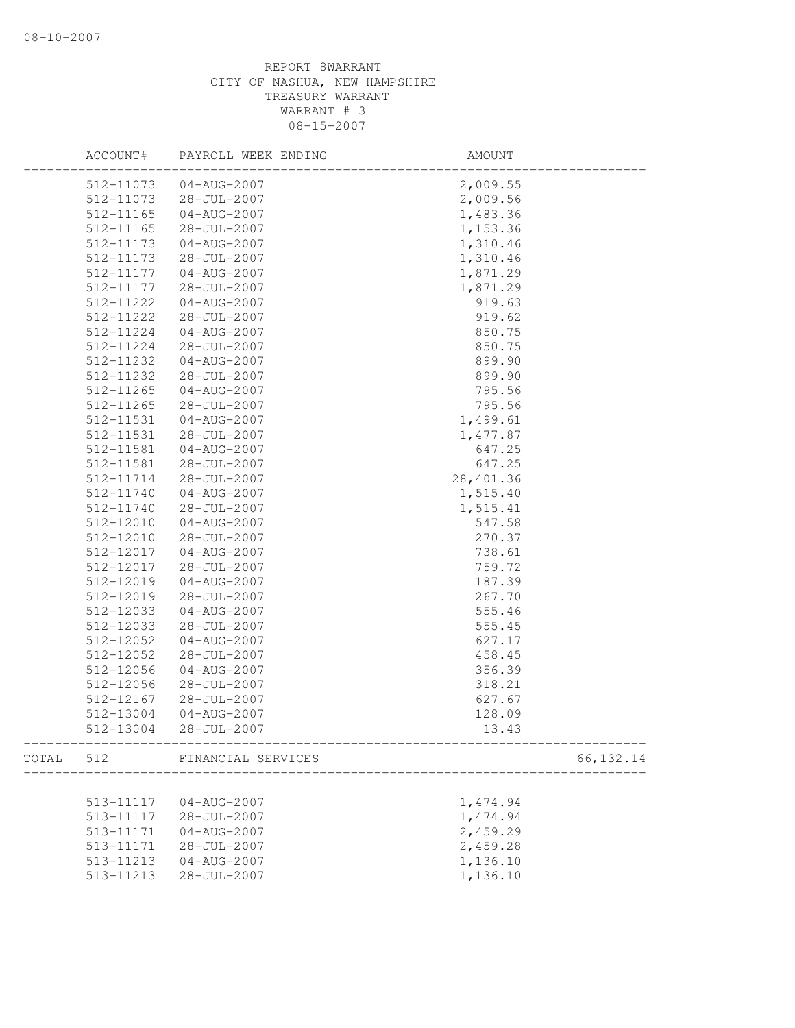REPORT 8WARRANT
CITY OF NASHUA, NEW HAMPSHIRE
TREASURY WARRANT
WARRANT # 3
08-15-2007

| ACCOUNT# | PAYROLL WEEK ENDING | AMOUNT | |
|---|---|---|---|
| 512-11073 | 04-AUG-2007 | 2,009.55 | |
| 512-11073 | 28-JUL-2007 | 2,009.56 | |
| 512-11165 | 04-AUG-2007 | 1,483.36 | |
| 512-11165 | 28-JUL-2007 | 1,153.36 | |
| 512-11173 | 04-AUG-2007 | 1,310.46 | |
| 512-11173 | 28-JUL-2007 | 1,310.46 | |
| 512-11177 | 04-AUG-2007 | 1,871.29 | |
| 512-11177 | 28-JUL-2007 | 1,871.29 | |
| 512-11222 | 04-AUG-2007 | 919.63 | |
| 512-11222 | 28-JUL-2007 | 919.62 | |
| 512-11224 | 04-AUG-2007 | 850.75 | |
| 512-11224 | 28-JUL-2007 | 850.75 | |
| 512-11232 | 04-AUG-2007 | 899.90 | |
| 512-11232 | 28-JUL-2007 | 899.90 | |
| 512-11265 | 04-AUG-2007 | 795.56 | |
| 512-11265 | 28-JUL-2007 | 795.56 | |
| 512-11531 | 04-AUG-2007 | 1,499.61 | |
| 512-11531 | 28-JUL-2007 | 1,477.87 | |
| 512-11581 | 04-AUG-2007 | 647.25 | |
| 512-11581 | 28-JUL-2007 | 647.25 | |
| 512-11714 | 28-JUL-2007 | 28,401.36 | |
| 512-11740 | 04-AUG-2007 | 1,515.40 | |
| 512-11740 | 28-JUL-2007 | 1,515.41 | |
| 512-12010 | 04-AUG-2007 | 547.58 | |
| 512-12010 | 28-JUL-2007 | 270.37 | |
| 512-12017 | 04-AUG-2007 | 738.61 | |
| 512-12017 | 28-JUL-2007 | 759.72 | |
| 512-12019 | 04-AUG-2007 | 187.39 | |
| 512-12019 | 28-JUL-2007 | 267.70 | |
| 512-12033 | 04-AUG-2007 | 555.46 | |
| 512-12033 | 28-JUL-2007 | 555.45 | |
| 512-12052 | 04-AUG-2007 | 627.17 | |
| 512-12052 | 28-JUL-2007 | 458.45 | |
| 512-12056 | 04-AUG-2007 | 356.39 | |
| 512-12056 | 28-JUL-2007 | 318.21 | |
| 512-12167 | 28-JUL-2007 | 627.67 | |
| 512-13004 | 04-AUG-2007 | 128.09 | |
| 512-13004 | 28-JUL-2007 | 13.43 | |
| TOTAL 512 | FINANCIAL SERVICES | | 66,132.14 |
| 513-11117 | 04-AUG-2007 | 1,474.94 | |
| 513-11117 | 28-JUL-2007 | 1,474.94 | |
| 513-11171 | 04-AUG-2007 | 2,459.29 | |
| 513-11171 | 28-JUL-2007 | 2,459.28 | |
| 513-11213 | 04-AUG-2007 | 1,136.10 | |
| 513-11213 | 28-JUL-2007 | 1,136.10 | |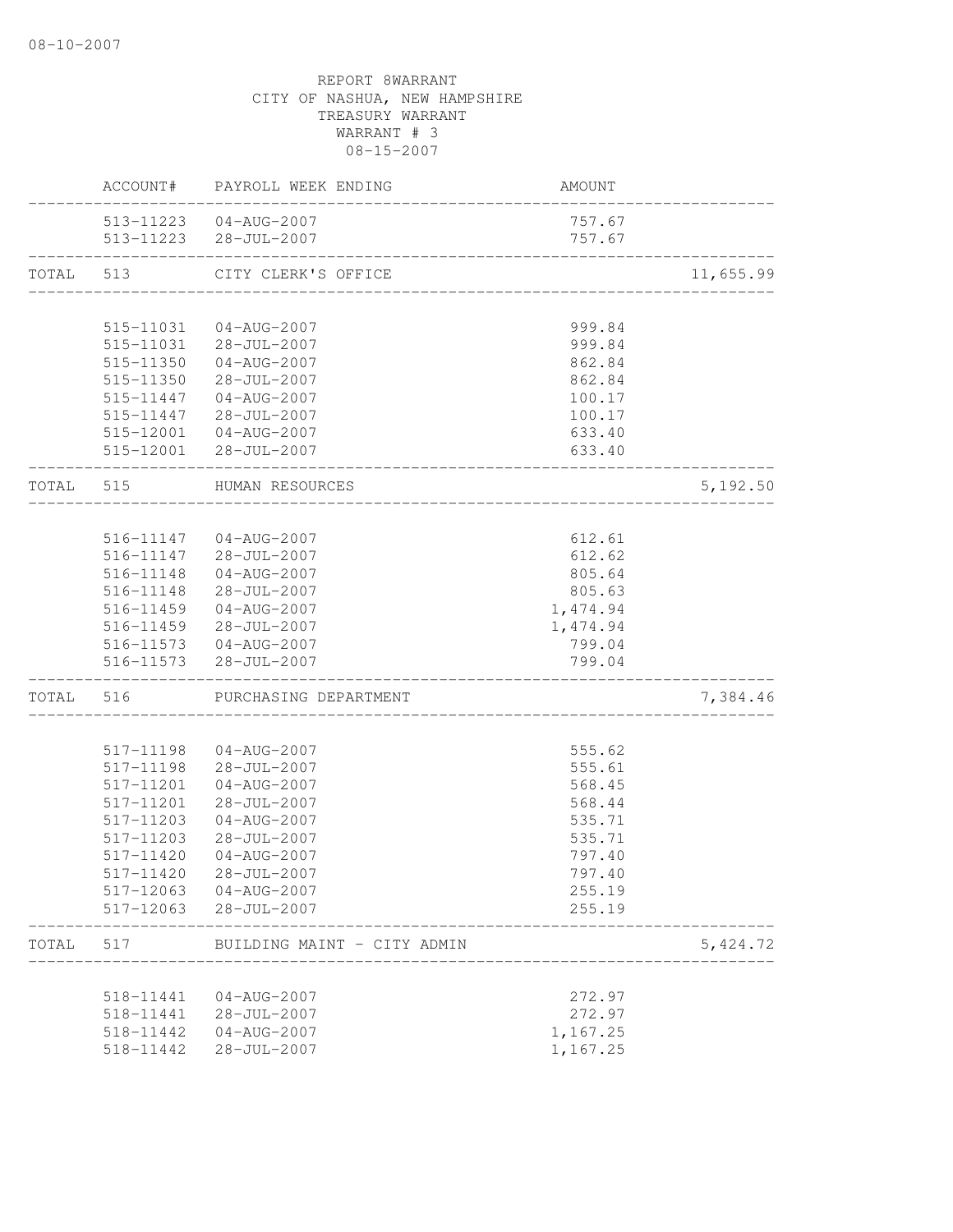08-10-2007

REPORT 8WARRANT
CITY OF NASHUA, NEW HAMPSHIRE
TREASURY WARRANT
WARRANT # 3
08-15-2007

| | ACCOUNT# | PAYROLL WEEK ENDING | AMOUNT | |
|---|---|---|---|---|
| | 513-11223 | 04-AUG-2007 | 757.67 | |
| | 513-11223 | 28-JUL-2007 | 757.67 | |
| TOTAL | 513 | CITY CLERK'S OFFICE | | 11,655.99 |
| | 515-11031 | 04-AUG-2007 | 999.84 | |
| | 515-11031 | 28-JUL-2007 | 999.84 | |
| | 515-11350 | 04-AUG-2007 | 862.84 | |
| | 515-11350 | 28-JUL-2007 | 862.84 | |
| | 515-11447 | 04-AUG-2007 | 100.17 | |
| | 515-11447 | 28-JUL-2007 | 100.17 | |
| | 515-12001 | 04-AUG-2007 | 633.40 | |
| | 515-12001 | 28-JUL-2007 | 633.40 | |
| TOTAL | 515 | HUMAN RESOURCES | | 5,192.50 |
| | 516-11147 | 04-AUG-2007 | 612.61 | |
| | 516-11147 | 28-JUL-2007 | 612.62 | |
| | 516-11148 | 04-AUG-2007 | 805.64 | |
| | 516-11148 | 28-JUL-2007 | 805.63 | |
| | 516-11459 | 04-AUG-2007 | 1,474.94 | |
| | 516-11459 | 28-JUL-2007 | 1,474.94 | |
| | 516-11573 | 04-AUG-2007 | 799.04 | |
| | 516-11573 | 28-JUL-2007 | 799.04 | |
| TOTAL | 516 | PURCHASING DEPARTMENT | | 7,384.46 |
| | 517-11198 | 04-AUG-2007 | 555.62 | |
| | 517-11198 | 28-JUL-2007 | 555.61 | |
| | 517-11201 | 04-AUG-2007 | 568.45 | |
| | 517-11201 | 28-JUL-2007 | 568.44 | |
| | 517-11203 | 04-AUG-2007 | 535.71 | |
| | 517-11203 | 28-JUL-2007 | 535.71 | |
| | 517-11420 | 04-AUG-2007 | 797.40 | |
| | 517-11420 | 28-JUL-2007 | 797.40 | |
| | 517-12063 | 04-AUG-2007 | 255.19 | |
| | 517-12063 | 28-JUL-2007 | 255.19 | |
| TOTAL | 517 | BUILDING MAINT - CITY ADMIN | | 5,424.72 |
| | 518-11441 | 04-AUG-2007 | 272.97 | |
| | 518-11441 | 28-JUL-2007 | 272.97 | |
| | 518-11442 | 04-AUG-2007 | 1,167.25 | |
| | 518-11442 | 28-JUL-2007 | 1,167.25 | |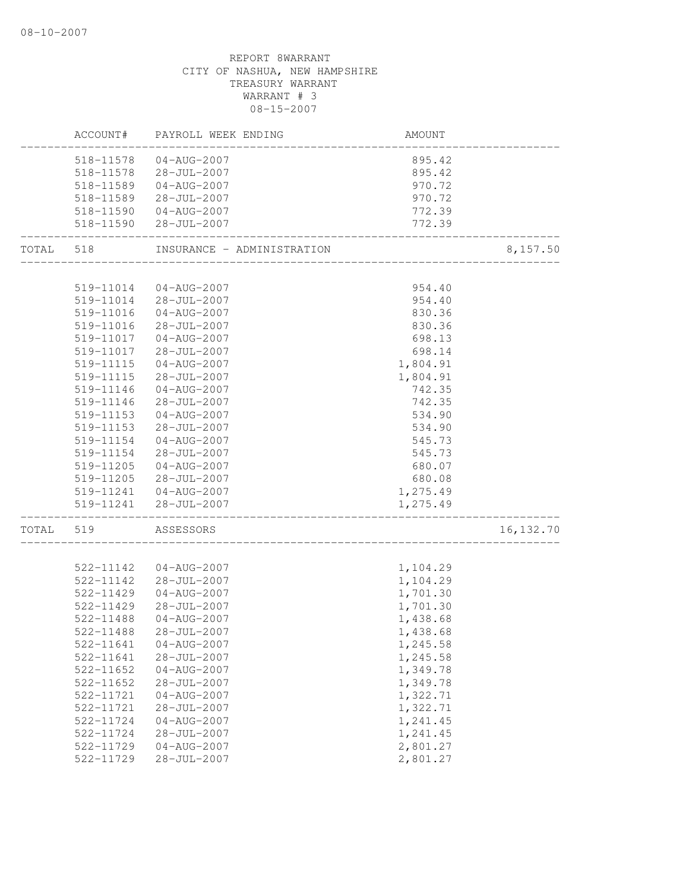REPORT 8WARRANT
CITY OF NASHUA, NEW HAMPSHIRE
TREASURY WARRANT
WARRANT # 3
08-15-2007

| | ACCOUNT# | PAYROLL WEEK ENDING | AMOUNT | |
|---|---|---|---|---|
| | 518-11578 | 04-AUG-2007 | 895.42 | |
| | 518-11578 | 28-JUL-2007 | 895.42 | |
| | 518-11589 | 04-AUG-2007 | 970.72 | |
| | 518-11589 | 28-JUL-2007 | 970.72 | |
| | 518-11590 | 04-AUG-2007 | 772.39 | |
| | 518-11590 | 28-JUL-2007 | 772.39 | |
| TOTAL | 518 | INSURANCE - ADMINISTRATION | | 8,157.50 |
| | 519-11014 | 04-AUG-2007 | 954.40 | |
| | 519-11014 | 28-JUL-2007 | 954.40 | |
| | 519-11016 | 04-AUG-2007 | 830.36 | |
| | 519-11016 | 28-JUL-2007 | 830.36 | |
| | 519-11017 | 04-AUG-2007 | 698.13 | |
| | 519-11017 | 28-JUL-2007 | 698.14 | |
| | 519-11115 | 04-AUG-2007 | 1,804.91 | |
| | 519-11115 | 28-JUL-2007 | 1,804.91 | |
| | 519-11146 | 04-AUG-2007 | 742.35 | |
| | 519-11146 | 28-JUL-2007 | 742.35 | |
| | 519-11153 | 04-AUG-2007 | 534.90 | |
| | 519-11153 | 28-JUL-2007 | 534.90 | |
| | 519-11154 | 04-AUG-2007 | 545.73 | |
| | 519-11154 | 28-JUL-2007 | 545.73 | |
| | 519-11205 | 04-AUG-2007 | 680.07 | |
| | 519-11205 | 28-JUL-2007 | 680.08 | |
| | 519-11241 | 04-AUG-2007 | 1,275.49 | |
| | 519-11241 | 28-JUL-2007 | 1,275.49 | |
| TOTAL | 519 | ASSESSORS | | 16,132.70 |
| | 522-11142 | 04-AUG-2007 | 1,104.29 | |
| | 522-11142 | 28-JUL-2007 | 1,104.29 | |
| | 522-11429 | 04-AUG-2007 | 1,701.30 | |
| | 522-11429 | 28-JUL-2007 | 1,701.30 | |
| | 522-11488 | 04-AUG-2007 | 1,438.68 | |
| | 522-11488 | 28-JUL-2007 | 1,438.68 | |
| | 522-11641 | 04-AUG-2007 | 1,245.58 | |
| | 522-11641 | 28-JUL-2007 | 1,245.58 | |
| | 522-11652 | 04-AUG-2007 | 1,349.78 | |
| | 522-11652 | 28-JUL-2007 | 1,349.78 | |
| | 522-11721 | 04-AUG-2007 | 1,322.71 | |
| | 522-11721 | 28-JUL-2007 | 1,322.71 | |
| | 522-11724 | 04-AUG-2007 | 1,241.45 | |
| | 522-11724 | 28-JUL-2007 | 1,241.45 | |
| | 522-11729 | 04-AUG-2007 | 2,801.27 | |
| | 522-11729 | 28-JUL-2007 | 2,801.27 | |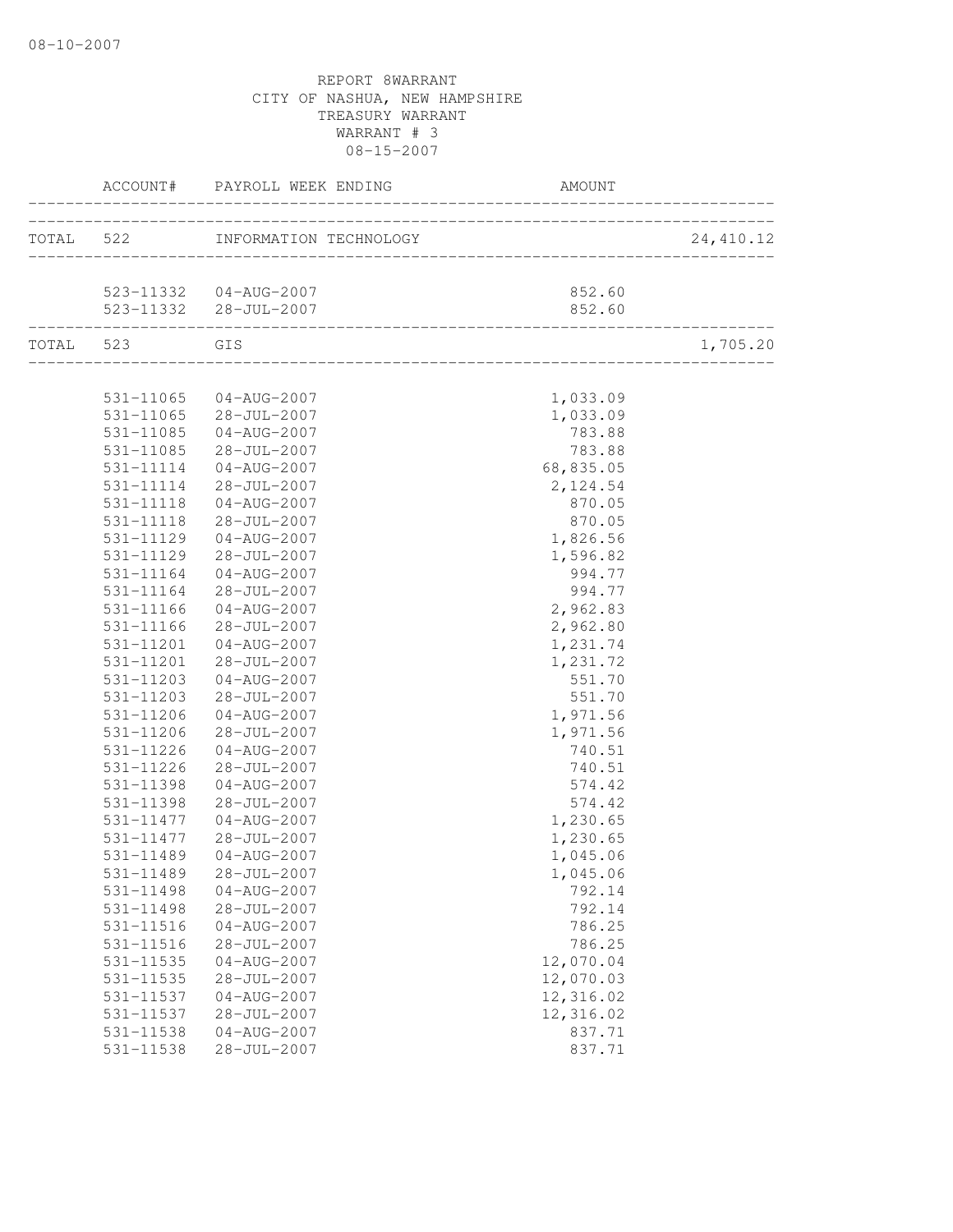08-10-2007

REPORT 8WARRANT
CITY OF NASHUA, NEW HAMPSHIRE
TREASURY WARRANT
WARRANT # 3
08-15-2007

| | ACCOUNT# | PAYROLL WEEK ENDING | AMOUNT | |
|---|---|---|---|---|
| TOTAL | 522 | INFORMATION TECHNOLOGY | | 24,410.12 |
| | 523-11332 | 04-AUG-2007 | 852.60 | |
| | 523-11332 | 28-JUL-2007 | 852.60 | |
| TOTAL | 523 | GIS | | 1,705.20 |
| | 531-11065 | 04-AUG-2007 | 1,033.09 | |
| | 531-11065 | 28-JUL-2007 | 1,033.09 | |
| | 531-11085 | 04-AUG-2007 | 783.88 | |
| | 531-11085 | 28-JUL-2007 | 783.88 | |
| | 531-11114 | 04-AUG-2007 | 68,835.05 | |
| | 531-11114 | 28-JUL-2007 | 2,124.54 | |
| | 531-11118 | 04-AUG-2007 | 870.05 | |
| | 531-11118 | 28-JUL-2007 | 870.05 | |
| | 531-11129 | 04-AUG-2007 | 1,826.56 | |
| | 531-11129 | 28-JUL-2007 | 1,596.82 | |
| | 531-11164 | 04-AUG-2007 | 994.77 | |
| | 531-11164 | 28-JUL-2007 | 994.77 | |
| | 531-11166 | 04-AUG-2007 | 2,962.83 | |
| | 531-11166 | 28-JUL-2007 | 2,962.80 | |
| | 531-11201 | 04-AUG-2007 | 1,231.74 | |
| | 531-11201 | 28-JUL-2007 | 1,231.72 | |
| | 531-11203 | 04-AUG-2007 | 551.70 | |
| | 531-11203 | 28-JUL-2007 | 551.70 | |
| | 531-11206 | 04-AUG-2007 | 1,971.56 | |
| | 531-11206 | 28-JUL-2007 | 1,971.56 | |
| | 531-11226 | 04-AUG-2007 | 740.51 | |
| | 531-11226 | 28-JUL-2007 | 740.51 | |
| | 531-11398 | 04-AUG-2007 | 574.42 | |
| | 531-11398 | 28-JUL-2007 | 574.42 | |
| | 531-11477 | 04-AUG-2007 | 1,230.65 | |
| | 531-11477 | 28-JUL-2007 | 1,230.65 | |
| | 531-11489 | 04-AUG-2007 | 1,045.06 | |
| | 531-11489 | 28-JUL-2007 | 1,045.06 | |
| | 531-11498 | 04-AUG-2007 | 792.14 | |
| | 531-11498 | 28-JUL-2007 | 792.14 | |
| | 531-11516 | 04-AUG-2007 | 786.25 | |
| | 531-11516 | 28-JUL-2007 | 786.25 | |
| | 531-11535 | 04-AUG-2007 | 12,070.04 | |
| | 531-11535 | 28-JUL-2007 | 12,070.03 | |
| | 531-11537 | 04-AUG-2007 | 12,316.02 | |
| | 531-11537 | 28-JUL-2007 | 12,316.02 | |
| | 531-11538 | 04-AUG-2007 | 837.71 | |
| | 531-11538 | 28-JUL-2007 | 837.71 | |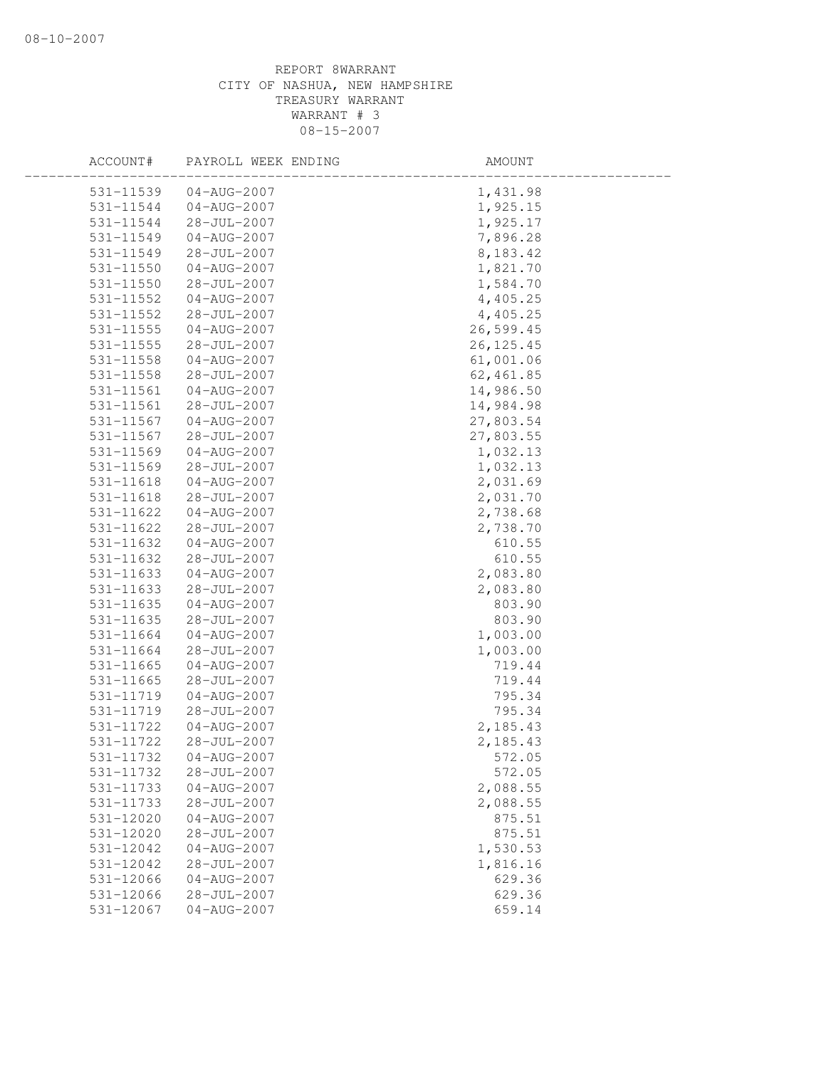REPORT 8WARRANT
CITY OF NASHUA, NEW HAMPSHIRE
TREASURY WARRANT
WARRANT # 3
08-15-2007

| ACCOUNT# | PAYROLL WEEK ENDING | AMOUNT |
|---|---|---|
| 531-11539 | 04-AUG-2007 | 1,431.98 |
| 531-11544 | 04-AUG-2007 | 1,925.15 |
| 531-11544 | 28-JUL-2007 | 1,925.17 |
| 531-11549 | 04-AUG-2007 | 7,896.28 |
| 531-11549 | 28-JUL-2007 | 8,183.42 |
| 531-11550 | 04-AUG-2007 | 1,821.70 |
| 531-11550 | 28-JUL-2007 | 1,584.70 |
| 531-11552 | 04-AUG-2007 | 4,405.25 |
| 531-11552 | 28-JUL-2007 | 4,405.25 |
| 531-11555 | 04-AUG-2007 | 26,599.45 |
| 531-11555 | 28-JUL-2007 | 26,125.45 |
| 531-11558 | 04-AUG-2007 | 61,001.06 |
| 531-11558 | 28-JUL-2007 | 62,461.85 |
| 531-11561 | 04-AUG-2007 | 14,986.50 |
| 531-11561 | 28-JUL-2007 | 14,984.98 |
| 531-11567 | 04-AUG-2007 | 27,803.54 |
| 531-11567 | 28-JUL-2007 | 27,803.55 |
| 531-11569 | 04-AUG-2007 | 1,032.13 |
| 531-11569 | 28-JUL-2007 | 1,032.13 |
| 531-11618 | 04-AUG-2007 | 2,031.69 |
| 531-11618 | 28-JUL-2007 | 2,031.70 |
| 531-11622 | 04-AUG-2007 | 2,738.68 |
| 531-11622 | 28-JUL-2007 | 2,738.70 |
| 531-11632 | 04-AUG-2007 | 610.55 |
| 531-11632 | 28-JUL-2007 | 610.55 |
| 531-11633 | 04-AUG-2007 | 2,083.80 |
| 531-11633 | 28-JUL-2007 | 2,083.80 |
| 531-11635 | 04-AUG-2007 | 803.90 |
| 531-11635 | 28-JUL-2007 | 803.90 |
| 531-11664 | 04-AUG-2007 | 1,003.00 |
| 531-11664 | 28-JUL-2007 | 1,003.00 |
| 531-11665 | 04-AUG-2007 | 719.44 |
| 531-11665 | 28-JUL-2007 | 719.44 |
| 531-11719 | 04-AUG-2007 | 795.34 |
| 531-11719 | 28-JUL-2007 | 795.34 |
| 531-11722 | 04-AUG-2007 | 2,185.43 |
| 531-11722 | 28-JUL-2007 | 2,185.43 |
| 531-11732 | 04-AUG-2007 | 572.05 |
| 531-11732 | 28-JUL-2007 | 572.05 |
| 531-11733 | 04-AUG-2007 | 2,088.55 |
| 531-11733 | 28-JUL-2007 | 2,088.55 |
| 531-12020 | 04-AUG-2007 | 875.51 |
| 531-12020 | 28-JUL-2007 | 875.51 |
| 531-12042 | 04-AUG-2007 | 1,530.53 |
| 531-12042 | 28-JUL-2007 | 1,816.16 |
| 531-12066 | 04-AUG-2007 | 629.36 |
| 531-12066 | 28-JUL-2007 | 629.36 |
| 531-12067 | 04-AUG-2007 | 659.14 |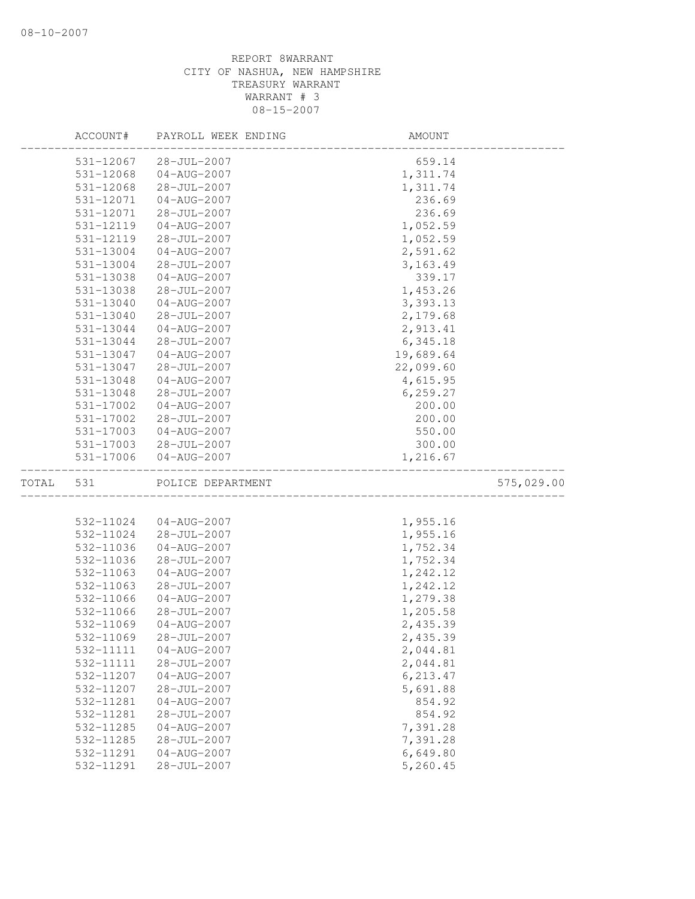REPORT 8WARRANT
CITY OF NASHUA, NEW HAMPSHIRE
TREASURY WARRANT
WARRANT # 3
08-15-2007

| | ACCOUNT# | PAYROLL WEEK ENDING | AMOUNT | |
|---|---|---|---|---|
| | 531-12067 | 28-JUL-2007 | 659.14 | |
| | 531-12068 | 04-AUG-2007 | 1,311.74 | |
| | 531-12068 | 28-JUL-2007 | 1,311.74 | |
| | 531-12071 | 04-AUG-2007 | 236.69 | |
| | 531-12071 | 28-JUL-2007 | 236.69 | |
| | 531-12119 | 04-AUG-2007 | 1,052.59 | |
| | 531-12119 | 28-JUL-2007 | 1,052.59 | |
| | 531-13004 | 04-AUG-2007 | 2,591.62 | |
| | 531-13004 | 28-JUL-2007 | 3,163.49 | |
| | 531-13038 | 04-AUG-2007 | 339.17 | |
| | 531-13038 | 28-JUL-2007 | 1,453.26 | |
| | 531-13040 | 04-AUG-2007 | 3,393.13 | |
| | 531-13040 | 28-JUL-2007 | 2,179.68 | |
| | 531-13044 | 04-AUG-2007 | 2,913.41 | |
| | 531-13044 | 28-JUL-2007 | 6,345.18 | |
| | 531-13047 | 04-AUG-2007 | 19,689.64 | |
| | 531-13047 | 28-JUL-2007 | 22,099.60 | |
| | 531-13048 | 04-AUG-2007 | 4,615.95 | |
| | 531-13048 | 28-JUL-2007 | 6,259.27 | |
| | 531-17002 | 04-AUG-2007 | 200.00 | |
| | 531-17002 | 28-JUL-2007 | 200.00 | |
| | 531-17003 | 04-AUG-2007 | 550.00 | |
| | 531-17003 | 28-JUL-2007 | 300.00 | |
| | 531-17006 | 04-AUG-2007 | 1,216.67 | |
| TOTAL | 531 | POLICE DEPARTMENT | | 575,029.00 |
| | 532-11024 | 04-AUG-2007 | 1,955.16 | |
| | 532-11024 | 28-JUL-2007 | 1,955.16 | |
| | 532-11036 | 04-AUG-2007 | 1,752.34 | |
| | 532-11036 | 28-JUL-2007 | 1,752.34 | |
| | 532-11063 | 04-AUG-2007 | 1,242.12 | |
| | 532-11063 | 28-JUL-2007 | 1,242.12 | |
| | 532-11066 | 04-AUG-2007 | 1,279.38 | |
| | 532-11066 | 28-JUL-2007 | 1,205.58 | |
| | 532-11069 | 04-AUG-2007 | 2,435.39 | |
| | 532-11069 | 28-JUL-2007 | 2,435.39 | |
| | 532-11111 | 04-AUG-2007 | 2,044.81 | |
| | 532-11111 | 28-JUL-2007 | 2,044.81 | |
| | 532-11207 | 04-AUG-2007 | 6,213.47 | |
| | 532-11207 | 28-JUL-2007 | 5,691.88 | |
| | 532-11281 | 04-AUG-2007 | 854.92 | |
| | 532-11281 | 28-JUL-2007 | 854.92 | |
| | 532-11285 | 04-AUG-2007 | 7,391.28 | |
| | 532-11285 | 28-JUL-2007 | 7,391.28 | |
| | 532-11291 | 04-AUG-2007 | 6,649.80 | |
| | 532-11291 | 28-JUL-2007 | 5,260.45 | |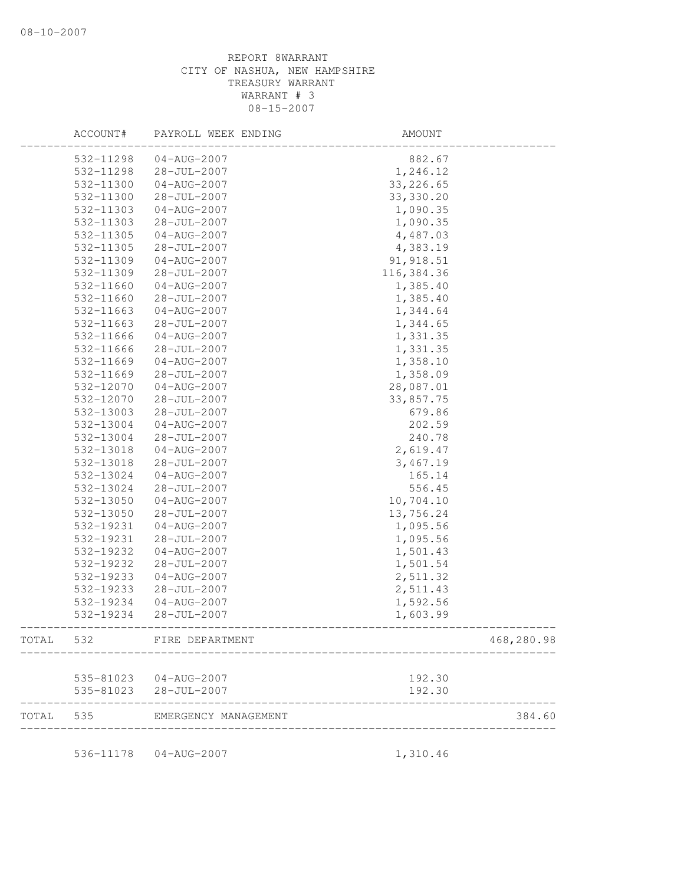REPORT 8WARRANT
CITY OF NASHUA, NEW HAMPSHIRE
TREASURY WARRANT
WARRANT # 3
08-15-2007

| | ACCOUNT# | PAYROLL WEEK ENDING | AMOUNT | |
|---|---|---|---|---|
| | 532-11298 | 04-AUG-2007 | 882.67 | |
| | 532-11298 | 28-JUL-2007 | 1,246.12 | |
| | 532-11300 | 04-AUG-2007 | 33,226.65 | |
| | 532-11300 | 28-JUL-2007 | 33,330.20 | |
| | 532-11303 | 04-AUG-2007 | 1,090.35 | |
| | 532-11303 | 28-JUL-2007 | 1,090.35 | |
| | 532-11305 | 04-AUG-2007 | 4,487.03 | |
| | 532-11305 | 28-JUL-2007 | 4,383.19 | |
| | 532-11309 | 04-AUG-2007 | 91,918.51 | |
| | 532-11309 | 28-JUL-2007 | 116,384.36 | |
| | 532-11660 | 04-AUG-2007 | 1,385.40 | |
| | 532-11660 | 28-JUL-2007 | 1,385.40 | |
| | 532-11663 | 04-AUG-2007 | 1,344.64 | |
| | 532-11663 | 28-JUL-2007 | 1,344.65 | |
| | 532-11666 | 04-AUG-2007 | 1,331.35 | |
| | 532-11666 | 28-JUL-2007 | 1,331.35 | |
| | 532-11669 | 04-AUG-2007 | 1,358.10 | |
| | 532-11669 | 28-JUL-2007 | 1,358.09 | |
| | 532-12070 | 04-AUG-2007 | 28,087.01 | |
| | 532-12070 | 28-JUL-2007 | 33,857.75 | |
| | 532-13003 | 28-JUL-2007 | 679.86 | |
| | 532-13004 | 04-AUG-2007 | 202.59 | |
| | 532-13004 | 28-JUL-2007 | 240.78 | |
| | 532-13018 | 04-AUG-2007 | 2,619.47 | |
| | 532-13018 | 28-JUL-2007 | 3,467.19 | |
| | 532-13024 | 04-AUG-2007 | 165.14 | |
| | 532-13024 | 28-JUL-2007 | 556.45 | |
| | 532-13050 | 04-AUG-2007 | 10,704.10 | |
| | 532-13050 | 28-JUL-2007 | 13,756.24 | |
| | 532-19231 | 04-AUG-2007 | 1,095.56 | |
| | 532-19231 | 28-JUL-2007 | 1,095.56 | |
| | 532-19232 | 04-AUG-2007 | 1,501.43 | |
| | 532-19232 | 28-JUL-2007 | 1,501.54 | |
| | 532-19233 | 04-AUG-2007 | 2,511.32 | |
| | 532-19233 | 28-JUL-2007 | 2,511.43 | |
| | 532-19234 | 04-AUG-2007 | 1,592.56 | |
| | 532-19234 | 28-JUL-2007 | 1,603.99 | |
| TOTAL | 532 | FIRE DEPARTMENT | | 468,280.98 |
| | 535-81023 | 04-AUG-2007 | 192.30 | |
| | 535-81023 | 28-JUL-2007 | 192.30 | |
| TOTAL | 535 | EMERGENCY MANAGEMENT | | 384.60 |
| | 536-11178 | 04-AUG-2007 | 1,310.46 | |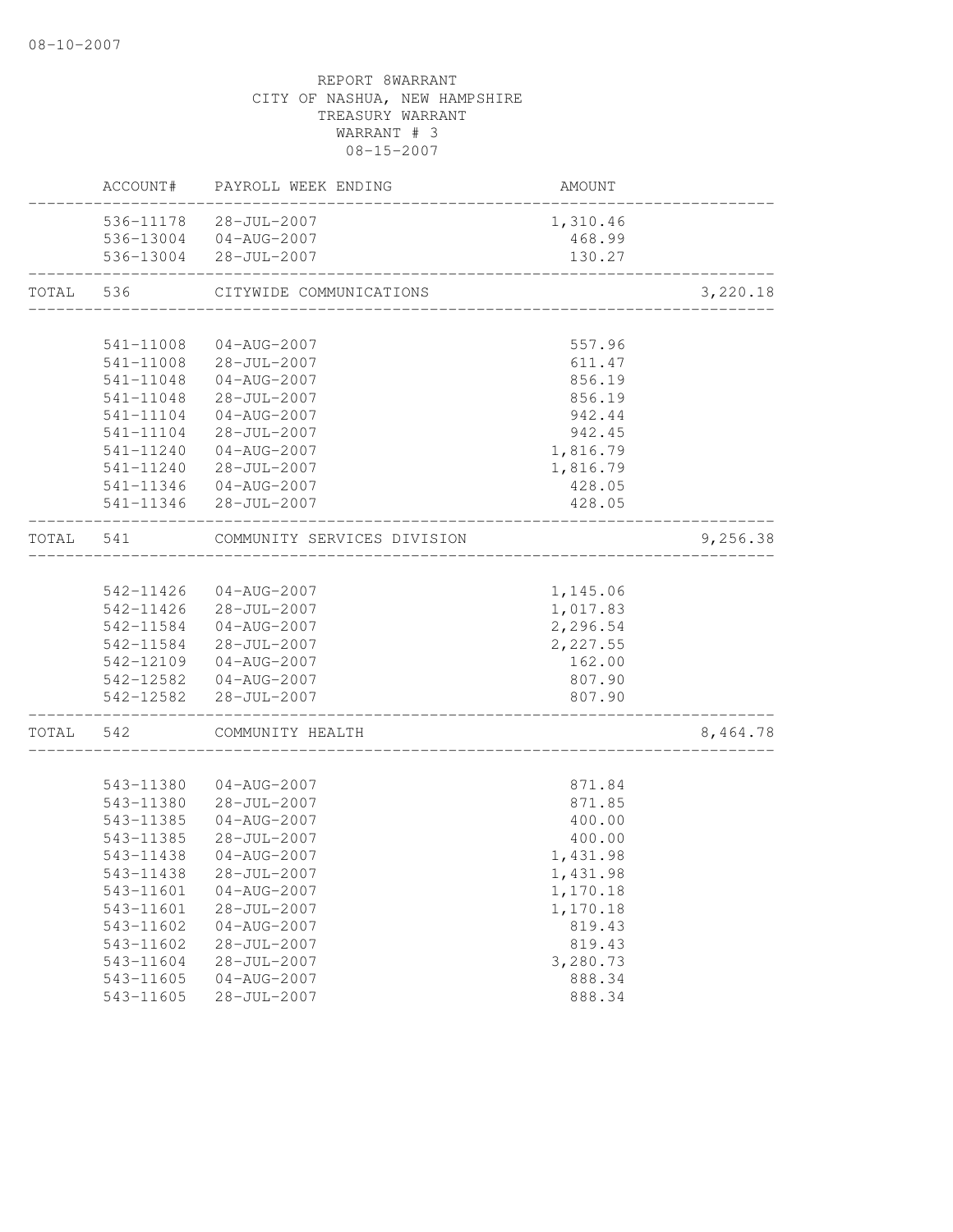08-10-2007

REPORT 8WARRANT
CITY OF NASHUA, NEW HAMPSHIRE
TREASURY WARRANT
WARRANT # 3
08-15-2007

| | ACCOUNT# | PAYROLL WEEK ENDING | AMOUNT | |
|---|---|---|---|---|
| | 536-11178 | 28-JUL-2007 | 1,310.46 | |
| | 536-13004 | 04-AUG-2007 | 468.99 | |
| | 536-13004 | 28-JUL-2007 | 130.27 | |
| TOTAL | 536 | CITYWIDE COMMUNICATIONS | | 3,220.18 |
| | 541-11008 | 04-AUG-2007 | 557.96 | |
| | 541-11008 | 28-JUL-2007 | 611.47 | |
| | 541-11048 | 04-AUG-2007 | 856.19 | |
| | 541-11048 | 28-JUL-2007 | 856.19 | |
| | 541-11104 | 04-AUG-2007 | 942.44 | |
| | 541-11104 | 28-JUL-2007 | 942.45 | |
| | 541-11240 | 04-AUG-2007 | 1,816.79 | |
| | 541-11240 | 28-JUL-2007 | 1,816.79 | |
| | 541-11346 | 04-AUG-2007 | 428.05 | |
| | 541-11346 | 28-JUL-2007 | 428.05 | |
| TOTAL | 541 | COMMUNITY SERVICES DIVISION | | 9,256.38 |
| | 542-11426 | 04-AUG-2007 | 1,145.06 | |
| | 542-11426 | 28-JUL-2007 | 1,017.83 | |
| | 542-11584 | 04-AUG-2007 | 2,296.54 | |
| | 542-11584 | 28-JUL-2007 | 2,227.55 | |
| | 542-12109 | 04-AUG-2007 | 162.00 | |
| | 542-12582 | 04-AUG-2007 | 807.90 | |
| | 542-12582 | 28-JUL-2007 | 807.90 | |
| TOTAL | 542 | COMMUNITY HEALTH | | 8,464.78 |
| | 543-11380 | 04-AUG-2007 | 871.84 | |
| | 543-11380 | 28-JUL-2007 | 871.85 | |
| | 543-11385 | 04-AUG-2007 | 400.00 | |
| | 543-11385 | 28-JUL-2007 | 400.00 | |
| | 543-11438 | 04-AUG-2007 | 1,431.98 | |
| | 543-11438 | 28-JUL-2007 | 1,431.98 | |
| | 543-11601 | 04-AUG-2007 | 1,170.18 | |
| | 543-11601 | 28-JUL-2007 | 1,170.18 | |
| | 543-11602 | 04-AUG-2007 | 819.43 | |
| | 543-11602 | 28-JUL-2007 | 819.43 | |
| | 543-11604 | 28-JUL-2007 | 3,280.73 | |
| | 543-11605 | 04-AUG-2007 | 888.34 | |
| | 543-11605 | 28-JUL-2007 | 888.34 | |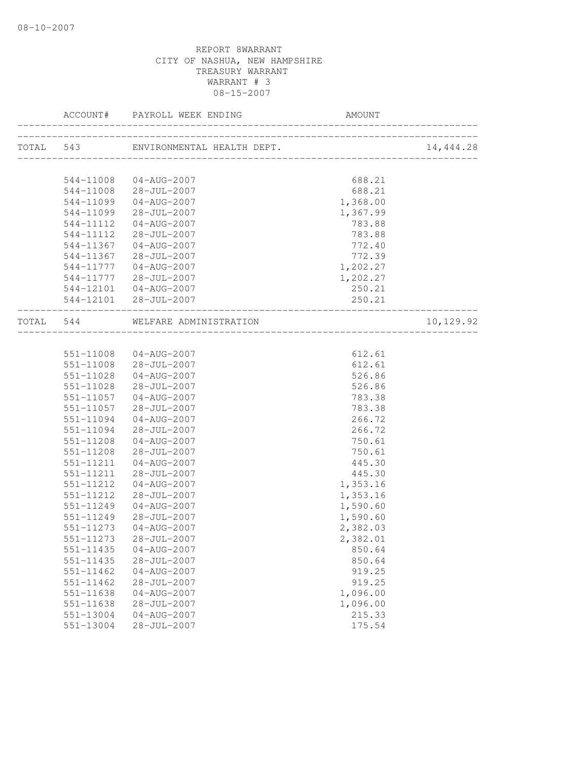08-10-2007

REPORT 8WARRANT
CITY OF NASHUA, NEW HAMPSHIRE
TREASURY WARRANT
WARRANT # 3
08-15-2007

| ACCOUNT# | PAYROLL WEEK ENDING | AMOUNT | |
|---|---|---|---|
| TOTAL 543 | ENVIRONMENTAL HEALTH DEPT. | | 14,444.28 |
| 544-11008 | 04-AUG-2007 | 688.21 | |
| 544-11008 | 28-JUL-2007 | 688.21 | |
| 544-11099 | 04-AUG-2007 | 1,368.00 | |
| 544-11099 | 28-JUL-2007 | 1,367.99 | |
| 544-11112 | 04-AUG-2007 | 783.88 | |
| 544-11112 | 28-JUL-2007 | 783.88 | |
| 544-11367 | 04-AUG-2007 | 772.40 | |
| 544-11367 | 28-JUL-2007 | 772.39 | |
| 544-11777 | 04-AUG-2007 | 1,202.27 | |
| 544-11777 | 28-JUL-2007 | 1,202.27 | |
| 544-12101 | 04-AUG-2007 | 250.21 | |
| 544-12101 | 28-JUL-2007 | 250.21 | |
| TOTAL 544 | WELFARE ADMINISTRATION | | 10,129.92 |
| 551-11008 | 04-AUG-2007 | 612.61 | |
| 551-11008 | 28-JUL-2007 | 612.61 | |
| 551-11028 | 04-AUG-2007 | 526.86 | |
| 551-11028 | 28-JUL-2007 | 526.86 | |
| 551-11057 | 04-AUG-2007 | 783.38 | |
| 551-11057 | 28-JUL-2007 | 783.38 | |
| 551-11094 | 04-AUG-2007 | 266.72 | |
| 551-11094 | 28-JUL-2007 | 266.72 | |
| 551-11208 | 04-AUG-2007 | 750.61 | |
| 551-11208 | 28-JUL-2007 | 750.61 | |
| 551-11211 | 04-AUG-2007 | 445.30 | |
| 551-11211 | 28-JUL-2007 | 445.30 | |
| 551-11212 | 04-AUG-2007 | 1,353.16 | |
| 551-11212 | 28-JUL-2007 | 1,353.16 | |
| 551-11249 | 04-AUG-2007 | 1,590.60 | |
| 551-11249 | 28-JUL-2007 | 1,590.60 | |
| 551-11273 | 04-AUG-2007 | 2,382.03 | |
| 551-11273 | 28-JUL-2007 | 2,382.01 | |
| 551-11435 | 04-AUG-2007 | 850.64 | |
| 551-11435 | 28-JUL-2007 | 850.64 | |
| 551-11462 | 04-AUG-2007 | 919.25 | |
| 551-11462 | 28-JUL-2007 | 919.25 | |
| 551-11638 | 04-AUG-2007 | 1,096.00 | |
| 551-11638 | 28-JUL-2007 | 1,096.00 | |
| 551-13004 | 04-AUG-2007 | 215.33 | |
| 551-13004 | 28-JUL-2007 | 175.54 | |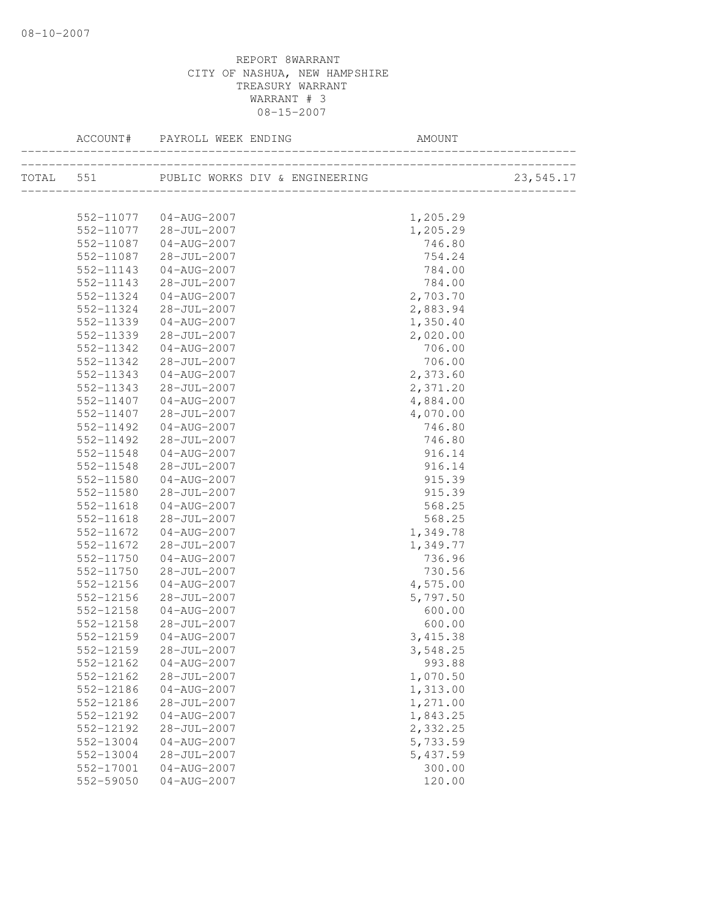08-10-2007

REPORT 8WARRANT
CITY OF NASHUA, NEW HAMPSHIRE
TREASURY WARRANT
WARRANT # 3
08-15-2007

| ACCOUNT# | PAYROLL WEEK ENDING | AMOUNT | |
|---|---|---|---|
| TOTAL 551 | PUBLIC WORKS DIV & ENGINEERING | | 23,545.17 |
| 552-11077 | 04-AUG-2007 | 1,205.29 | |
| 552-11077 | 28-JUL-2007 | 1,205.29 | |
| 552-11087 | 04-AUG-2007 | 746.80 | |
| 552-11087 | 28-JUL-2007 | 754.24 | |
| 552-11143 | 04-AUG-2007 | 784.00 | |
| 552-11143 | 28-JUL-2007 | 784.00 | |
| 552-11324 | 04-AUG-2007 | 2,703.70 | |
| 552-11324 | 28-JUL-2007 | 2,883.94 | |
| 552-11339 | 04-AUG-2007 | 1,350.40 | |
| 552-11339 | 28-JUL-2007 | 2,020.00 | |
| 552-11342 | 04-AUG-2007 | 706.00 | |
| 552-11342 | 28-JUL-2007 | 706.00 | |
| 552-11343 | 04-AUG-2007 | 2,373.60 | |
| 552-11343 | 28-JUL-2007 | 2,371.20 | |
| 552-11407 | 04-AUG-2007 | 4,884.00 | |
| 552-11407 | 28-JUL-2007 | 4,070.00 | |
| 552-11492 | 04-AUG-2007 | 746.80 | |
| 552-11492 | 28-JUL-2007 | 746.80 | |
| 552-11548 | 04-AUG-2007 | 916.14 | |
| 552-11548 | 28-JUL-2007 | 916.14 | |
| 552-11580 | 04-AUG-2007 | 915.39 | |
| 552-11580 | 28-JUL-2007 | 915.39 | |
| 552-11618 | 04-AUG-2007 | 568.25 | |
| 552-11618 | 28-JUL-2007 | 568.25 | |
| 552-11672 | 04-AUG-2007 | 1,349.78 | |
| 552-11672 | 28-JUL-2007 | 1,349.77 | |
| 552-11750 | 04-AUG-2007 | 736.96 | |
| 552-11750 | 28-JUL-2007 | 730.56 | |
| 552-12156 | 04-AUG-2007 | 4,575.00 | |
| 552-12156 | 28-JUL-2007 | 5,797.50 | |
| 552-12158 | 04-AUG-2007 | 600.00 | |
| 552-12158 | 28-JUL-2007 | 600.00 | |
| 552-12159 | 04-AUG-2007 | 3,415.38 | |
| 552-12159 | 28-JUL-2007 | 3,548.25 | |
| 552-12162 | 04-AUG-2007 | 993.88 | |
| 552-12162 | 28-JUL-2007 | 1,070.50 | |
| 552-12186 | 04-AUG-2007 | 1,313.00 | |
| 552-12186 | 28-JUL-2007 | 1,271.00 | |
| 552-12192 | 04-AUG-2007 | 1,843.25 | |
| 552-12192 | 28-JUL-2007 | 2,332.25 | |
| 552-13004 | 04-AUG-2007 | 5,733.59 | |
| 552-13004 | 28-JUL-2007 | 5,437.59 | |
| 552-17001 | 04-AUG-2007 | 300.00 | |
| 552-59050 | 04-AUG-2007 | 120.00 | |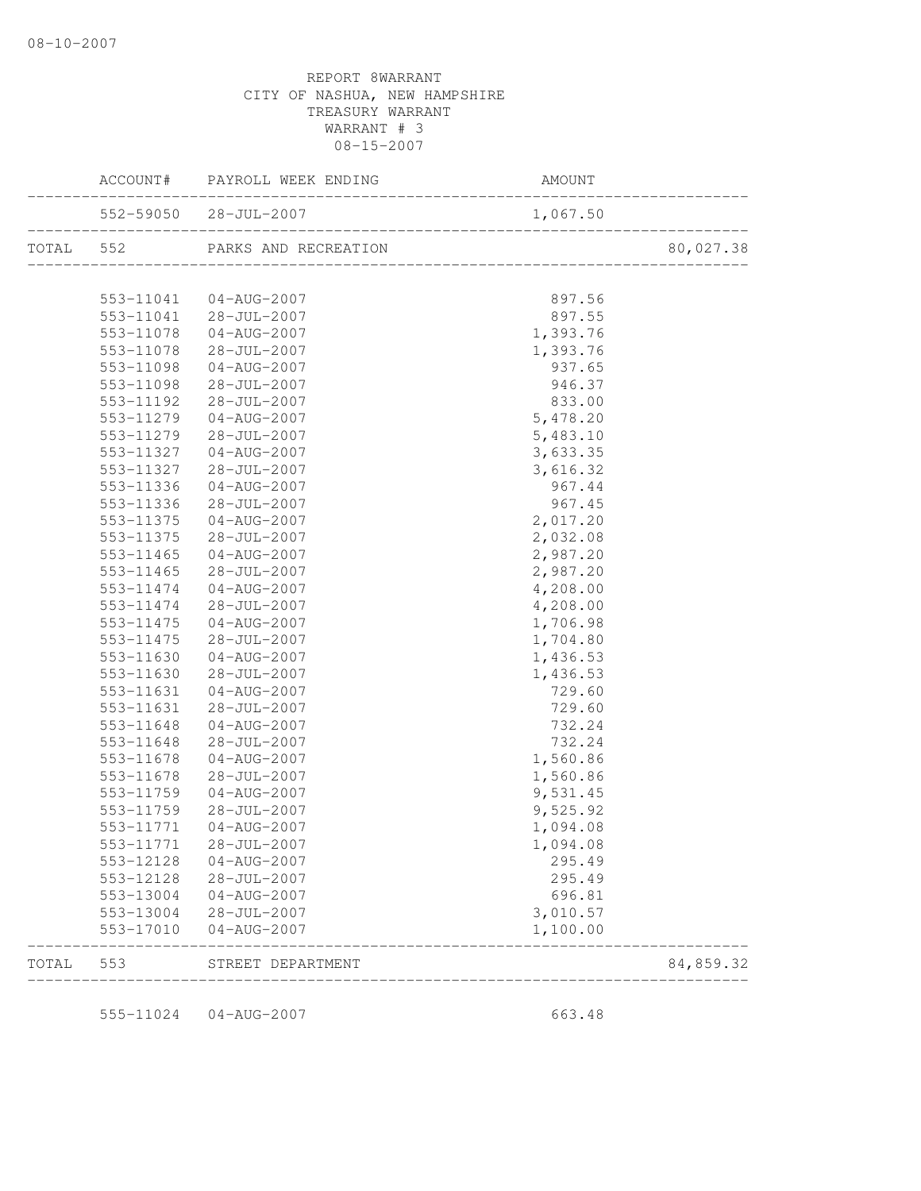08-10-2007

REPORT 8WARRANT
CITY OF NASHUA, NEW HAMPSHIRE
TREASURY WARRANT
WARRANT # 3
08-15-2007

| | ACCOUNT# | PAYROLL WEEK ENDING | AMOUNT | |
|---|---|---|---|---|
| | 552-59050 | 28-JUL-2007 | 1,067.50 | |
| TOTAL | 552 | PARKS AND RECREATION | | 80,027.38 |
| | 553-11041 | 04-AUG-2007 | 897.56 | |
| | 553-11041 | 28-JUL-2007 | 897.55 | |
| | 553-11078 | 04-AUG-2007 | 1,393.76 | |
| | 553-11078 | 28-JUL-2007 | 1,393.76 | |
| | 553-11098 | 04-AUG-2007 | 937.65 | |
| | 553-11098 | 28-JUL-2007 | 946.37 | |
| | 553-11192 | 28-JUL-2007 | 833.00 | |
| | 553-11279 | 04-AUG-2007 | 5,478.20 | |
| | 553-11279 | 28-JUL-2007 | 5,483.10 | |
| | 553-11327 | 04-AUG-2007 | 3,633.35 | |
| | 553-11327 | 28-JUL-2007 | 3,616.32 | |
| | 553-11336 | 04-AUG-2007 | 967.44 | |
| | 553-11336 | 28-JUL-2007 | 967.45 | |
| | 553-11375 | 04-AUG-2007 | 2,017.20 | |
| | 553-11375 | 28-JUL-2007 | 2,032.08 | |
| | 553-11465 | 04-AUG-2007 | 2,987.20 | |
| | 553-11465 | 28-JUL-2007 | 2,987.20 | |
| | 553-11474 | 04-AUG-2007 | 4,208.00 | |
| | 553-11474 | 28-JUL-2007 | 4,208.00 | |
| | 553-11475 | 04-AUG-2007 | 1,706.98 | |
| | 553-11475 | 28-JUL-2007 | 1,704.80 | |
| | 553-11630 | 04-AUG-2007 | 1,436.53 | |
| | 553-11630 | 28-JUL-2007 | 1,436.53 | |
| | 553-11631 | 04-AUG-2007 | 729.60 | |
| | 553-11631 | 28-JUL-2007 | 729.60 | |
| | 553-11648 | 04-AUG-2007 | 732.24 | |
| | 553-11648 | 28-JUL-2007 | 732.24 | |
| | 553-11678 | 04-AUG-2007 | 1,560.86 | |
| | 553-11678 | 28-JUL-2007 | 1,560.86 | |
| | 553-11759 | 04-AUG-2007 | 9,531.45 | |
| | 553-11759 | 28-JUL-2007 | 9,525.92 | |
| | 553-11771 | 04-AUG-2007 | 1,094.08 | |
| | 553-11771 | 28-JUL-2007 | 1,094.08 | |
| | 553-12128 | 04-AUG-2007 | 295.49 | |
| | 553-12128 | 28-JUL-2007 | 295.49 | |
| | 553-13004 | 04-AUG-2007 | 696.81 | |
| | 553-13004 | 28-JUL-2007 | 3,010.57 | |
| | 553-17010 | 04-AUG-2007 | 1,100.00 | |
| TOTAL | 553 | STREET DEPARTMENT | | 84,859.32 |
| | 555-11024 | 04-AUG-2007 | 663.48 | |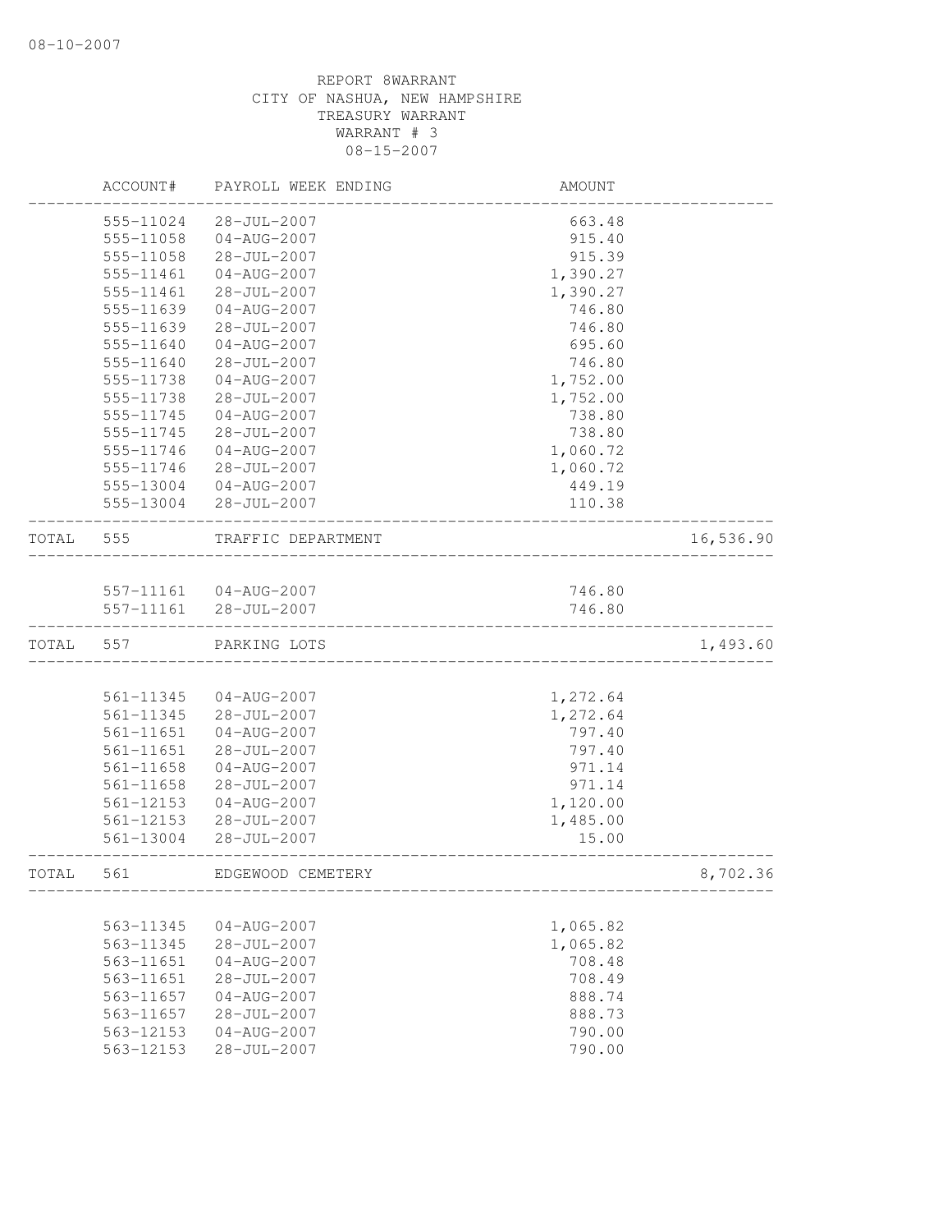08-10-2007

REPORT 8WARRANT
CITY OF NASHUA, NEW HAMPSHIRE
TREASURY WARRANT
WARRANT # 3
08-15-2007

| | ACCOUNT# | PAYROLL WEEK ENDING | AMOUNT | |
|---|---|---|---|---|
| | 555-11024 | 28-JUL-2007 | 663.48 | |
| | 555-11058 | 04-AUG-2007 | 915.40 | |
| | 555-11058 | 28-JUL-2007 | 915.39 | |
| | 555-11461 | 04-AUG-2007 | 1,390.27 | |
| | 555-11461 | 28-JUL-2007 | 1,390.27 | |
| | 555-11639 | 04-AUG-2007 | 746.80 | |
| | 555-11639 | 28-JUL-2007 | 746.80 | |
| | 555-11640 | 04-AUG-2007 | 695.60 | |
| | 555-11640 | 28-JUL-2007 | 746.80 | |
| | 555-11738 | 04-AUG-2007 | 1,752.00 | |
| | 555-11738 | 28-JUL-2007 | 1,752.00 | |
| | 555-11745 | 04-AUG-2007 | 738.80 | |
| | 555-11745 | 28-JUL-2007 | 738.80 | |
| | 555-11746 | 04-AUG-2007 | 1,060.72 | |
| | 555-11746 | 28-JUL-2007 | 1,060.72 | |
| | 555-13004 | 04-AUG-2007 | 449.19 | |
| | 555-13004 | 28-JUL-2007 | 110.38 | |
| TOTAL | 555 | TRAFFIC DEPARTMENT | | 16,536.90 |
| | 557-11161 | 04-AUG-2007 | 746.80 | |
| | 557-11161 | 28-JUL-2007 | 746.80 | |
| TOTAL | 557 | PARKING LOTS | | 1,493.60 |
| | 561-11345 | 04-AUG-2007 | 1,272.64 | |
| | 561-11345 | 28-JUL-2007 | 1,272.64 | |
| | 561-11651 | 04-AUG-2007 | 797.40 | |
| | 561-11651 | 28-JUL-2007 | 797.40 | |
| | 561-11658 | 04-AUG-2007 | 971.14 | |
| | 561-11658 | 28-JUL-2007 | 971.14 | |
| | 561-12153 | 04-AUG-2007 | 1,120.00 | |
| | 561-12153 | 28-JUL-2007 | 1,485.00 | |
| | 561-13004 | 28-JUL-2007 | 15.00 | |
| TOTAL | 561 | EDGEWOOD CEMETERY | | 8,702.36 |
| | 563-11345 | 04-AUG-2007 | 1,065.82 | |
| | 563-11345 | 28-JUL-2007 | 1,065.82 | |
| | 563-11651 | 04-AUG-2007 | 708.48 | |
| | 563-11651 | 28-JUL-2007 | 708.49 | |
| | 563-11657 | 04-AUG-2007 | 888.74 | |
| | 563-11657 | 28-JUL-2007 | 888.73 | |
| | 563-12153 | 04-AUG-2007 | 790.00 | |
| | 563-12153 | 28-JUL-2007 | 790.00 | |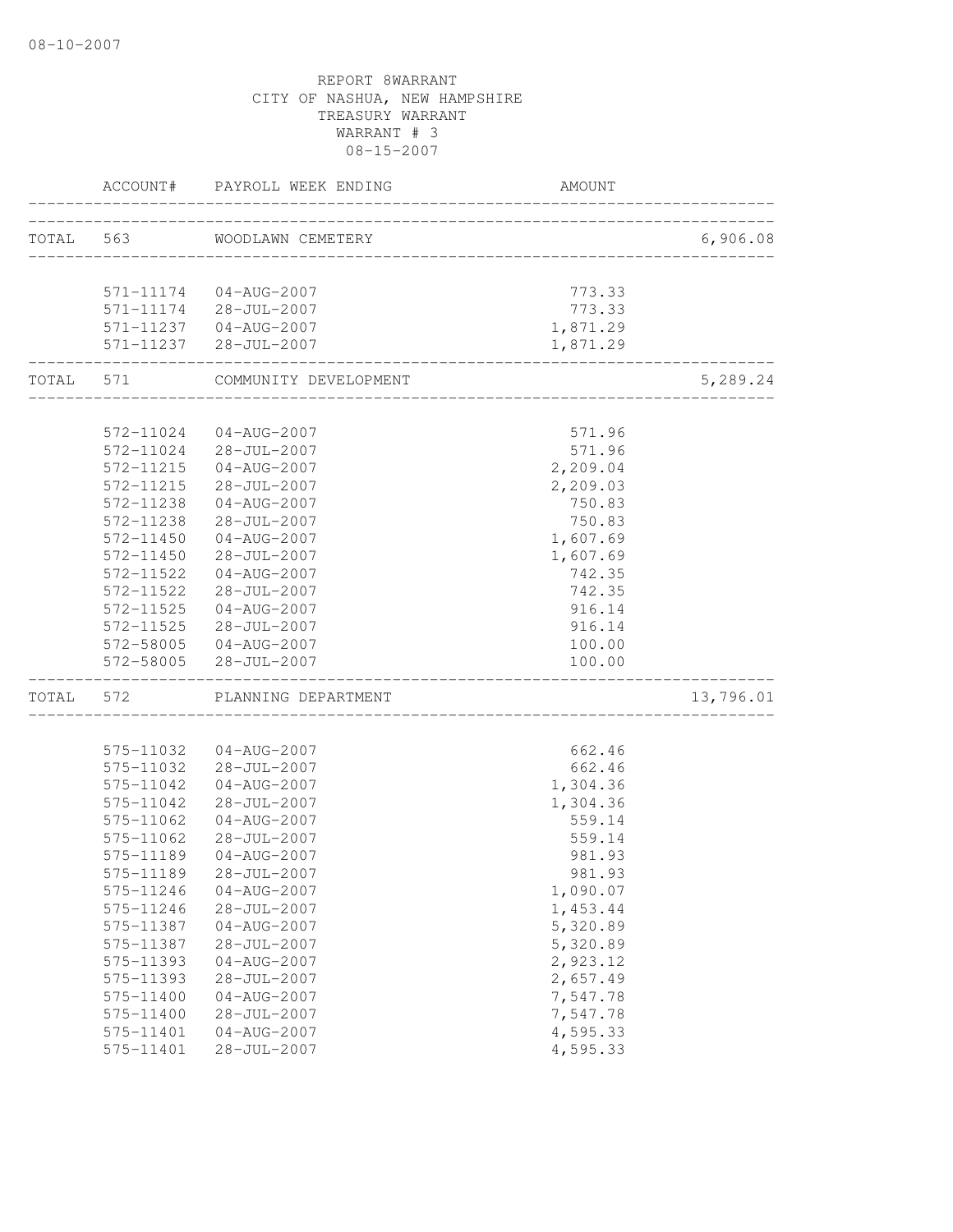08-10-2007

REPORT 8WARRANT
CITY OF NASHUA, NEW HAMPSHIRE
TREASURY WARRANT
WARRANT # 3
08-15-2007

| | ACCOUNT# | PAYROLL WEEK ENDING | AMOUNT | |
|---|---|---|---|---|
| TOTAL | 563 | WOODLAWN CEMETERY | | 6,906.08 |
| | 571-11174 | 04-AUG-2007 | 773.33 | |
| | 571-11174 | 28-JUL-2007 | 773.33 | |
| | 571-11237 | 04-AUG-2007 | 1,871.29 | |
| | 571-11237 | 28-JUL-2007 | 1,871.29 | |
| TOTAL | 571 | COMMUNITY DEVELOPMENT | | 5,289.24 |
| | 572-11024 | 04-AUG-2007 | 571.96 | |
| | 572-11024 | 28-JUL-2007 | 571.96 | |
| | 572-11215 | 04-AUG-2007 | 2,209.04 | |
| | 572-11215 | 28-JUL-2007 | 2,209.03 | |
| | 572-11238 | 04-AUG-2007 | 750.83 | |
| | 572-11238 | 28-JUL-2007 | 750.83 | |
| | 572-11450 | 04-AUG-2007 | 1,607.69 | |
| | 572-11450 | 28-JUL-2007 | 1,607.69 | |
| | 572-11522 | 04-AUG-2007 | 742.35 | |
| | 572-11522 | 28-JUL-2007 | 742.35 | |
| | 572-11525 | 04-AUG-2007 | 916.14 | |
| | 572-11525 | 28-JUL-2007 | 916.14 | |
| | 572-58005 | 04-AUG-2007 | 100.00 | |
| | 572-58005 | 28-JUL-2007 | 100.00 | |
| TOTAL | 572 | PLANNING DEPARTMENT | | 13,796.01 |
| | 575-11032 | 04-AUG-2007 | 662.46 | |
| | 575-11032 | 28-JUL-2007 | 662.46 | |
| | 575-11042 | 04-AUG-2007 | 1,304.36 | |
| | 575-11042 | 28-JUL-2007 | 1,304.36 | |
| | 575-11062 | 04-AUG-2007 | 559.14 | |
| | 575-11062 | 28-JUL-2007 | 559.14 | |
| | 575-11189 | 04-AUG-2007 | 981.93 | |
| | 575-11189 | 28-JUL-2007 | 981.93 | |
| | 575-11246 | 04-AUG-2007 | 1,090.07 | |
| | 575-11246 | 28-JUL-2007 | 1,453.44 | |
| | 575-11387 | 04-AUG-2007 | 5,320.89 | |
| | 575-11387 | 28-JUL-2007 | 5,320.89 | |
| | 575-11393 | 04-AUG-2007 | 2,923.12 | |
| | 575-11393 | 28-JUL-2007 | 2,657.49 | |
| | 575-11400 | 04-AUG-2007 | 7,547.78 | |
| | 575-11400 | 28-JUL-2007 | 7,547.78 | |
| | 575-11401 | 04-AUG-2007 | 4,595.33 | |
| | 575-11401 | 28-JUL-2007 | 4,595.33 | |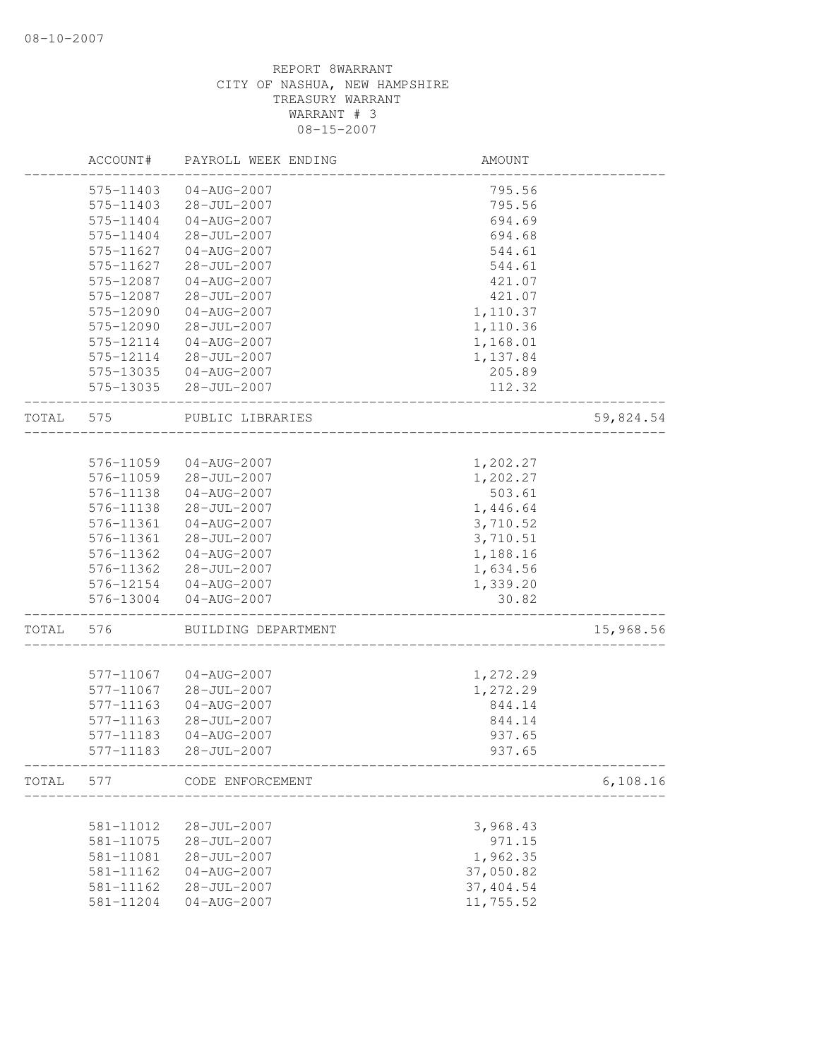08-10-2007

REPORT 8WARRANT
CITY OF NASHUA, NEW HAMPSHIRE
TREASURY WARRANT
WARRANT # 3
08-15-2007

| | ACCOUNT# | PAYROLL WEEK ENDING | AMOUNT | |
|---|---|---|---|---|
| | 575-11403 | 04-AUG-2007 | 795.56 | |
| | 575-11403 | 28-JUL-2007 | 795.56 | |
| | 575-11404 | 04-AUG-2007 | 694.69 | |
| | 575-11404 | 28-JUL-2007 | 694.68 | |
| | 575-11627 | 04-AUG-2007 | 544.61 | |
| | 575-11627 | 28-JUL-2007 | 544.61 | |
| | 575-12087 | 04-AUG-2007 | 421.07 | |
| | 575-12087 | 28-JUL-2007 | 421.07 | |
| | 575-12090 | 04-AUG-2007 | 1,110.37 | |
| | 575-12090 | 28-JUL-2007 | 1,110.36 | |
| | 575-12114 | 04-AUG-2007 | 1,168.01 | |
| | 575-12114 | 28-JUL-2007 | 1,137.84 | |
| | 575-13035 | 04-AUG-2007 | 205.89 | |
| | 575-13035 | 28-JUL-2007 | 112.32 | |
| TOTAL | 575 | PUBLIC LIBRARIES | | 59,824.54 |
| | 576-11059 | 04-AUG-2007 | 1,202.27 | |
| | 576-11059 | 28-JUL-2007 | 1,202.27 | |
| | 576-11138 | 04-AUG-2007 | 503.61 | |
| | 576-11138 | 28-JUL-2007 | 1,446.64 | |
| | 576-11361 | 04-AUG-2007 | 3,710.52 | |
| | 576-11361 | 28-JUL-2007 | 3,710.51 | |
| | 576-11362 | 04-AUG-2007 | 1,188.16 | |
| | 576-11362 | 28-JUL-2007 | 1,634.56 | |
| | 576-12154 | 04-AUG-2007 | 1,339.20 | |
| | 576-13004 | 04-AUG-2007 | 30.82 | |
| TOTAL | 576 | BUILDING DEPARTMENT | | 15,968.56 |
| | 577-11067 | 04-AUG-2007 | 1,272.29 | |
| | 577-11067 | 28-JUL-2007 | 1,272.29 | |
| | 577-11163 | 04-AUG-2007 | 844.14 | |
| | 577-11163 | 28-JUL-2007 | 844.14 | |
| | 577-11183 | 04-AUG-2007 | 937.65 | |
| | 577-11183 | 28-JUL-2007 | 937.65 | |
| TOTAL | 577 | CODE ENFORCEMENT | | 6,108.16 |
| | 581-11012 | 28-JUL-2007 | 3,968.43 | |
| | 581-11075 | 28-JUL-2007 | 971.15 | |
| | 581-11081 | 28-JUL-2007 | 1,962.35 | |
| | 581-11162 | 04-AUG-2007 | 37,050.82 | |
| | 581-11162 | 28-JUL-2007 | 37,404.54 | |
| | 581-11204 | 04-AUG-2007 | 11,755.52 | |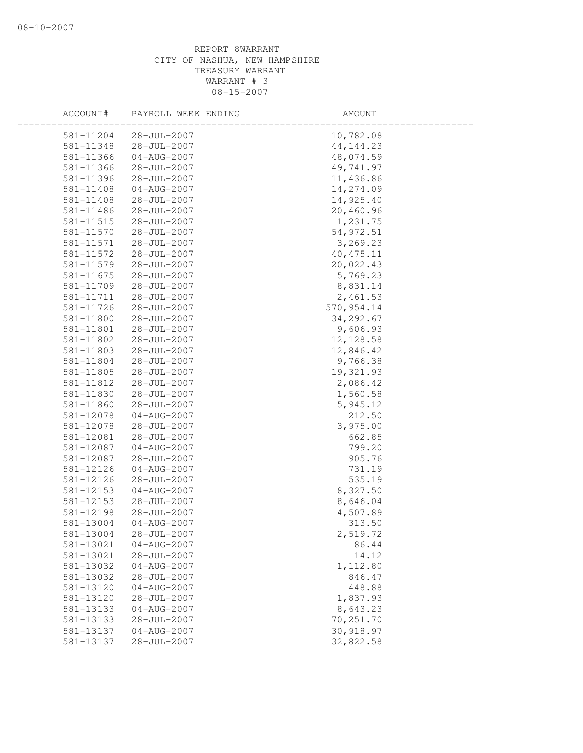REPORT 8WARRANT
CITY OF NASHUA, NEW HAMPSHIRE
TREASURY WARRANT
WARRANT # 3
08-15-2007

| ACCOUNT# | PAYROLL WEEK ENDING | AMOUNT |
|---|---|---|
| 581-11204 | 28-JUL-2007 | 10,782.08 |
| 581-11348 | 28-JUL-2007 | 44,144.23 |
| 581-11366 | 04-AUG-2007 | 48,074.59 |
| 581-11366 | 28-JUL-2007 | 49,741.97 |
| 581-11396 | 28-JUL-2007 | 11,436.86 |
| 581-11408 | 04-AUG-2007 | 14,274.09 |
| 581-11408 | 28-JUL-2007 | 14,925.40 |
| 581-11486 | 28-JUL-2007 | 20,460.96 |
| 581-11515 | 28-JUL-2007 | 1,231.75 |
| 581-11570 | 28-JUL-2007 | 54,972.51 |
| 581-11571 | 28-JUL-2007 | 3,269.23 |
| 581-11572 | 28-JUL-2007 | 40,475.11 |
| 581-11579 | 28-JUL-2007 | 20,022.43 |
| 581-11675 | 28-JUL-2007 | 5,769.23 |
| 581-11709 | 28-JUL-2007 | 8,831.14 |
| 581-11711 | 28-JUL-2007 | 2,461.53 |
| 581-11726 | 28-JUL-2007 | 570,954.14 |
| 581-11800 | 28-JUL-2007 | 34,292.67 |
| 581-11801 | 28-JUL-2007 | 9,606.93 |
| 581-11802 | 28-JUL-2007 | 12,128.58 |
| 581-11803 | 28-JUL-2007 | 12,846.42 |
| 581-11804 | 28-JUL-2007 | 9,766.38 |
| 581-11805 | 28-JUL-2007 | 19,321.93 |
| 581-11812 | 28-JUL-2007 | 2,086.42 |
| 581-11830 | 28-JUL-2007 | 1,560.58 |
| 581-11860 | 28-JUL-2007 | 5,945.12 |
| 581-12078 | 04-AUG-2007 | 212.50 |
| 581-12078 | 28-JUL-2007 | 3,975.00 |
| 581-12081 | 28-JUL-2007 | 662.85 |
| 581-12087 | 04-AUG-2007 | 799.20 |
| 581-12087 | 28-JUL-2007 | 905.76 |
| 581-12126 | 04-AUG-2007 | 731.19 |
| 581-12126 | 28-JUL-2007 | 535.19 |
| 581-12153 | 04-AUG-2007 | 8,327.50 |
| 581-12153 | 28-JUL-2007 | 8,646.04 |
| 581-12198 | 28-JUL-2007 | 4,507.89 |
| 581-13004 | 04-AUG-2007 | 313.50 |
| 581-13004 | 28-JUL-2007 | 2,519.72 |
| 581-13021 | 04-AUG-2007 | 86.44 |
| 581-13021 | 28-JUL-2007 | 14.12 |
| 581-13032 | 04-AUG-2007 | 1,112.80 |
| 581-13032 | 28-JUL-2007 | 846.47 |
| 581-13120 | 04-AUG-2007 | 448.88 |
| 581-13120 | 28-JUL-2007 | 1,837.93 |
| 581-13133 | 04-AUG-2007 | 8,643.23 |
| 581-13133 | 28-JUL-2007 | 70,251.70 |
| 581-13137 | 04-AUG-2007 | 30,918.97 |
| 581-13137 | 28-JUL-2007 | 32,822.58 |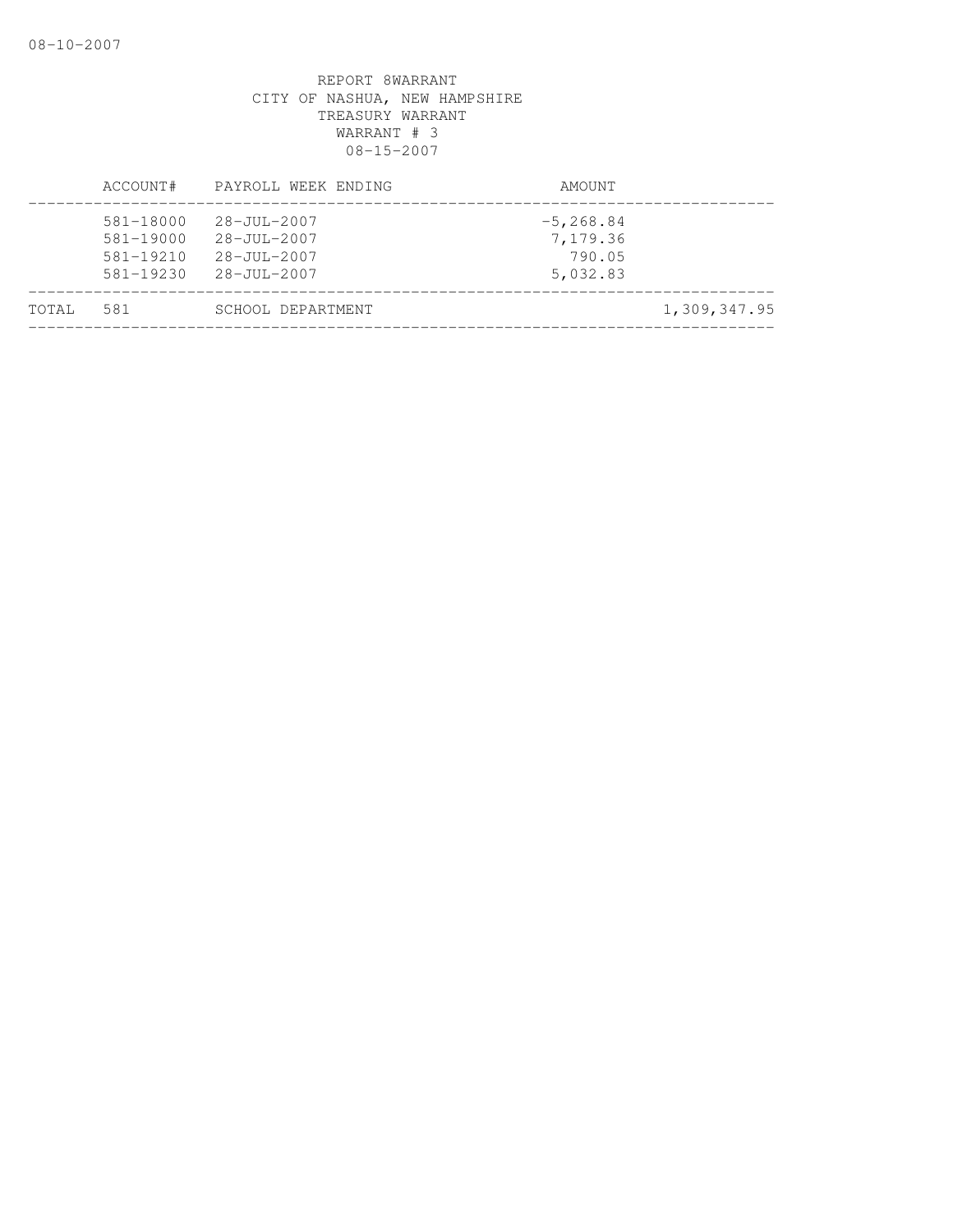REPORT 8WARRANT
CITY OF NASHUA, NEW HAMPSHIRE
TREASURY WARRANT
WARRANT # 3
08-15-2007

| | ACCOUNT# | PAYROLL WEEK ENDING | AMOUNT | |
|---|---|---|---|---|
| | 581-18000 | 28-JUL-2007 | -5,268.84 | |
| | 581-19000 | 28-JUL-2007 | 7,179.36 | |
| | 581-19210 | 28-JUL-2007 | 790.05 | |
| | 581-19230 | 28-JUL-2007 | 5,032.83 | |
| TOTAL | 581 | SCHOOL DEPARTMENT | | 1,309,347.95 |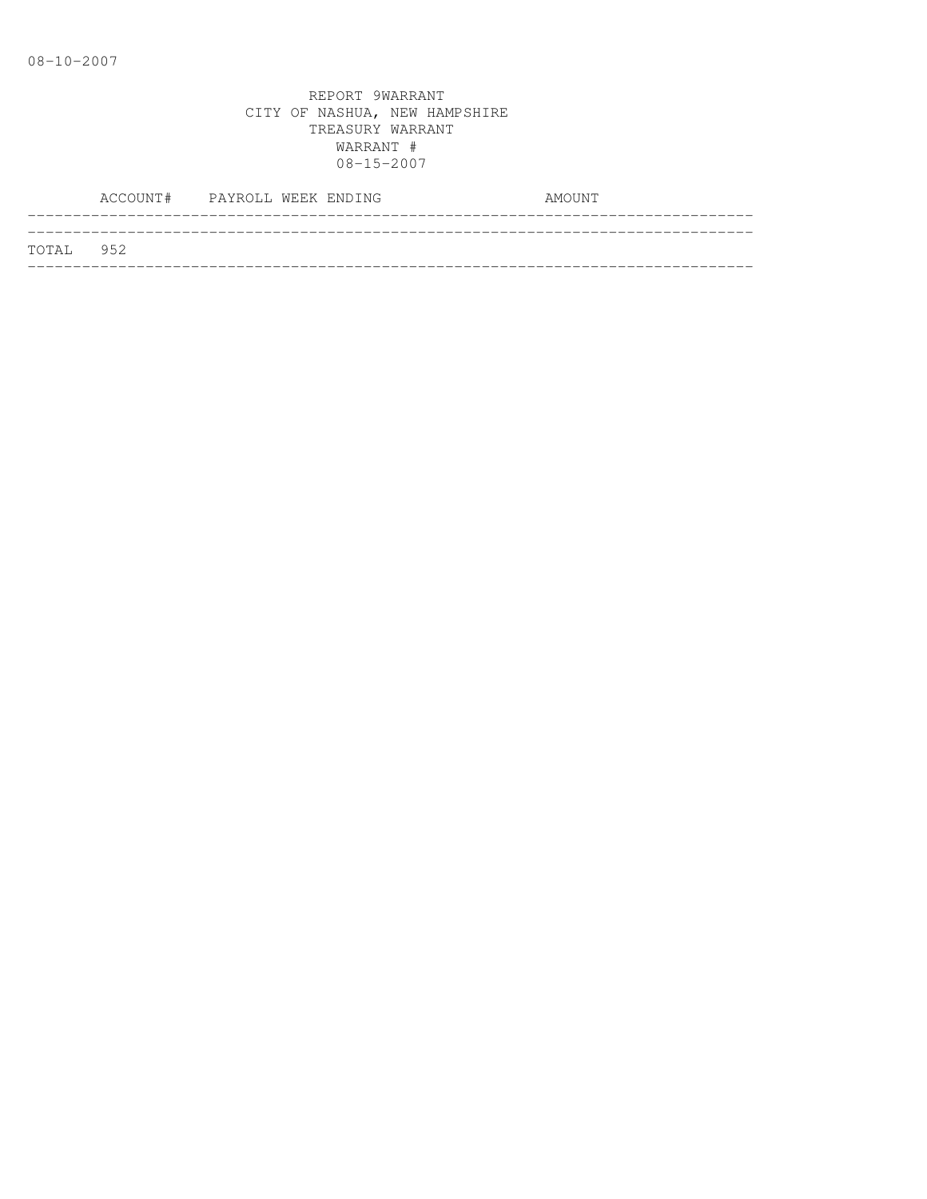08-10-2007

REPORT 9WARRANT
CITY OF NASHUA, NEW HAMPSHIRE
TREASURY WARRANT
WARRANT #
08-15-2007

| ACCOUNT# | PAYROLL WEEK ENDING | AMOUNT |
|---|---|---|
| TOTAL 952 | | |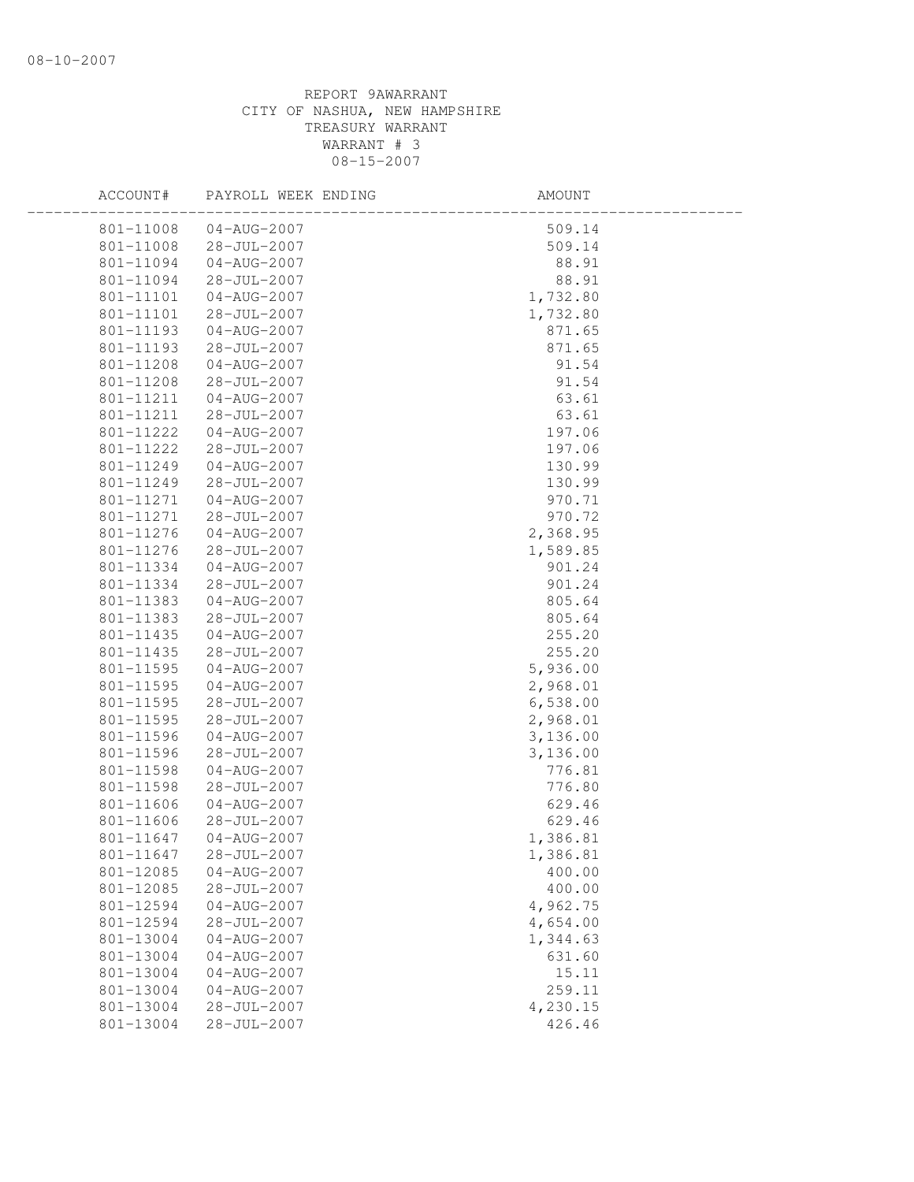REPORT 9AWARRANT
CITY OF NASHUA, NEW HAMPSHIRE
TREASURY WARRANT
WARRANT # 3
08-15-2007

| ACCOUNT# | PAYROLL WEEK ENDING | AMOUNT |
|---|---|---|
| 801-11008 | 04-AUG-2007 | 509.14 |
| 801-11008 | 28-JUL-2007 | 509.14 |
| 801-11094 | 04-AUG-2007 | 88.91 |
| 801-11094 | 28-JUL-2007 | 88.91 |
| 801-11101 | 04-AUG-2007 | 1,732.80 |
| 801-11101 | 28-JUL-2007 | 1,732.80 |
| 801-11193 | 04-AUG-2007 | 871.65 |
| 801-11193 | 28-JUL-2007 | 871.65 |
| 801-11208 | 04-AUG-2007 | 91.54 |
| 801-11208 | 28-JUL-2007 | 91.54 |
| 801-11211 | 04-AUG-2007 | 63.61 |
| 801-11211 | 28-JUL-2007 | 63.61 |
| 801-11222 | 04-AUG-2007 | 197.06 |
| 801-11222 | 28-JUL-2007 | 197.06 |
| 801-11249 | 04-AUG-2007 | 130.99 |
| 801-11249 | 28-JUL-2007 | 130.99 |
| 801-11271 | 04-AUG-2007 | 970.71 |
| 801-11271 | 28-JUL-2007 | 970.72 |
| 801-11276 | 04-AUG-2007 | 2,368.95 |
| 801-11276 | 28-JUL-2007 | 1,589.85 |
| 801-11334 | 04-AUG-2007 | 901.24 |
| 801-11334 | 28-JUL-2007 | 901.24 |
| 801-11383 | 04-AUG-2007 | 805.64 |
| 801-11383 | 28-JUL-2007 | 805.64 |
| 801-11435 | 04-AUG-2007 | 255.20 |
| 801-11435 | 28-JUL-2007 | 255.20 |
| 801-11595 | 04-AUG-2007 | 5,936.00 |
| 801-11595 | 04-AUG-2007 | 2,968.01 |
| 801-11595 | 28-JUL-2007 | 6,538.00 |
| 801-11595 | 28-JUL-2007 | 2,968.01 |
| 801-11596 | 04-AUG-2007 | 3,136.00 |
| 801-11596 | 28-JUL-2007 | 3,136.00 |
| 801-11598 | 04-AUG-2007 | 776.81 |
| 801-11598 | 28-JUL-2007 | 776.80 |
| 801-11606 | 04-AUG-2007 | 629.46 |
| 801-11606 | 28-JUL-2007 | 629.46 |
| 801-11647 | 04-AUG-2007 | 1,386.81 |
| 801-11647 | 28-JUL-2007 | 1,386.81 |
| 801-12085 | 04-AUG-2007 | 400.00 |
| 801-12085 | 28-JUL-2007 | 400.00 |
| 801-12594 | 04-AUG-2007 | 4,962.75 |
| 801-12594 | 28-JUL-2007 | 4,654.00 |
| 801-13004 | 04-AUG-2007 | 1,344.63 |
| 801-13004 | 04-AUG-2007 | 631.60 |
| 801-13004 | 04-AUG-2007 | 15.11 |
| 801-13004 | 04-AUG-2007 | 259.11 |
| 801-13004 | 28-JUL-2007 | 4,230.15 |
| 801-13004 | 28-JUL-2007 | 426.46 |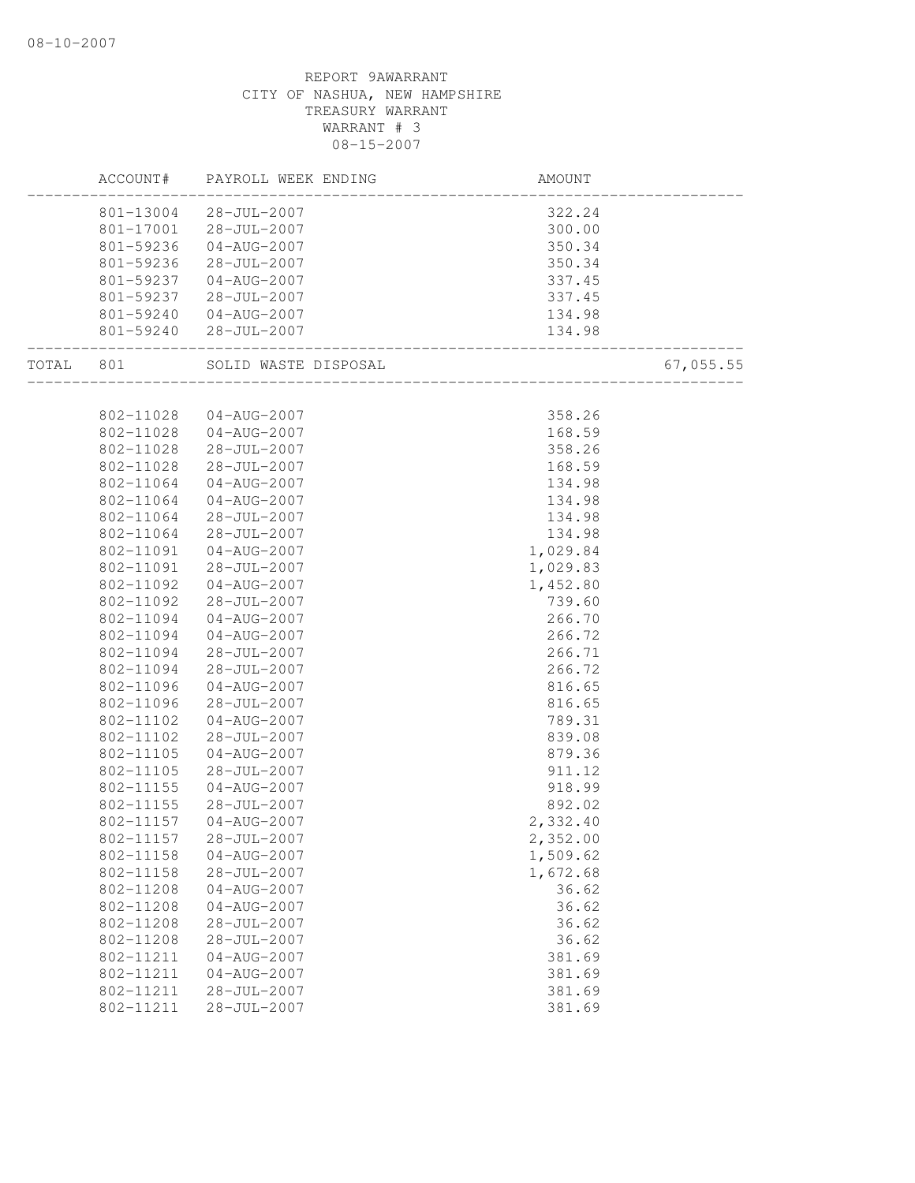REPORT 9AWARRANT
CITY OF NASHUA, NEW HAMPSHIRE
TREASURY WARRANT
WARRANT # 3
08-15-2007

| ACCOUNT# | PAYROLL WEEK ENDING | AMOUNT | |
|---|---|---|---|
| 801-13004 | 28-JUL-2007 | 322.24 | |
| 801-17001 | 28-JUL-2007 | 300.00 | |
| 801-59236 | 04-AUG-2007 | 350.34 | |
| 801-59236 | 28-JUL-2007 | 350.34 | |
| 801-59237 | 04-AUG-2007 | 337.45 | |
| 801-59237 | 28-JUL-2007 | 337.45 | |
| 801-59240 | 04-AUG-2007 | 134.98 | |
| 801-59240 | 28-JUL-2007 | 134.98 | |
| TOTAL 801 | SOLID WASTE DISPOSAL | | 67,055.55 |
| 802-11028 | 04-AUG-2007 | 358.26 | |
| 802-11028 | 04-AUG-2007 | 168.59 | |
| 802-11028 | 28-JUL-2007 | 358.26 | |
| 802-11028 | 28-JUL-2007 | 168.59 | |
| 802-11064 | 04-AUG-2007 | 134.98 | |
| 802-11064 | 04-AUG-2007 | 134.98 | |
| 802-11064 | 28-JUL-2007 | 134.98 | |
| 802-11064 | 28-JUL-2007 | 134.98 | |
| 802-11091 | 04-AUG-2007 | 1,029.84 | |
| 802-11091 | 28-JUL-2007 | 1,029.83 | |
| 802-11092 | 04-AUG-2007 | 1,452.80 | |
| 802-11092 | 28-JUL-2007 | 739.60 | |
| 802-11094 | 04-AUG-2007 | 266.70 | |
| 802-11094 | 04-AUG-2007 | 266.72 | |
| 802-11094 | 28-JUL-2007 | 266.71 | |
| 802-11094 | 28-JUL-2007 | 266.72 | |
| 802-11096 | 04-AUG-2007 | 816.65 | |
| 802-11096 | 28-JUL-2007 | 816.65 | |
| 802-11102 | 04-AUG-2007 | 789.31 | |
| 802-11102 | 28-JUL-2007 | 839.08 | |
| 802-11105 | 04-AUG-2007 | 879.36 | |
| 802-11105 | 28-JUL-2007 | 911.12 | |
| 802-11155 | 04-AUG-2007 | 918.99 | |
| 802-11155 | 28-JUL-2007 | 892.02 | |
| 802-11157 | 04-AUG-2007 | 2,332.40 | |
| 802-11157 | 28-JUL-2007 | 2,352.00 | |
| 802-11158 | 04-AUG-2007 | 1,509.62 | |
| 802-11158 | 28-JUL-2007 | 1,672.68 | |
| 802-11208 | 04-AUG-2007 | 36.62 | |
| 802-11208 | 04-AUG-2007 | 36.62 | |
| 802-11208 | 28-JUL-2007 | 36.62 | |
| 802-11208 | 28-JUL-2007 | 36.62 | |
| 802-11211 | 04-AUG-2007 | 381.69 | |
| 802-11211 | 04-AUG-2007 | 381.69 | |
| 802-11211 | 28-JUL-2007 | 381.69 | |
| 802-11211 | 28-JUL-2007 | 381.69 | |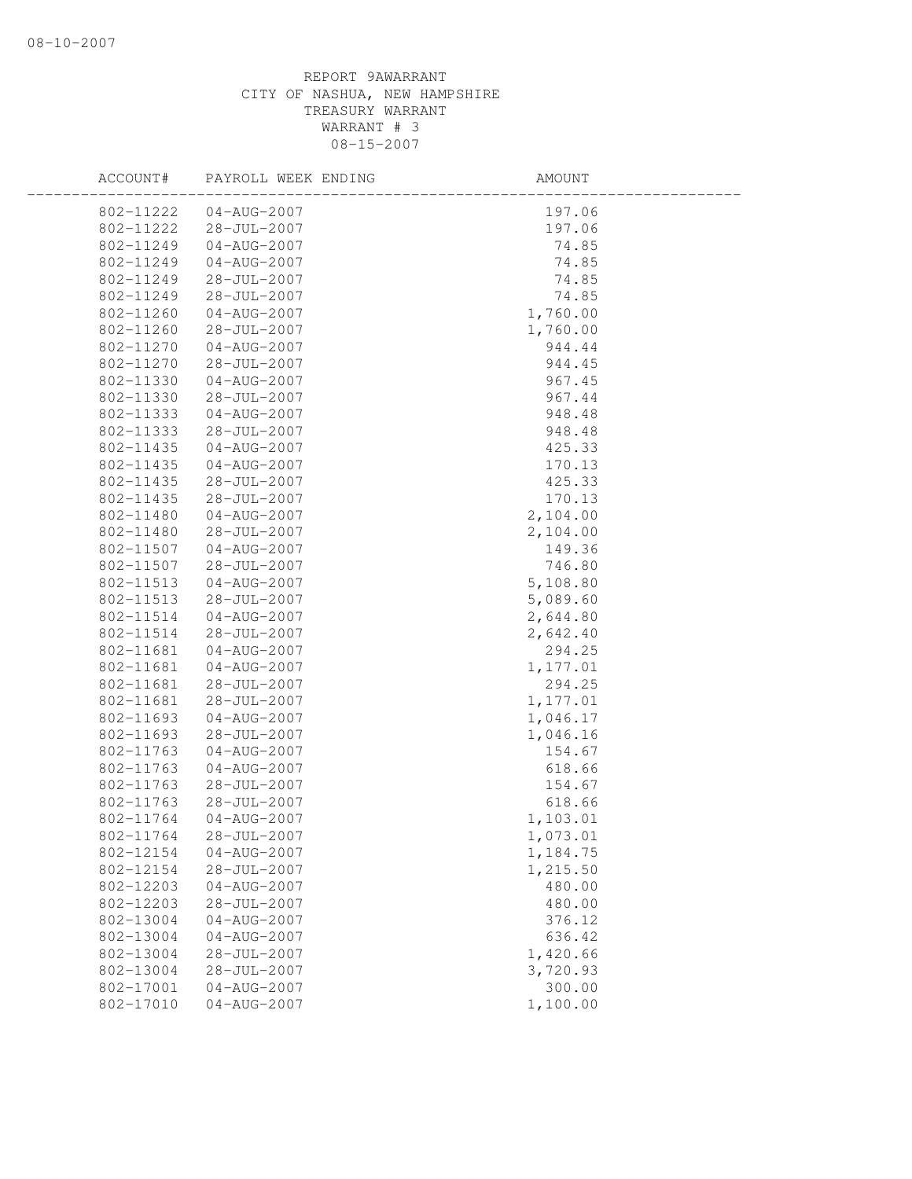REPORT 9AWARRANT
CITY OF NASHUA, NEW HAMPSHIRE
TREASURY WARRANT
WARRANT # 3
08-15-2007

| ACCOUNT# | PAYROLL WEEK ENDING | AMOUNT |
|---|---|---|
| 802-11222 | 04-AUG-2007 | 197.06 |
| 802-11222 | 28-JUL-2007 | 197.06 |
| 802-11249 | 04-AUG-2007 | 74.85 |
| 802-11249 | 04-AUG-2007 | 74.85 |
| 802-11249 | 28-JUL-2007 | 74.85 |
| 802-11249 | 28-JUL-2007 | 74.85 |
| 802-11260 | 04-AUG-2007 | 1,760.00 |
| 802-11260 | 28-JUL-2007 | 1,760.00 |
| 802-11270 | 04-AUG-2007 | 944.44 |
| 802-11270 | 28-JUL-2007 | 944.45 |
| 802-11330 | 04-AUG-2007 | 967.45 |
| 802-11330 | 28-JUL-2007 | 967.44 |
| 802-11333 | 04-AUG-2007 | 948.48 |
| 802-11333 | 28-JUL-2007 | 948.48 |
| 802-11435 | 04-AUG-2007 | 425.33 |
| 802-11435 | 04-AUG-2007 | 170.13 |
| 802-11435 | 28-JUL-2007 | 425.33 |
| 802-11435 | 28-JUL-2007 | 170.13 |
| 802-11480 | 04-AUG-2007 | 2,104.00 |
| 802-11480 | 28-JUL-2007 | 2,104.00 |
| 802-11507 | 04-AUG-2007 | 149.36 |
| 802-11507 | 28-JUL-2007 | 746.80 |
| 802-11513 | 04-AUG-2007 | 5,108.80 |
| 802-11513 | 28-JUL-2007 | 5,089.60 |
| 802-11514 | 04-AUG-2007 | 2,644.80 |
| 802-11514 | 28-JUL-2007 | 2,642.40 |
| 802-11681 | 04-AUG-2007 | 294.25 |
| 802-11681 | 04-AUG-2007 | 1,177.01 |
| 802-11681 | 28-JUL-2007 | 294.25 |
| 802-11681 | 28-JUL-2007 | 1,177.01 |
| 802-11693 | 04-AUG-2007 | 1,046.17 |
| 802-11693 | 28-JUL-2007 | 1,046.16 |
| 802-11763 | 04-AUG-2007 | 154.67 |
| 802-11763 | 04-AUG-2007 | 618.66 |
| 802-11763 | 28-JUL-2007 | 154.67 |
| 802-11763 | 28-JUL-2007 | 618.66 |
| 802-11764 | 04-AUG-2007 | 1,103.01 |
| 802-11764 | 28-JUL-2007 | 1,073.01 |
| 802-12154 | 04-AUG-2007 | 1,184.75 |
| 802-12154 | 28-JUL-2007 | 1,215.50 |
| 802-12203 | 04-AUG-2007 | 480.00 |
| 802-12203 | 28-JUL-2007 | 480.00 |
| 802-13004 | 04-AUG-2007 | 376.12 |
| 802-13004 | 04-AUG-2007 | 636.42 |
| 802-13004 | 28-JUL-2007 | 1,420.66 |
| 802-13004 | 28-JUL-2007 | 3,720.93 |
| 802-17001 | 04-AUG-2007 | 300.00 |
| 802-17010 | 04-AUG-2007 | 1,100.00 |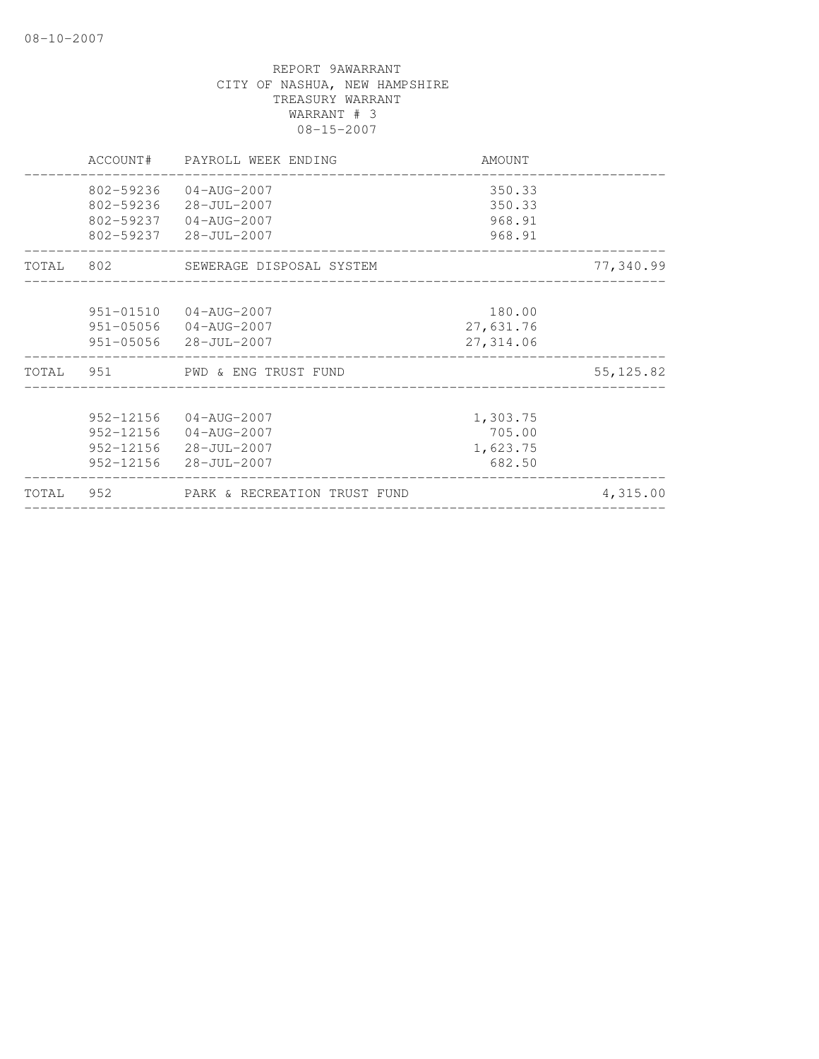08-10-2007

REPORT 9AWARRANT
CITY OF NASHUA, NEW HAMPSHIRE
TREASURY WARRANT
WARRANT # 3
08-15-2007

| | ACCOUNT# | PAYROLL WEEK ENDING | AMOUNT | |
|---|---|---|---|---|
| | 802-59236 | 04-AUG-2007 | 350.33 | |
| | 802-59236 | 28-JUL-2007 | 350.33 | |
| | 802-59237 | 04-AUG-2007 | 968.91 | |
| | 802-59237 | 28-JUL-2007 | 968.91 | |
| TOTAL | 802 | SEWERAGE DISPOSAL SYSTEM | | 77,340.99 |
| | 951-01510 | 04-AUG-2007 | 180.00 | |
| | 951-05056 | 04-AUG-2007 | 27,631.76 | |
| | 951-05056 | 28-JUL-2007 | 27,314.06 | |
| TOTAL | 951 | PWD & ENG TRUST FUND | | 55,125.82 |
| | 952-12156 | 04-AUG-2007 | 1,303.75 | |
| | 952-12156 | 04-AUG-2007 | 705.00 | |
| | 952-12156 | 28-JUL-2007 | 1,623.75 | |
| | 952-12156 | 28-JUL-2007 | 682.50 | |
| TOTAL | 952 | PARK & RECREATION TRUST FUND | | 4,315.00 |